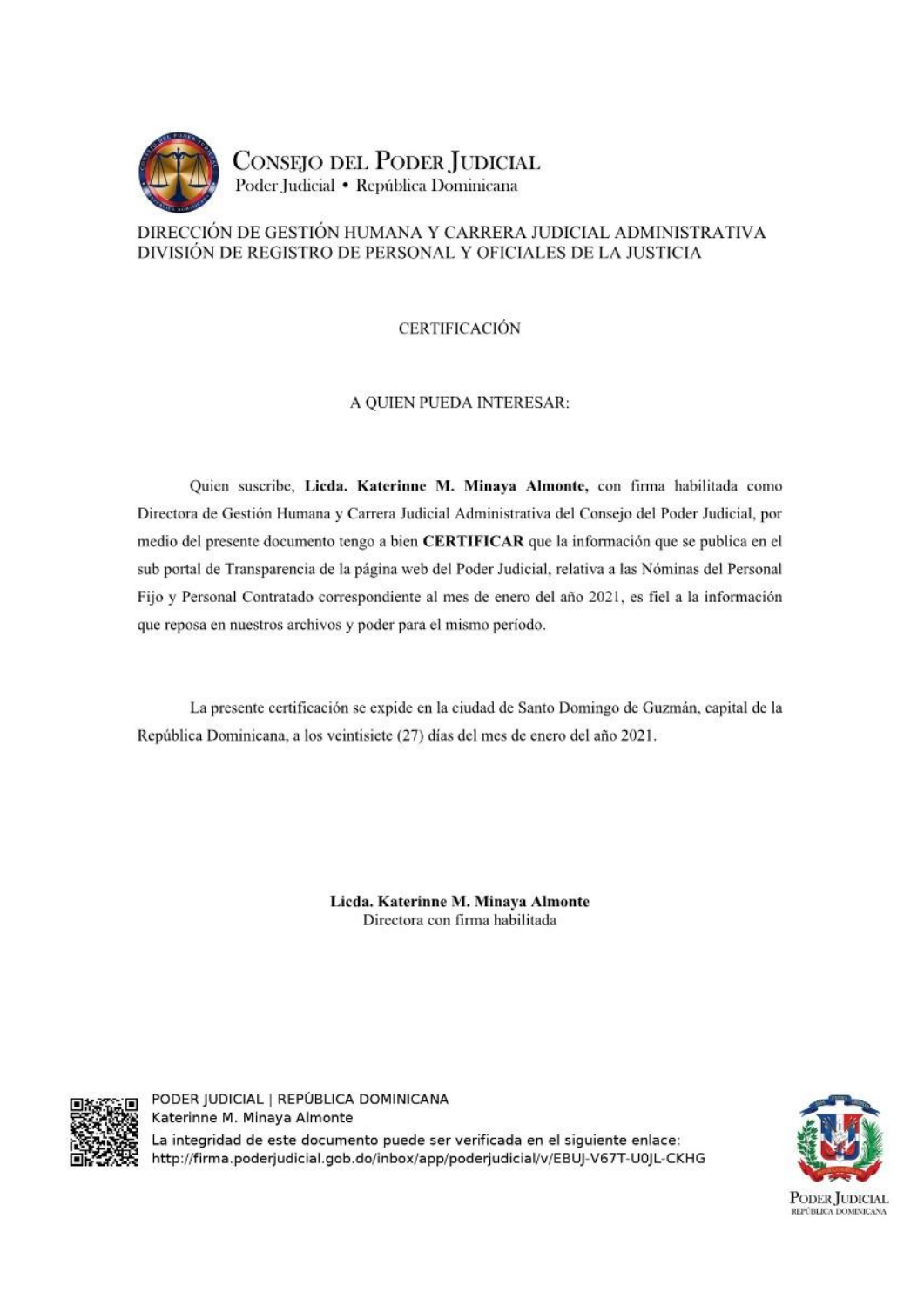**Consejo del Poder Judicial**
Poder Judicial • República Dominicana

DIRECCIÓN DE GESTIÓN HUMANA Y CARRERA JUDICIAL ADMINISTRATIVA
DIVISIÓN DE REGISTRO DE PERSONAL Y OFICIALES DE LA JUSTICIA

# CERTIFICACIÓN

A QUIEN PUEDA INTERESAR:

Quien suscribe, **Licda. Katerinne M. Minaya Almonte,** con firma habilitada como Directora de Gestión Humana y Carrera Judicial Administrativa del Consejo del Poder Judicial, por medio del presente documento tengo a bien **CERTIFICAR** que la información que se publica en el sub portal de Transparencia de la página web del Poder Judicial, relativa a las Nóminas del Personal Fijo y Personal Contratado correspondiente al mes de enero del año 2021, es fiel a la información que reposa en nuestros archivos y poder para el mismo período.

La presente certificación se expide en la ciudad de Santo Domingo de Guzmán, capital de la República Dominicana, a los veintisiete (27) días del mes de enero del año 2021.

**Licda. Katerinne M. Minaya Almonte**
Directora con firma habilitada

PODER JUDICIAL | REPÚBLICA DOMINICANA
Katerinne M. Minaya Almonte
La integridad de este documento puede ser verificada en el siguiente enlace:
http://firma.poderjudicial.gob.do/inbox/app/poderjudicial/v/EBUJ-V67T-U0JL-CKHG

Poder Judicial
República Dominicana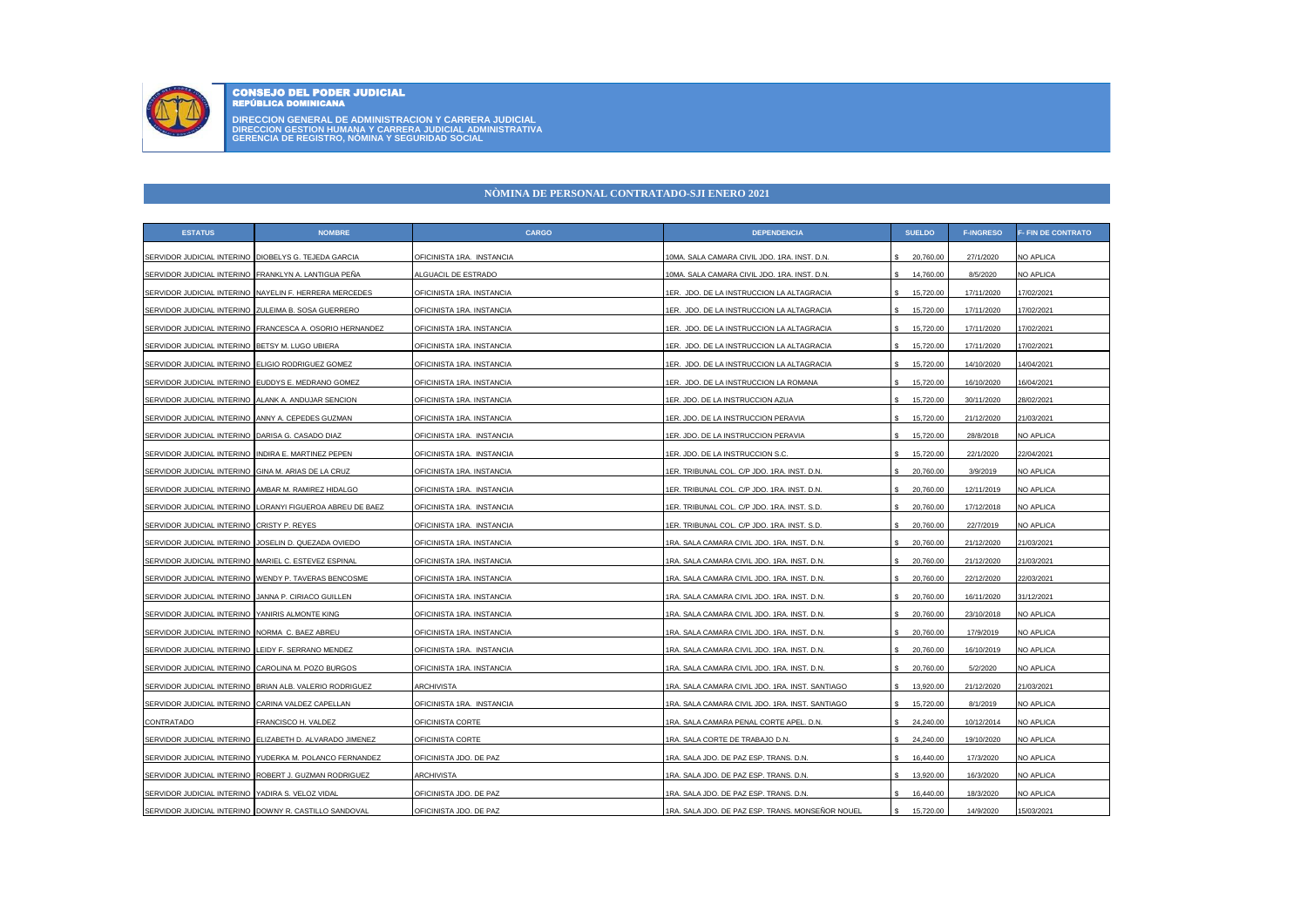**CONSEJO DEL PODER JUDICIAL**
**REPÚBLICA DOMINICANA**

**DIRECCION GENERAL DE ADMINISTRACION Y CARRERA JUDICIAL**
**DIRECCION GESTION HUMANA Y CARRERA JUDICIAL ADMINISTRATIVA**
**GERENCIA DE REGISTRO, NÓMINA Y SEGURIDAD SOCIAL**

## NÒMINA DE PERSONAL CONTRATADO-SJI ENERO 2021

| ESTATUS | NOMBRE | CARGO | DEPENDENCIA | SUELDO | F-INGRESO | F- FIN DE CONTRATO |
|---|---|---|---|---|---|---|
| SERVIDOR JUDICIAL INTERINO | DIOBELYS G. TEJEDA GARCIA | OFICINISTA 1RA. INSTANCIA | 10MA. SALA CAMARA CIVIL JDO. 1RA. INST. D.N. | $ 20,760.00 | 27/1/2020 | NO APLICA |
| SERVIDOR JUDICIAL INTERINO | FRANKLYN A. LANTIGUA PEÑA | ALGUACIL DE ESTRADO | 10MA. SALA CAMARA CIVIL JDO. 1RA. INST. D.N. | $ 14,760.00 | 8/5/2020 | NO APLICA |
| SERVIDOR JUDICIAL INTERINO | NAYELIN F. HERRERA MERCEDES | OFICINISTA 1RA. INSTANCIA | 1ER. JDO. DE LA INSTRUCCION LA ALTAGRACIA | $ 15,720.00 | 17/11/2020 | 17/02/2021 |
| SERVIDOR JUDICIAL INTERINO | ZULEIMA B. SOSA GUERRERO | OFICINISTA 1RA. INSTANCIA | 1ER. JDO. DE LA INSTRUCCION LA ALTAGRACIA | $ 15,720.00 | 17/11/2020 | 17/02/2021 |
| SERVIDOR JUDICIAL INTERINO | FRANCESCA A. OSORIO HERNANDEZ | OFICINISTA 1RA. INSTANCIA | 1ER. JDO. DE LA INSTRUCCION LA ALTAGRACIA | $ 15,720.00 | 17/11/2020 | 17/02/2021 |
| SERVIDOR JUDICIAL INTERINO | BETSY M. LUGO UBIERA | OFICINISTA 1RA. INSTANCIA | 1ER. JDO. DE LA INSTRUCCION LA ALTAGRACIA | $ 15,720.00 | 17/11/2020 | 17/02/2021 |
| SERVIDOR JUDICIAL INTERINO | ELIGIO RODRIGUEZ GOMEZ | OFICINISTA 1RA. INSTANCIA | 1ER. JDO. DE LA INSTRUCCION LA ALTAGRACIA | $ 15,720.00 | 14/10/2020 | 14/04/2021 |
| SERVIDOR JUDICIAL INTERINO | EUDDYS E. MEDRANO GOMEZ | OFICINISTA 1RA. INSTANCIA | 1ER. JDO. DE LA INSTRUCCION LA ROMANA | $ 15,720.00 | 16/10/2020 | 16/04/2021 |
| SERVIDOR JUDICIAL INTERINO | ALANK A. ANDUJAR SENCION | OFICINISTA 1RA. INSTANCIA | 1ER. JDO. DE LA INSTRUCCION AZUA | $ 15,720.00 | 30/11/2020 | 28/02/2021 |
| SERVIDOR JUDICIAL INTERINO | ANNY A. CEPEDES GUZMAN | OFICINISTA 1RA. INSTANCIA | 1ER. JDO. DE LA INSTRUCCION PERAVIA | $ 15,720.00 | 21/12/2020 | 21/03/2021 |
| SERVIDOR JUDICIAL INTERINO | DARISA G. CASADO DIAZ | OFICINISTA 1RA. INSTANCIA | 1ER. JDO. DE LA INSTRUCCION PERAVIA | $ 15,720.00 | 28/8/2018 | NO APLICA |
| SERVIDOR JUDICIAL INTERINO | INDIRA E. MARTINEZ PEPEN | OFICINISTA 1RA. INSTANCIA | 1ER. JDO. DE LA INSTRUCCION S.C. | $ 15,720.00 | 22/1/2020 | 22/04/2021 |
| SERVIDOR JUDICIAL INTERINO | GINA M. ARIAS DE LA CRUZ | OFICINISTA 1RA. INSTANCIA | 1ER. TRIBUNAL COL. C/P JDO. 1RA. INST. D.N. | $ 20,760.00 | 3/9/2019 | NO APLICA |
| SERVIDOR JUDICIAL INTERINO | AMBAR M. RAMIREZ HIDALGO | OFICINISTA 1RA. INSTANCIA | 1ER. TRIBUNAL COL. C/P JDO. 1RA. INST. D.N. | $ 20,760.00 | 12/11/2019 | NO APLICA |
| SERVIDOR JUDICIAL INTERINO | LORANYI FIGUEROA ABREU DE BAEZ | OFICINISTA 1RA. INSTANCIA | 1ER. TRIBUNAL COL. C/P JDO. 1RA. INST. S.D. | $ 20,760.00 | 17/12/2018 | NO APLICA |
| SERVIDOR JUDICIAL INTERINO | CRISTY P. REYES | OFICINISTA 1RA. INSTANCIA | 1ER. TRIBUNAL COL. C/P JDO. 1RA. INST. S.D. | $ 20,760.00 | 22/7/2019 | NO APLICA |
| SERVIDOR JUDICIAL INTERINO | JOSELIN D. QUEZADA OVIEDO | OFICINISTA 1RA. INSTANCIA | 1RA. SALA CAMARA CIVIL JDO. 1RA. INST. D.N. | $ 20,760.00 | 21/12/2020 | 21/03/2021 |
| SERVIDOR JUDICIAL INTERINO | MARIEL C. ESTEVEZ ESPINAL | OFICINISTA 1RA. INSTANCIA | 1RA. SALA CAMARA CIVIL JDO. 1RA. INST. D.N. | $ 20,760.00 | 21/12/2020 | 21/03/2021 |
| SERVIDOR JUDICIAL INTERINO | WENDY P. TAVERAS BENCOSME | OFICINISTA 1RA. INSTANCIA | 1RA. SALA CAMARA CIVIL JDO. 1RA. INST. D.N. | $ 20,760.00 | 22/12/2020 | 22/03/2021 |
| SERVIDOR JUDICIAL INTERINO | JANNA P. CIRIACO GUILLEN | OFICINISTA 1RA. INSTANCIA | 1RA. SALA CAMARA CIVIL JDO. 1RA. INST. D.N. | $ 20,760.00 | 16/11/2020 | 31/12/2021 |
| SERVIDOR JUDICIAL INTERINO | YANIRIS ALMONTE KING | OFICINISTA 1RA. INSTANCIA | 1RA. SALA CAMARA CIVIL JDO. 1RA. INST. D.N. | $ 20,760.00 | 23/10/2018 | NO APLICA |
| SERVIDOR JUDICIAL INTERINO | NORMA C. BAEZ ABREU | OFICINISTA 1RA. INSTANCIA | 1RA. SALA CAMARA CIVIL JDO. 1RA. INST. D.N. | $ 20,760.00 | 17/9/2019 | NO APLICA |
| SERVIDOR JUDICIAL INTERINO | LEIDY F. SERRANO MENDEZ | OFICINISTA 1RA. INSTANCIA | 1RA. SALA CAMARA CIVIL JDO. 1RA. INST. D.N. | $ 20,760.00 | 16/10/2019 | NO APLICA |
| SERVIDOR JUDICIAL INTERINO | CAROLINA M. POZO BURGOS | OFICINISTA 1RA. INSTANCIA | 1RA. SALA CAMARA CIVIL JDO. 1RA. INST. D.N. | $ 20,760.00 | 5/2/2020 | NO APLICA |
| SERVIDOR JUDICIAL INTERINO | BRIAN ALB. VALERIO RODRIGUEZ | ARCHIVISTA | 1RA. SALA CAMARA CIVIL JDO. 1RA. INST. SANTIAGO | $ 13,920.00 | 21/12/2020 | 21/03/2021 |
| SERVIDOR JUDICIAL INTERINO | CARINA VALDEZ CAPELLAN | OFICINISTA 1RA. INSTANCIA | 1RA. SALA CAMARA CIVIL JDO. 1RA. INST. SANTIAGO | $ 15,720.00 | 8/1/2019 | NO APLICA |
| CONTRATADO | FRANCISCO H. VALDEZ | OFICINISTA CORTE | 1RA. SALA CAMARA PENAL CORTE APEL. D.N. | $ 24,240.00 | 10/12/2014 | NO APLICA |
| SERVIDOR JUDICIAL INTERINO | ELIZABETH D. ALVARADO JIMENEZ | OFICINISTA CORTE | 1RA. SALA CORTE DE TRABAJO D.N. | $ 24,240.00 | 19/10/2020 | NO APLICA |
| SERVIDOR JUDICIAL INTERINO | YUDERKA M. POLANCO FERNANDEZ | OFICINISTA JDO. DE PAZ | 1RA. SALA JDO. DE PAZ ESP. TRANS. D.N. | $ 16,440.00 | 17/3/2020 | NO APLICA |
| SERVIDOR JUDICIAL INTERINO | ROBERT J. GUZMAN RODRIGUEZ | ARCHIVISTA | 1RA. SALA JDO. DE PAZ ESP. TRANS. D.N. | $ 13,920.00 | 16/3/2020 | NO APLICA |
| SERVIDOR JUDICIAL INTERINO | YADIRA S. VELOZ VIDAL | OFICINISTA JDO. DE PAZ | 1RA. SALA JDO. DE PAZ ESP. TRANS. D.N. | $ 16,440.00 | 18/3/2020 | NO APLICA |
| SERVIDOR JUDICIAL INTERINO | DOWNY R. CASTILLO SANDOVAL | OFICINISTA JDO. DE PAZ | 1RA. SALA JDO. DE PAZ ESP. TRANS. MONSEÑOR NOUEL | $ 15,720.00 | 14/9/2020 | 15/03/2021 |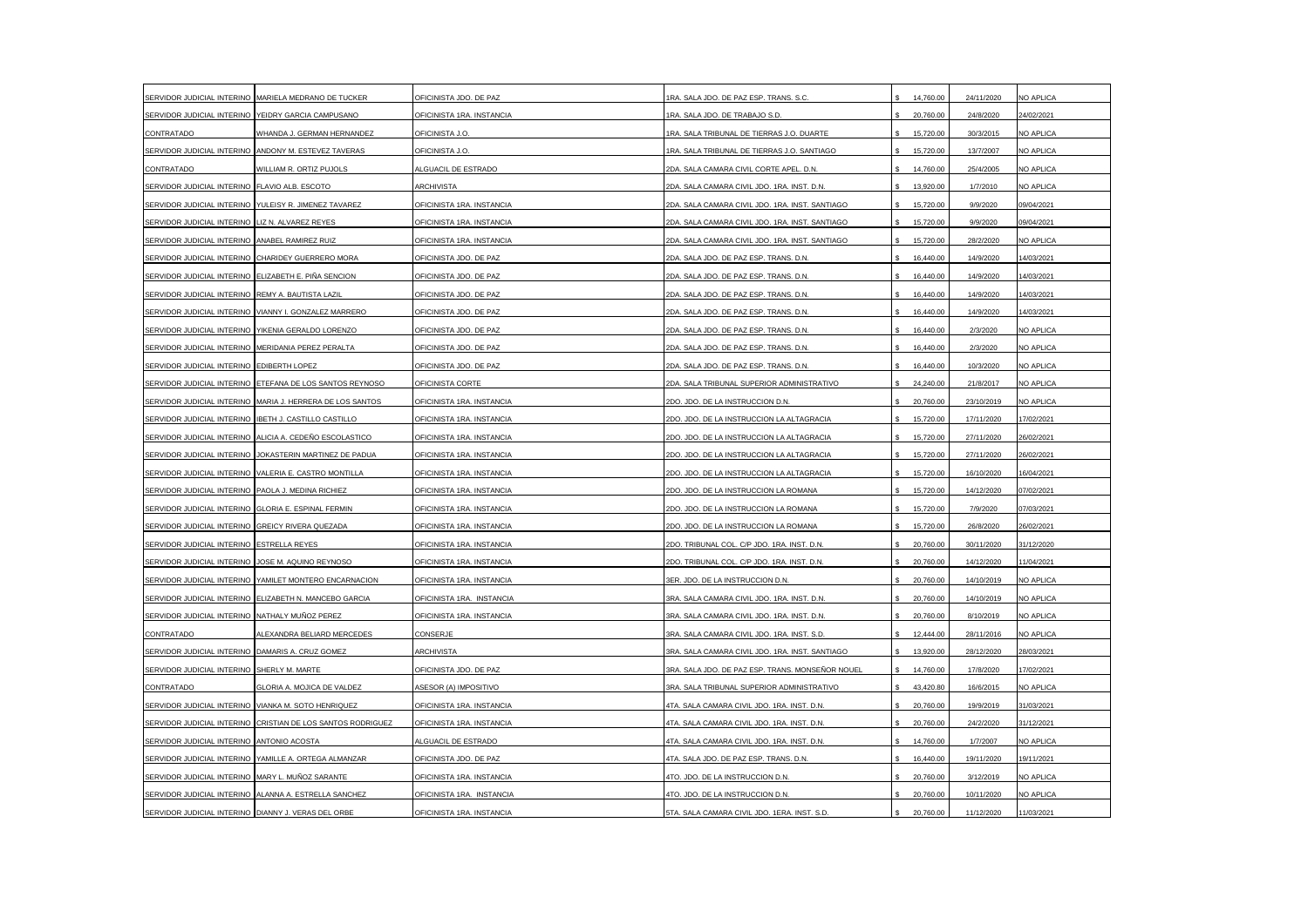| | | | | | | |
|---|---|---|---|---|---|---|
| SERVIDOR JUDICIAL INTERINO | MARIELA MEDRANO DE TUCKER | OFICINISTA JDO. DE PAZ | 1RA. SALA JDO. DE PAZ ESP. TRANS. S.C. | $ 14,760.00 | 24/11/2020 | NO APLICA |
| SERVIDOR JUDICIAL INTERINO | YEIDRY GARCIA CAMPUSANO | OFICINISTA 1RA. INSTANCIA | 1RA. SALA JDO. DE TRABAJO S.D. | $ 20,760.00 | 24/8/2020 | 24/02/2021 |
| CONTRATADO | WHANDA J. GERMAN HERNANDEZ | OFICINISTA J.O. | 1RA. SALA TRIBUNAL DE TIERRAS J.O. DUARTE | $ 15,720.00 | 30/3/2015 | NO APLICA |
| SERVIDOR JUDICIAL INTERINO | ANDONY M. ESTEVEZ TAVERAS | OFICINISTA J.O. | 1RA. SALA TRIBUNAL DE TIERRAS J.O. SANTIAGO | $ 15,720.00 | 13/7/2007 | NO APLICA |
| CONTRATADO | WILLIAM R. ORTIZ PUJOLS | ALGUACIL DE ESTRADO | 2DA. SALA CAMARA CIVIL CORTE APEL. D.N. | $ 14,760.00 | 25/4/2005 | NO APLICA |
| SERVIDOR JUDICIAL INTERINO | FLAVIO ALB. ESCOTO | ARCHIVISTA | 2DA. SALA CAMARA CIVIL JDO. 1RA. INST. D.N. | $ 13,920.00 | 1/7/2010 | NO APLICA |
| SERVIDOR JUDICIAL INTERINO | YULEISY R. JIMENEZ TAVAREZ | OFICINISTA 1RA. INSTANCIA | 2DA. SALA CAMARA CIVIL JDO. 1RA. INST. SANTIAGO | $ 15,720.00 | 9/9/2020 | 09/04/2021 |
| SERVIDOR JUDICIAL INTERINO | LIZ N. ALVAREZ REYES | OFICINISTA 1RA. INSTANCIA | 2DA. SALA CAMARA CIVIL JDO. 1RA. INST. SANTIAGO | $ 15,720.00 | 9/9/2020 | 09/04/2021 |
| SERVIDOR JUDICIAL INTERINO | ANABEL RAMIREZ RUIZ | OFICINISTA 1RA. INSTANCIA | 2DA. SALA CAMARA CIVIL JDO. 1RA. INST. SANTIAGO | $ 15,720.00 | 28/2/2020 | NO APLICA |
| SERVIDOR JUDICIAL INTERINO | CHARIDEY GUERRERO MORA | OFICINISTA JDO. DE PAZ | 2DA. SALA JDO. DE PAZ ESP. TRANS. D.N. | $ 16,440.00 | 14/9/2020 | 14/03/2021 |
| SERVIDOR JUDICIAL INTERINO | ELIZABETH E. PIÑA SENCION | OFICINISTA JDO. DE PAZ | 2DA. SALA JDO. DE PAZ ESP. TRANS. D.N. | $ 16,440.00 | 14/9/2020 | 14/03/2021 |
| SERVIDOR JUDICIAL INTERINO | REMY A. BAUTISTA LAZIL | OFICINISTA JDO. DE PAZ | 2DA. SALA JDO. DE PAZ ESP. TRANS. D.N. | $ 16,440.00 | 14/9/2020 | 14/03/2021 |
| SERVIDOR JUDICIAL INTERINO | VIANNY I. GONZALEZ MARRERO | OFICINISTA JDO. DE PAZ | 2DA. SALA JDO. DE PAZ ESP. TRANS. D.N. | $ 16,440.00 | 14/9/2020 | 14/03/2021 |
| SERVIDOR JUDICIAL INTERINO | YIKENIA GERALDO LORENZO | OFICINISTA JDO. DE PAZ | 2DA. SALA JDO. DE PAZ ESP. TRANS. D.N. | $ 16,440.00 | 2/3/2020 | NO APLICA |
| SERVIDOR JUDICIAL INTERINO | MERIDANIA PEREZ PERALTA | OFICINISTA JDO. DE PAZ | 2DA. SALA JDO. DE PAZ ESP. TRANS. D.N. | $ 16,440.00 | 2/3/2020 | NO APLICA |
| SERVIDOR JUDICIAL INTERINO | EDIBERTH LOPEZ | OFICINISTA JDO. DE PAZ | 2DA. SALA JDO. DE PAZ ESP. TRANS. D.N. | $ 16,440.00 | 10/3/2020 | NO APLICA |
| SERVIDOR JUDICIAL INTERINO | ETEFANA DE LOS SANTOS REYNOSO | OFICINISTA CORTE | 2DA. SALA TRIBUNAL SUPERIOR ADMINISTRATIVO | $ 24,240.00 | 21/8/2017 | NO APLICA |
| SERVIDOR JUDICIAL INTERINO | MARIA J. HERRERA DE LOS SANTOS | OFICINISTA 1RA. INSTANCIA | 2DO. JDO. DE LA INSTRUCCION D.N. | $ 20,760.00 | 23/10/2019 | NO APLICA |
| SERVIDOR JUDICIAL INTERINO | IBETH J. CASTILLO CASTILLO | OFICINISTA 1RA. INSTANCIA | 2DO. JDO. DE LA INSTRUCCION LA ALTAGRACIA | $ 15,720.00 | 17/11/2020 | 17/02/2021 |
| SERVIDOR JUDICIAL INTERINO | ALICIA A. CEDEÑO ESCOLASTICO | OFICINISTA 1RA. INSTANCIA | 2DO. JDO. DE LA INSTRUCCION LA ALTAGRACIA | $ 15,720.00 | 27/11/2020 | 26/02/2021 |
| SERVIDOR JUDICIAL INTERINO | JOKASTERIN MARTINEZ DE PADUA | OFICINISTA 1RA. INSTANCIA | 2DO. JDO. DE LA INSTRUCCION LA ALTAGRACIA | $ 15,720.00 | 27/11/2020 | 26/02/2021 |
| SERVIDOR JUDICIAL INTERINO | VALERIA E. CASTRO MONTILLA | OFICINISTA 1RA. INSTANCIA | 2DO. JDO. DE LA INSTRUCCION LA ALTAGRACIA | $ 15,720.00 | 16/10/2020 | 16/04/2021 |
| SERVIDOR JUDICIAL INTERINO | PAOLA J. MEDINA RICHIEZ | OFICINISTA 1RA. INSTANCIA | 2DO. JDO. DE LA INSTRUCCION LA ROMANA | $ 15,720.00 | 14/12/2020 | 07/02/2021 |
| SERVIDOR JUDICIAL INTERINO | GLORIA E. ESPINAL FERMIN | OFICINISTA 1RA. INSTANCIA | 2DO. JDO. DE LA INSTRUCCION LA ROMANA | $ 15,720.00 | 7/9/2020 | 07/03/2021 |
| SERVIDOR JUDICIAL INTERINO | GREICY RIVERA QUEZADA | OFICINISTA 1RA. INSTANCIA | 2DO. JDO. DE LA INSTRUCCION LA ROMANA | $ 15,720.00 | 26/8/2020 | 26/02/2021 |
| SERVIDOR JUDICIAL INTERINO | ESTRELLA REYES | OFICINISTA 1RA. INSTANCIA | 2DO. TRIBUNAL COL. C/P JDO. 1RA. INST. D.N. | $ 20,760.00 | 30/11/2020 | 31/12/2020 |
| SERVIDOR JUDICIAL INTERINO | JOSE M. AQUINO REYNOSO | OFICINISTA 1RA. INSTANCIA | 2DO. TRIBUNAL COL. C/P JDO. 1RA. INST. D.N. | $ 20,760.00 | 14/12/2020 | 11/04/2021 |
| SERVIDOR JUDICIAL INTERINO | YAMILET MONTERO ENCARNACION | OFICINISTA 1RA. INSTANCIA | 3ER. JDO. DE LA INSTRUCCION D.N. | $ 20,760.00 | 14/10/2019 | NO APLICA |
| SERVIDOR JUDICIAL INTERINO | ELIZABETH N. MANCEBO GARCIA | OFICINISTA 1RA. INSTANCIA | 3RA. SALA CAMARA CIVIL JDO. 1RA. INST. D.N. | $ 20,760.00 | 14/10/2019 | NO APLICA |
| SERVIDOR JUDICIAL INTERINO | NATHALY MUÑOZ PEREZ | OFICINISTA 1RA. INSTANCIA | 3RA. SALA CAMARA CIVIL JDO. 1RA. INST. D.N. | $ 20,760.00 | 8/10/2019 | NO APLICA |
| CONTRATADO | ALEXANDRA BELIARD MERCEDES | CONSERJE | 3RA. SALA CAMARA CIVIL JDO. 1RA. INST. S.D. | $ 12,444.00 | 28/11/2016 | NO APLICA |
| SERVIDOR JUDICIAL INTERINO | DAMARIS A. CRUZ GOMEZ | ARCHIVISTA | 3RA. SALA CAMARA CIVIL JDO. 1RA. INST. SANTIAGO | $ 13,920.00 | 28/12/2020 | 28/03/2021 |
| SERVIDOR JUDICIAL INTERINO | SHERLY M. MARTE | OFICINISTA JDO. DE PAZ | 3RA. SALA JDO. DE PAZ ESP. TRANS. MONSEÑOR NOUEL | $ 14,760.00 | 17/8/2020 | 17/02/2021 |
| CONTRATADO | GLORIA A. MOJICA DE VALDEZ | ASESOR (A) IMPOSITIVO | 3RA. SALA TRIBUNAL SUPERIOR ADMINISTRATIVO | $ 43,420.80 | 16/6/2015 | NO APLICA |
| SERVIDOR JUDICIAL INTERINO | VIANKA M. SOTO HENRIQUEZ | OFICINISTA 1RA. INSTANCIA | 4TA. SALA CAMARA CIVIL JDO. 1RA. INST. D.N. | $ 20,760.00 | 19/9/2019 | 31/03/2021 |
| SERVIDOR JUDICIAL INTERINO | CRISTIAN DE LOS SANTOS RODRIGUEZ | OFICINISTA 1RA. INSTANCIA | 4TA. SALA CAMARA CIVIL JDO. 1RA. INST. D.N. | $ 20,760.00 | 24/2/2020 | 31/12/2021 |
| SERVIDOR JUDICIAL INTERINO | ANTONIO ACOSTA | ALGUACIL DE ESTRADO | 4TA. SALA CAMARA CIVIL JDO. 1RA. INST. D.N. | $ 14,760.00 | 1/7/2007 | NO APLICA |
| SERVIDOR JUDICIAL INTERINO | YAMILLE A. ORTEGA ALMANZAR | OFICINISTA JDO. DE PAZ | 4TA. SALA JDO. DE PAZ ESP. TRANS. D.N. | $ 16,440.00 | 19/11/2020 | 19/11/2021 |
| SERVIDOR JUDICIAL INTERINO | MARY L. MUÑOZ SARANTE | OFICINISTA 1RA. INSTANCIA | 4TO. JDO. DE LA INSTRUCCION D.N. | $ 20,760.00 | 3/12/2019 | NO APLICA |
| SERVIDOR JUDICIAL INTERINO | ALANNA A. ESTRELLA SANCHEZ | OFICINISTA 1RA. INSTANCIA | 4TO. JDO. DE LA INSTRUCCION D.N. | $ 20,760.00 | 10/11/2020 | NO APLICA |
| SERVIDOR JUDICIAL INTERINO | DIANNY J. VERAS DEL ORBE | OFICINISTA 1RA. INSTANCIA | 5TA. SALA CAMARA CIVIL JDO. 1ERA. INST. S.D. | $ 20,760.00 | 11/12/2020 | 11/03/2021 |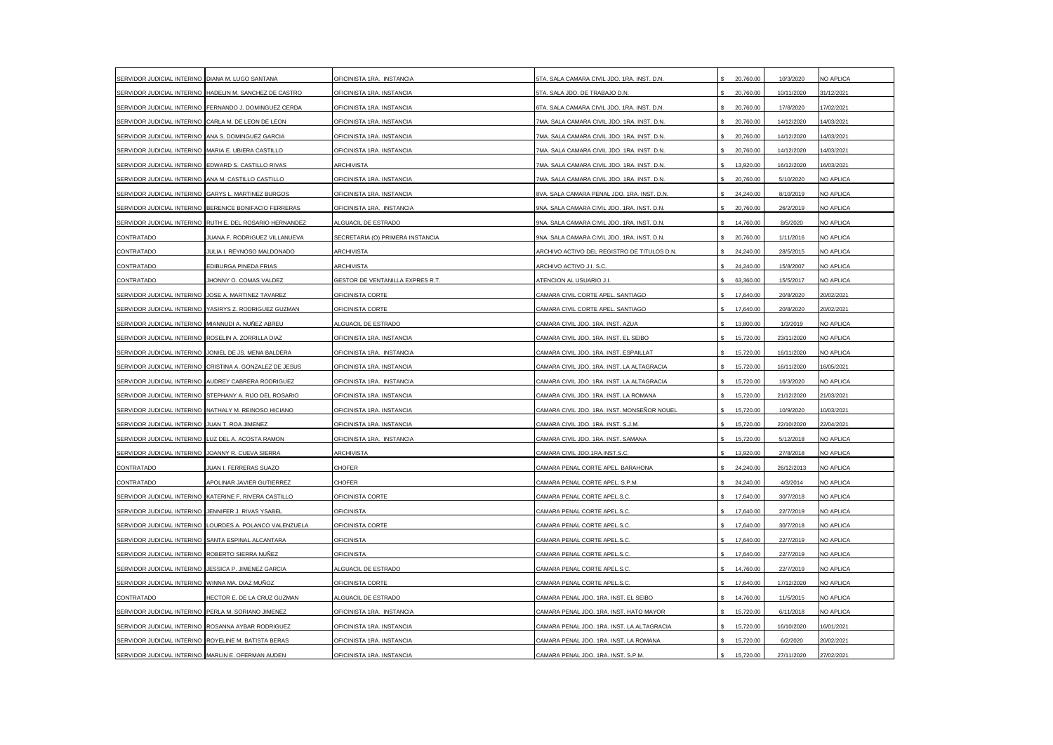| | | | | | | |
|---|---|---|---|---|---|---|
| SERVIDOR JUDICIAL INTERINO | DIANA M. LUGO SANTANA | OFICINISTA 1RA. INSTANCIA | 5TA. SALA CAMARA CIVIL JDO. 1RA. INST. D.N. | $ 20,760.00 | 10/3/2020 | NO APLICA |
| SERVIDOR JUDICIAL INTERINO | HADELIN M. SANCHEZ DE CASTRO | OFICINISTA 1RA. INSTANCIA | 5TA. SALA JDO. DE TRABAJO D.N. | $ 20,760.00 | 10/11/2020 | 31/12/2021 |
| SERVIDOR JUDICIAL INTERINO | FERNANDO J. DOMINGUEZ CERDA | OFICINISTA 1RA. INSTANCIA | 6TA. SALA CAMARA CIVIL JDO. 1RA. INST. D.N. | $ 20,760.00 | 17/8/2020 | 17/02/2021 |
| SERVIDOR JUDICIAL INTERINO | CARLA M. DE LEON DE LEON | OFICINISTA 1RA. INSTANCIA | 7MA. SALA CAMARA CIVIL JDO. 1RA. INST. D.N. | $ 20,760.00 | 14/12/2020 | 14/03/2021 |
| SERVIDOR JUDICIAL INTERINO | ANA S. DOMINGUEZ GARCIA | OFICINISTA 1RA. INSTANCIA | 7MA. SALA CAMARA CIVIL JDO. 1RA. INST. D.N. | $ 20,760.00 | 14/12/2020 | 14/03/2021 |
| SERVIDOR JUDICIAL INTERINO | MARIA E. UBIERA CASTILLO | OFICINISTA 1RA. INSTANCIA | 7MA. SALA CAMARA CIVIL JDO. 1RA. INST. D.N. | $ 20,760.00 | 14/12/2020 | 14/03/2021 |
| SERVIDOR JUDICIAL INTERINO | EDWARD S. CASTILLO RIVAS | ARCHIVISTA | 7MA. SALA CAMARA CIVIL JDO. 1RA. INST. D.N. | $ 13,920.00 | 16/12/2020 | 16/03/2021 |
| SERVIDOR JUDICIAL INTERINO | ANA M. CASTILLO CASTILLO | OFICINISTA 1RA. INSTANCIA | 7MA. SALA CAMARA CIVIL JDO. 1RA. INST. D.N. | $ 20,760.00 | 5/10/2020 | NO APLICA |
| SERVIDOR JUDICIAL INTERINO | GARYS L. MARTINEZ BURGOS | OFICINISTA 1RA. INSTANCIA | 8VA. SALA CAMARA PENAL JDO. 1RA. INST. D.N. | $ 24,240.00 | 8/10/2019 | NO APLICA |
| SERVIDOR JUDICIAL INTERINO | BERENICE BONIFACIO FERRERAS | OFICINISTA 1RA. INSTANCIA | 9NA. SALA CAMARA CIVIL JDO. 1RA. INST. D.N. | $ 20,760.00 | 26/2/2019 | NO APLICA |
| SERVIDOR JUDICIAL INTERINO | RUTH E. DEL ROSARIO HERNANDEZ | ALGUACIL DE ESTRADO | 9NA. SALA CAMARA CIVIL JDO. 1RA. INST. D.N. | $ 14,760.00 | 8/5/2020 | NO APLICA |
| CONTRATADO | JUANA F. RODRIGUEZ VILLANUEVA | SECRETARIA (O) PRIMERA INSTANCIA | 9NA. SALA CAMARA CIVIL JDO. 1RA. INST. D.N. | $ 20,760.00 | 1/11/2016 | NO APLICA |
| CONTRATADO | JULIA I. REYNOSO MALDONADO | ARCHIVISTA | ARCHIVO ACTIVO DEL REGISTRO DE TITULOS D.N. | $ 24,240.00 | 28/5/2015 | NO APLICA |
| CONTRATADO | EDIBURGA PINEDA FRIAS | ARCHIVISTA | ARCHIVO ACTIVO J.I. S.C. | $ 24,240.00 | 15/8/2007 | NO APLICA |
| CONTRATADO | JHONNY O. COMAS VALDEZ | GESTOR DE VENTANILLA EXPRES R.T. | ATENCION AL USUARIO J.I. | $ 63,360.00 | 15/5/2017 | NO APLICA |
| SERVIDOR JUDICIAL INTERINO | JOSE A. MARTINEZ TAVAREZ | OFICINISTA CORTE | CAMARA CIVIL CORTE APEL. SANTIAGO | $ 17,640.00 | 20/8/2020 | 20/02/2021 |
| SERVIDOR JUDICIAL INTERINO | YASIRYS Z. RODRIGUEZ GUZMAN | OFICINISTA CORTE | CAMARA CIVIL CORTE APEL. SANTIAGO | $ 17,640.00 | 20/8/2020 | 20/02/2021 |
| SERVIDOR JUDICIAL INTERINO | MIANNUDI A. NUÑEZ ABREU | ALGUACIL DE ESTRADO | CAMARA CIVIL JDO. 1RA. INST. AZUA | $ 13,800.00 | 1/3/2019 | NO APLICA |
| SERVIDOR JUDICIAL INTERINO | ROSELIN A. ZORRILLA DIAZ | OFICINISTA 1RA. INSTANCIA | CAMARA CIVIL JDO. 1RA. INST. EL SEIBO | $ 15,720.00 | 23/11/2020 | NO APLICA |
| SERVIDOR JUDICIAL INTERINO | JONIEL DE JS. MENA BALDERA | OFICINISTA 1RA. INSTANCIA | CAMARA CIVIL JDO. 1RA. INST. ESPAILLAT | $ 15,720.00 | 16/11/2020 | NO APLICA |
| SERVIDOR JUDICIAL INTERINO | CRISTINA A. GONZALEZ DE JESUS | OFICINISTA 1RA. INSTANCIA | CAMARA CIVIL JDO. 1RA. INST. LA ALTAGRACIA | $ 15,720.00 | 16/11/2020 | 16/05/2021 |
| SERVIDOR JUDICIAL INTERINO | AUDREY CABRERA RODRIGUEZ | OFICINISTA 1RA. INSTANCIA | CAMARA CIVIL JDO. 1RA. INST. LA ALTAGRACIA | $ 15,720.00 | 16/3/2020 | NO APLICA |
| SERVIDOR JUDICIAL INTERINO | STEPHANY A. RIJO DEL ROSARIO | OFICINISTA 1RA. INSTANCIA | CAMARA CIVIL JDO. 1RA. INST. LA ROMANA | $ 15,720.00 | 21/12/2020 | 21/03/2021 |
| SERVIDOR JUDICIAL INTERINO | NATHALY M. REINOSO HICIANO | OFICINISTA 1RA. INSTANCIA | CAMARA CIVIL JDO. 1RA. INST. MONSEÑOR NOUEL | $ 15,720.00 | 10/9/2020 | 10/03/2021 |
| SERVIDOR JUDICIAL INTERINO | JUAN T. ROA JIMENEZ | OFICINISTA 1RA. INSTANCIA | CAMARA CIVIL JDO. 1RA. INST. S.J.M. | $ 15,720.00 | 22/10/2020 | 22/04/2021 |
| SERVIDOR JUDICIAL INTERINO | LUZ DEL A. ACOSTA RAMON | OFICINISTA 1RA. INSTANCIA | CAMARA CIVIL JDO. 1RA. INST. SAMANA | $ 15,720.00 | 5/12/2018 | NO APLICA |
| SERVIDOR JUDICIAL INTERINO | JOANNY R. CUEVA SIERRA | ARCHIVISTA | CAMARA CIVIL JDO.1RA.INST.S.C. | $ 13,920.00 | 27/8/2018 | NO APLICA |
| CONTRATADO | JUAN I. FERRERAS SUAZO | CHOFER | CAMARA PENAL CORTE APEL. BARAHONA | $ 24,240.00 | 26/12/2013 | NO APLICA |
| CONTRATADO | APOLINAR JAVIER GUTIERREZ | CHOFER | CAMARA PENAL CORTE APEL. S.P.M. | $ 24,240.00 | 4/3/2014 | NO APLICA |
| SERVIDOR JUDICIAL INTERINO | KATERINE F. RIVERA CASTILLO | OFICINISTA CORTE | CAMARA PENAL CORTE APEL.S.C. | $ 17,640.00 | 30/7/2018 | NO APLICA |
| SERVIDOR JUDICIAL INTERINO | JENNIFER J. RIVAS YSABEL | OFICINISTA | CAMARA PENAL CORTE APEL.S.C. | $ 17,640.00 | 22/7/2019 | NO APLICA |
| SERVIDOR JUDICIAL INTERINO | LOURDES A. POLANCO VALENZUELA | OFICINISTA CORTE | CAMARA PENAL CORTE APEL.S.C. | $ 17,640.00 | 30/7/2018 | NO APLICA |
| SERVIDOR JUDICIAL INTERINO | SANTA ESPINAL ALCANTARA | OFICINISTA | CAMARA PENAL CORTE APEL.S.C. | $ 17,640.00 | 22/7/2019 | NO APLICA |
| SERVIDOR JUDICIAL INTERINO | ROBERTO SIERRA NUÑEZ | OFICINISTA | CAMARA PENAL CORTE APEL.S.C. | $ 17,640.00 | 22/7/2019 | NO APLICA |
| SERVIDOR JUDICIAL INTERINO | JESSICA P. JIMENEZ GARCIA | ALGUACIL DE ESTRADO | CAMARA PENAL CORTE APEL.S.C. | $ 14,760.00 | 22/7/2019 | NO APLICA |
| SERVIDOR JUDICIAL INTERINO | WINNA MA. DIAZ MUÑOZ | OFICINISTA CORTE | CAMARA PENAL CORTE APEL.S.C. | $ 17,640.00 | 17/12/2020 | NO APLICA |
| CONTRATADO | HECTOR E. DE LA CRUZ GUZMAN | ALGUACIL DE ESTRADO | CAMARA PENAL JDO. 1RA. INST. EL SEIBO | $ 14,760.00 | 11/5/2015 | NO APLICA |
| SERVIDOR JUDICIAL INTERINO | PERLA M. SORIANO JIMENEZ | OFICINISTA 1RA. INSTANCIA | CAMARA PENAL JDO. 1RA. INST. HATO MAYOR | $ 15,720.00 | 6/11/2018 | NO APLICA |
| SERVIDOR JUDICIAL INTERINO | ROSANNA AYBAR RODRIGUEZ | OFICINISTA 1RA. INSTANCIA | CAMARA PENAL JDO. 1RA. INST. LA ALTAGRACIA | $ 15,720.00 | 16/10/2020 | 16/01/2021 |
| SERVIDOR JUDICIAL INTERINO | ROYELINE M. BATISTA BERAS | OFICINISTA 1RA. INSTANCIA | CAMARA PENAL JDO. 1RA. INST. LA ROMANA | $ 15,720.00 | 6/2/2020 | 20/02/2021 |
| SERVIDOR JUDICIAL INTERINO | MARLIN E. OFERMAN AUDEN | OFICINISTA 1RA. INSTANCIA | CAMARA PENAL JDO. 1RA. INST. S.P.M. | $ 15,720.00 | 27/11/2020 | 27/02/2021 |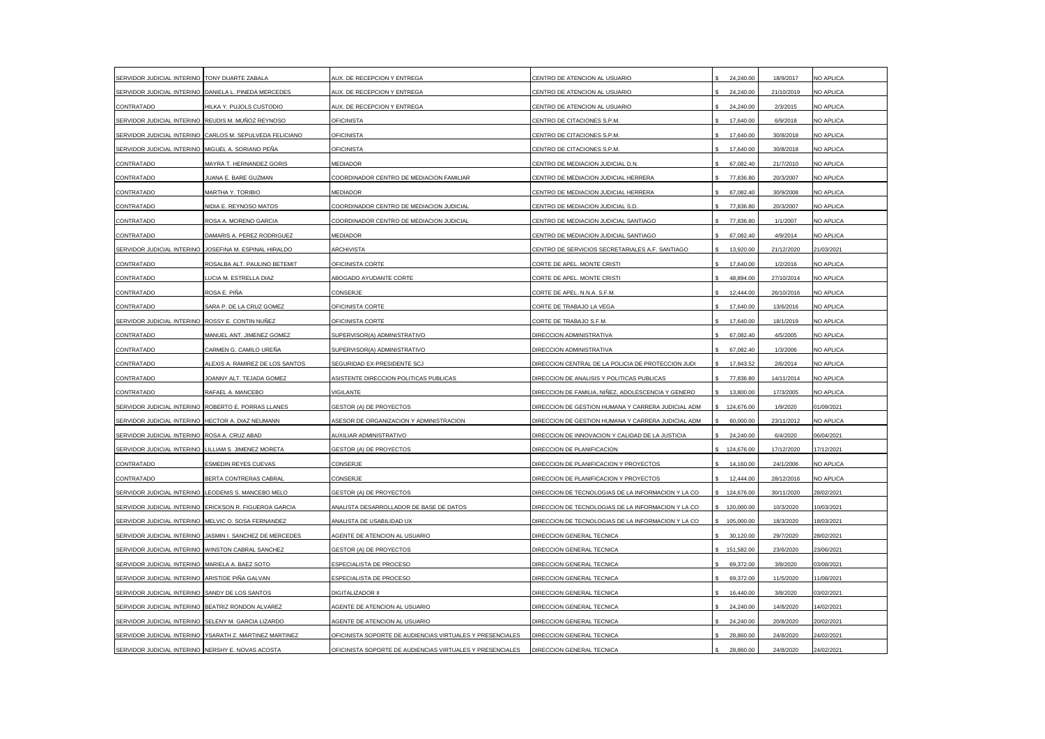| | | | | | | |
|---|---|---|---|---|---|---|
| SERVIDOR JUDICIAL INTERINO | TONY DUARTE ZABALA | AUX. DE RECEPCION Y ENTREGA | CENTRO DE ATENCION AL USUARIO | $ 24,240.00 | 18/9/2017 | NO APLICA |
| SERVIDOR JUDICIAL INTERINO | DANIELA L. PINEDA MERCEDES | AUX. DE RECEPCION Y ENTREGA | CENTRO DE ATENCION AL USUARIO | $ 24,240.00 | 21/10/2019 | NO APLICA |
| CONTRATADO | HILKA Y. PUJOLS CUSTODIO | AUX. DE RECEPCION Y ENTREGA | CENTRO DE ATENCION AL USUARIO | $ 24,240.00 | 2/3/2015 | NO APLICA |
| SERVIDOR JUDICIAL INTERINO | REUDIS M. MUÑOZ REYNOSO | OFICINISTA | CENTRO DE CITACIONES S.P.M. | $ 17,640.00 | 6/9/2018 | NO APLICA |
| SERVIDOR JUDICIAL INTERINO | CARLOS M. SEPULVEDA FELICIANO | OFICINISTA | CENTRO DE CITACIONES S.P.M. | $ 17,640.00 | 30/8/2018 | NO APLICA |
| SERVIDOR JUDICIAL INTERINO | MIGUEL A. SORIANO PEÑA | OFICINISTA | CENTRO DE CITACIONES S.P.M. | $ 17,640.00 | 30/8/2018 | NO APLICA |
| CONTRATADO | MAYRA T. HERNANDEZ GORIS | MEDIADOR | CENTRO DE MEDIACION JUDICIAL D.N. | $ 67,082.40 | 21/7/2010 | NO APLICA |
| CONTRATADO | JUANA E. BARE GUZMAN | COORDINADOR CENTRO DE MEDIACION FAMILIAR | CENTRO DE MEDIACION JUDICIAL HERRERA | $ 77,836.80 | 20/3/2007 | NO APLICA |
| CONTRATADO | MARTHA Y. TORIBIO | MEDIADOR | CENTRO DE MEDIACION JUDICIAL HERRERA | $ 67,082.40 | 30/9/2008 | NO APLICA |
| CONTRATADO | NIDIA E. REYNOSO MATOS | COORDINADOR CENTRO DE MEDIACION JUDICIAL | CENTRO DE MEDIACION JUDICIAL S.D. | $ 77,836.80 | 20/3/2007 | NO APLICA |
| CONTRATADO | ROSA A. MORENO GARCIA | COORDINADOR CENTRO DE MEDIACION JUDICIAL | CENTRO DE MEDIACION JUDICIAL SANTIAGO | $ 77,836.80 | 1/1/2007 | NO APLICA |
| CONTRATADO | DAMARIS A. PEREZ RODRIGUEZ | MEDIADOR | CENTRO DE MEDIACION JUDICIAL SANTIAGO | $ 67,082.40 | 4/9/2014 | NO APLICA |
| SERVIDOR JUDICIAL INTERINO | JOSEFINA M. ESPINAL HIRALDO | ARCHIVISTA | CENTRO DE SERVICIOS SECRETARIALES A.F. SANTIAGO | $ 13,920.00 | 21/12/2020 | 21/03/2021 |
| CONTRATADO | ROSALBA ALT. PAULINO BETEMIT | OFICINISTA CORTE | CORTE DE APEL. MONTE CRISTI | $ 17,640.00 | 1/2/2016 | NO APLICA |
| CONTRATADO | LUCIA M. ESTRELLA DIAZ | ABOGADO AYUDANTE CORTE | CORTE DE APEL. MONTE CRISTI | $ 48,894.00 | 27/10/2014 | NO APLICA |
| CONTRATADO | ROSA E. PIÑA | CONSERJE | CORTE DE APEL. N.N.A. S.F.M. | $ 12,444.00 | 26/10/2016 | NO APLICA |
| CONTRATADO | SARA P. DE LA CRUZ GOMEZ | OFICINISTA CORTE | CORTE DE TRABAJO LA VEGA | $ 17,640.00 | 13/6/2016 | NO APLICA |
| SERVIDOR JUDICIAL INTERINO | ROSSY E. CONTIN NUÑEZ | OFICINISTA CORTE | CORTE DE TRABAJO S.F.M. | $ 17,640.00 | 18/1/2019 | NO APLICA |
| CONTRATADO | MANUEL ANT. JIMENEZ GOMEZ | SUPERVISOR(A) ADMINISTRATIVO | DIRECCION ADMINISTRATIVA | $ 67,082.40 | 4/5/2005 | NO APLICA |
| CONTRATADO | CARMEN G. CAMILO UREÑA | SUPERVISOR(A) ADMINISTRATIVO | DIRECCION ADMINISTRATIVA | $ 67,082.40 | 1/3/2006 | NO APLICA |
| CONTRATADO | ALEXIS A. RAMIREZ DE LOS SANTOS | SEGURIDAD EX-PRESIDENTE SCJ | DIRECCION CENTRAL DE LA POLICIA DE PROTECCION JUDI | $ 17,943.52 | 2/6/2014 | NO APLICA |
| CONTRATADO | JOANNY ALT. TEJADA GOMEZ | ASISTENTE DIRECCION POLITICAS PUBLICAS | DIRECCION DE ANALISIS Y POLITICAS PUBLICAS | $ 77,836.80 | 14/11/2014 | NO APLICA |
| CONTRATADO | RAFAEL A. MANCEBO | VIGILANTE | DIRECCION DE FAMILIA, NIÑEZ, ADOLESCENCIA Y GENERO | $ 13,800.00 | 17/3/2005 | NO APLICA |
| SERVIDOR JUDICIAL INTERINO | ROBERTO E. PORRAS LLANES | GESTOR (A) DE PROYECTOS | DIRECCION DE GESTION HUMANA Y CARRERA JUDICIAL ADM | $ 124,676.00 | 1/9/2020 | 01/09/2021 |
| SERVIDOR JUDICIAL INTERINO | HECTOR A. DIAZ NEUMANN | ASESOR DE ORGANIZACION Y ADMINISTRACION | DIRECCION DE GESTION HUMANA Y CARRERA JUDICIAL ADM | $ 60,000.00 | 23/11/2012 | NO APLICA |
| SERVIDOR JUDICIAL INTERINO | ROSA A. CRUZ ABAD | AUXILIAR ADMINISTRATIVO | DIRECCION DE INNOVACION Y CALIDAD DE LA JUSTICIA | $ 24,240.00 | 6/4/2020 | 06/04/2021 |
| SERVIDOR JUDICIAL INTERINO | LILLIAM S. JIMENEZ MORETA | GESTOR (A) DE PROYECTOS | DIRECCION DE PLANIFICACION | $ 124,676.00 | 17/12/2020 | 17/12/2021 |
| CONTRATADO | ESMEDIN REYES CUEVAS | CONSERJE | DIRECCION DE PLANIFICACION Y PROYECTOS | $ 14,160.00 | 24/1/2006 | NO APLICA |
| CONTRATADO | BERTA CONTRERAS CABRAL | CONSERJE | DIRECCION DE PLANIFICACION Y PROYECTOS | $ 12,444.00 | 28/12/2016 | NO APLICA |
| SERVIDOR JUDICIAL INTERINO | LEODENIS S. MANCEBO MELO | GESTOR (A) DE PROYECTOS | DIRECCION DE TECNOLOGIAS DE LA INFORMACION Y LA CO | $ 124,676.00 | 30/11/2020 | 28/02/2021 |
| SERVIDOR JUDICIAL INTERINO | ERICKSON R. FIGUEROA GARCIA | ANALISTA DESARROLLADOR DE BASE DE DATOS | DIRECCION DE TECNOLOGIAS DE LA INFORMACION Y LA CO | $ 120,000.00 | 10/3/2020 | 10/03/2021 |
| SERVIDOR JUDICIAL INTERINO | MELVIC O. SOSA FERNANDEZ | ANALISTA DE USABILIDAD UX | DIRECCION DE TECNOLOGIAS DE LA INFORMACION Y LA CO | $ 105,000.00 | 18/3/2020 | 18/03/2021 |
| SERVIDOR JUDICIAL INTERINO | JASMIN I. SANCHEZ DE MERCEDES | AGENTE DE ATENCION AL USUARIO | DIRECCION GENERAL TECNICA | $ 30,120.00 | 29/7/2020 | 28/02/2021 |
| SERVIDOR JUDICIAL INTERINO | WINSTON CABRAL SANCHEZ | GESTOR (A) DE PROYECTOS | DIRECCION GENERAL TECNICA | $ 151,582.00 | 23/6/2020 | 23/06/2021 |
| SERVIDOR JUDICIAL INTERINO | MARIELA A. BAEZ SOTO | ESPECIALISTA DE PROCESO | DIRECCION GENERAL TECNICA | $ 69,372.00 | 3/8/2020 | 03/08/2021 |
| SERVIDOR JUDICIAL INTERINO | ARISTIDE PIÑA GALVAN | ESPECIALISTA DE PROCESO | DIRECCION GENERAL TECNICA | $ 69,372.00 | 11/5/2020 | 11/08/2021 |
| SERVIDOR JUDICIAL INTERINO | SANDY DE LOS SANTOS | DIGITALIZADOR II | DIRECCION GENERAL TECNICA | $ 16,440.00 | 3/8/2020 | 03/02/2021 |
| SERVIDOR JUDICIAL INTERINO | BEATRIZ RONDON ALVAREZ | AGENTE DE ATENCION AL USUARIO | DIRECCION GENERAL TECNICA | $ 24,240.00 | 14/8/2020 | 14/02/2021 |
| SERVIDOR JUDICIAL INTERINO | SELENY M. GARCIA LIZARDO | AGENTE DE ATENCION AL USUARIO | DIRECCION GENERAL TECNICA | $ 24,240.00 | 20/8/2020 | 20/02/2021 |
| SERVIDOR JUDICIAL INTERINO | YSARATH Z. MARTINEZ MARTINEZ | OFICINISTA SOPORTE DE AUDIENCIAS VIRTUALES Y PRESENCIALES | DIRECCION GENERAL TECNICA | $ 28,860.00 | 24/8/2020 | 24/02/2021 |
| SERVIDOR JUDICIAL INTERINO | NERSHY E. NOVAS ACOSTA | OFICINISTA SOPORTE DE AUDIENCIAS VIRTUALES Y PRESENCIALES | DIRECCION GENERAL TECNICA | $ 28,860.00 | 24/8/2020 | 24/02/2021 |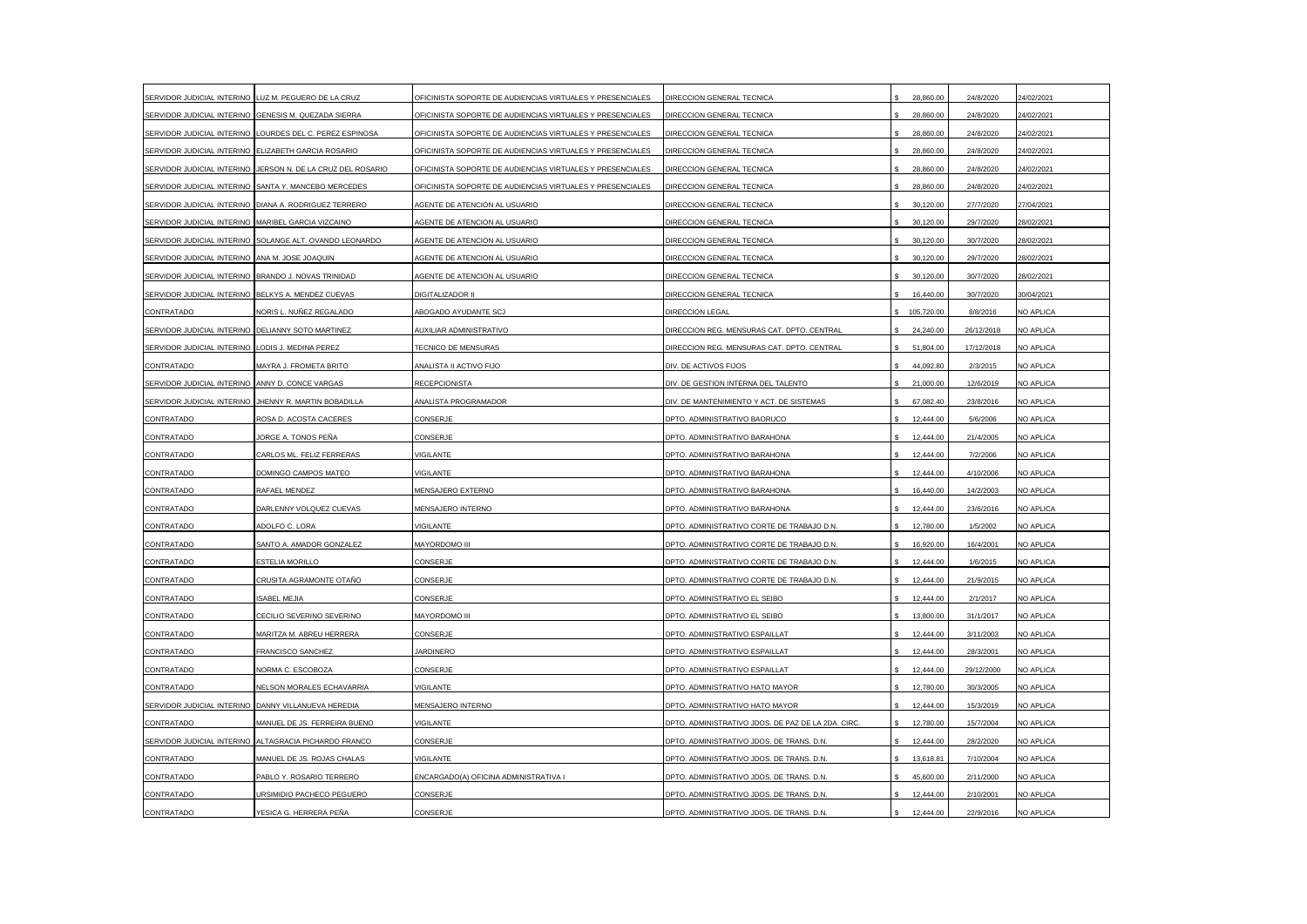| | | | | | | |
|---|---|---|---|---|---|---|
| SERVIDOR JUDICIAL INTERINO | LUZ M. PEGUERO DE LA CRUZ | OFICINISTA SOPORTE DE AUDIENCIAS VIRTUALES Y PRESENCIALES | DIRECCION GENERAL TECNICA | $ 28,860.00 | 24/8/2020 | 24/02/2021 |
| SERVIDOR JUDICIAL INTERINO | GENESIS M. QUEZADA SIERRA | OFICINISTA SOPORTE DE AUDIENCIAS VIRTUALES Y PRESENCIALES | DIRECCION GENERAL TECNICA | $ 28,860.00 | 24/8/2020 | 24/02/2021 |
| SERVIDOR JUDICIAL INTERINO | LOURDES DEL C. PEREZ ESPINOSA | OFICINISTA SOPORTE DE AUDIENCIAS VIRTUALES Y PRESENCIALES | DIRECCION GENERAL TECNICA | $ 28,860.00 | 24/8/2020 | 24/02/2021 |
| SERVIDOR JUDICIAL INTERINO | ELIZABETH GARCIA ROSARIO | OFICINISTA SOPORTE DE AUDIENCIAS VIRTUALES Y PRESENCIALES | DIRECCION GENERAL TECNICA | $ 28,860.00 | 24/8/2020 | 24/02/2021 |
| SERVIDOR JUDICIAL INTERINO | JERSON N. DE LA CRUZ DEL ROSARIO | OFICINISTA SOPORTE DE AUDIENCIAS VIRTUALES Y PRESENCIALES | DIRECCION GENERAL TECNICA | $ 28,860.00 | 24/8/2020 | 24/02/2021 |
| SERVIDOR JUDICIAL INTERINO | SANTA Y. MANCEBO MERCEDES | OFICINISTA SOPORTE DE AUDIENCIAS VIRTUALES Y PRESENCIALES | DIRECCION GENERAL TECNICA | $ 28,860.00 | 24/8/2020 | 24/02/2021 |
| SERVIDOR JUDICIAL INTERINO | DIANA A. RODRIGUEZ TERRERO | AGENTE DE ATENCION AL USUARIO | DIRECCION GENERAL TECNICA | $ 30,120.00 | 27/7/2020 | 27/04/2021 |
| SERVIDOR JUDICIAL INTERINO | MARIBEL GARCIA VIZCAINO | AGENTE DE ATENCION AL USUARIO | DIRECCION GENERAL TECNICA | $ 30,120.00 | 29/7/2020 | 28/02/2021 |
| SERVIDOR JUDICIAL INTERINO | SOLANGE ALT. OVANDO LEONARDO | AGENTE DE ATENCION AL USUARIO | DIRECCION GENERAL TECNICA | $ 30,120.00 | 30/7/2020 | 28/02/2021 |
| SERVIDOR JUDICIAL INTERINO | ANA M. JOSE JOAQUIN | AGENTE DE ATENCION AL USUARIO | DIRECCION GENERAL TECNICA | $ 30,120.00 | 29/7/2020 | 28/02/2021 |
| SERVIDOR JUDICIAL INTERINO | BRANDO J. NOVAS TRINIDAD | AGENTE DE ATENCION AL USUARIO | DIRECCION GENERAL TECNICA | $ 30,120.00 | 30/7/2020 | 28/02/2021 |
| SERVIDOR JUDICIAL INTERINO | BELKYS A. MENDEZ CUEVAS | DIGITALIZADOR II | DIRECCION GENERAL TECNICA | $ 16,440.00 | 30/7/2020 | 30/04/2021 |
| CONTRATADO | NORIS L. NUÑEZ REGALADO | ABOGADO AYUDANTE SCJ | DIRECCION LEGAL | $ 105,720.00 | 8/8/2016 | NO APLICA |
| SERVIDOR JUDICIAL INTERINO | DELIANNY SOTO MARTINEZ | AUXILIAR ADMINISTRATIVO | DIRECCION REG. MENSURAS CAT. DPTO. CENTRAL | $ 24,240.00 | 26/12/2018 | NO APLICA |
| SERVIDOR JUDICIAL INTERINO | LODIS J. MEDINA PEREZ | TECNICO DE MENSURAS | DIRECCION REG. MENSURAS CAT. DPTO. CENTRAL | $ 51,804.00 | 17/12/2018 | NO APLICA |
| CONTRATADO | MAYRA J. FROMETA BRITO | ANALISTA II ACTIVO FIJO | DIV. DE ACTIVOS FIJOS | $ 44,092.80 | 2/3/2015 | NO APLICA |
| SERVIDOR JUDICIAL INTERINO | ANNY D. CONCE VARGAS | RECEPCIONISTA | DIV. DE GESTION INTERNA DEL TALENTO | $ 21,000.00 | 12/6/2019 | NO APLICA |
| SERVIDOR JUDICIAL INTERINO | JHENNY R. MARTIN BOBADILLA | ANALISTA PROGRAMADOR | DIV. DE MANTENIMIENTO Y ACT. DE SISTEMAS | $ 67,082.40 | 23/8/2016 | NO APLICA |
| CONTRATADO | ROSA D. ACOSTA CACERES | CONSERJE | DPTO. ADMINISTRATIVO BAORUCO | $ 12,444.00 | 5/6/2006 | NO APLICA |
| CONTRATADO | JORGE A. TONOS PEÑA | CONSERJE | DPTO. ADMINISTRATIVO BARAHONA | $ 12,444.00 | 21/4/2005 | NO APLICA |
| CONTRATADO | CARLOS ML. FELIZ FERRERAS | VIGILANTE | DPTO. ADMINISTRATIVO BARAHONA | $ 12,444.00 | 7/2/2006 | NO APLICA |
| CONTRATADO | DOMINGO CAMPOS MATEO | VIGILANTE | DPTO. ADMINISTRATIVO BARAHONA | $ 12,444.00 | 4/10/2006 | NO APLICA |
| CONTRATADO | RAFAEL MENDEZ | MENSAJERO EXTERNO | DPTO. ADMINISTRATIVO BARAHONA | $ 16,440.00 | 14/2/2003 | NO APLICA |
| CONTRATADO | DARLENNY VOLQUEZ CUEVAS | MENSAJERO INTERNO | DPTO. ADMINISTRATIVO BARAHONA | $ 12,444.00 | 23/6/2016 | NO APLICA |
| CONTRATADO | ADOLFO C. LORA | VIGILANTE | DPTO. ADMINISTRATIVO CORTE DE TRABAJO D.N. | $ 12,780.00 | 1/5/2002 | NO APLICA |
| CONTRATADO | SANTO A. AMADOR GONZALEZ | MAYORDOMO III | DPTO. ADMINISTRATIVO CORTE DE TRABAJO D.N. | $ 16,920.00 | 16/4/2001 | NO APLICA |
| CONTRATADO | ESTELIA MORILLO | CONSERJE | DPTO. ADMINISTRATIVO CORTE DE TRABAJO D.N. | $ 12,444.00 | 1/6/2015 | NO APLICA |
| CONTRATADO | CRUSITA AGRAMONTE OTAÑO | CONSERJE | DPTO. ADMINISTRATIVO CORTE DE TRABAJO D.N. | $ 12,444.00 | 21/9/2015 | NO APLICA |
| CONTRATADO | ISABEL MEJIA | CONSERJE | DPTO. ADMINISTRATIVO EL SEIBO | $ 12,444.00 | 2/1/2017 | NO APLICA |
| CONTRATADO | CECILIO SEVERINO SEVERINO | MAYORDOMO III | DPTO. ADMINISTRATIVO EL SEIBO | $ 13,800.00 | 31/1/2017 | NO APLICA |
| CONTRATADO | MARITZA M. ABREU HERRERA | CONSERJE | DPTO. ADMINISTRATIVO ESPAILLAT | $ 12,444.00 | 3/11/2003 | NO APLICA |
| CONTRATADO | FRANCISCO SANCHEZ | JARDINERO | DPTO. ADMINISTRATIVO ESPAILLAT | $ 12,444.00 | 28/3/2001 | NO APLICA |
| CONTRATADO | NORMA C. ESCOBOZA | CONSERJE | DPTO. ADMINISTRATIVO ESPAILLAT | $ 12,444.00 | 29/12/2000 | NO APLICA |
| CONTRATADO | NELSON MORALES ECHAVARRIA | VIGILANTE | DPTO. ADMINISTRATIVO HATO MAYOR | $ 12,780.00 | 30/3/2005 | NO APLICA |
| SERVIDOR JUDICIAL INTERINO | DANNY VILLANUEVA HEREDIA | MENSAJERO INTERNO | DPTO. ADMINISTRATIVO HATO MAYOR | $ 12,444.00 | 15/3/2019 | NO APLICA |
| CONTRATADO | MANUEL DE JS. FERREIRA BUENO | VIGILANTE | DPTO. ADMINISTRATIVO JDOS. DE PAZ DE LA 2DA. CIRC. | $ 12,780.00 | 15/7/2004 | NO APLICA |
| SERVIDOR JUDICIAL INTERINO | ALTAGRACIA PICHARDO FRANCO | CONSERJE | DPTO. ADMINISTRATIVO JDOS. DE TRANS. D.N. | $ 12,444.00 | 28/2/2020 | NO APLICA |
| CONTRATADO | MANUEL DE JS. ROJAS CHALAS | VIGILANTE | DPTO. ADMINISTRATIVO JDOS. DE TRANS. D.N. | $ 13,618.81 | 7/10/2004 | NO APLICA |
| CONTRATADO | PABLO Y. ROSARIO TERRERO | ENCARGADO(A) OFICINA ADMINISTRATIVA I | DPTO. ADMINISTRATIVO JDOS. DE TRANS. D.N. | $ 45,600.00 | 2/11/2000 | NO APLICA |
| CONTRATADO | URSIMIDIO PACHECO PEGUERO | CONSERJE | DPTO. ADMINISTRATIVO JDOS. DE TRANS. D.N. | $ 12,444.00 | 2/10/2001 | NO APLICA |
| CONTRATADO | YESICA G. HERRERA PEÑA | CONSERJE | DPTO. ADMINISTRATIVO JDOS. DE TRANS. D.N. | $ 12,444.00 | 22/9/2016 | NO APLICA |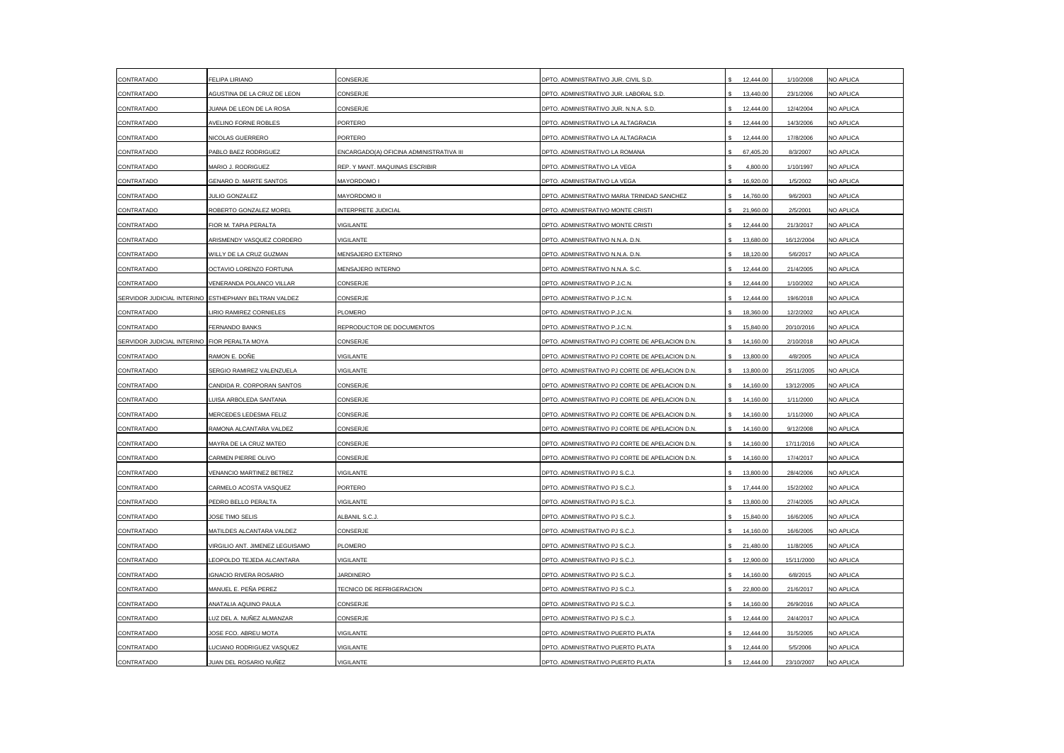| | | | | | | |
|---|---|---|---|---|---|---|
| CONTRATADO | FELIPA LIRIANO | CONSERJE | DPTO. ADMINISTRATIVO JUR. CIVIL S.D. | $ 12,444.00 | 1/10/2008 | NO APLICA |
| CONTRATADO | AGUSTINA DE LA CRUZ DE LEON | CONSERJE | DPTO. ADMINISTRATIVO JUR. LABORAL S.D. | $ 13,440.00 | 23/1/2006 | NO APLICA |
| CONTRATADO | JUANA DE LEON DE LA ROSA | CONSERJE | DPTO. ADMINISTRATIVO JUR. N.N.A. S.D. | $ 12,444.00 | 12/4/2004 | NO APLICA |
| CONTRATADO | AVELINO FORNE ROBLES | PORTERO | DPTO. ADMINISTRATIVO LA ALTAGRACIA | $ 12,444.00 | 14/3/2006 | NO APLICA |
| CONTRATADO | NICOLAS GUERRERO | PORTERO | DPTO. ADMINISTRATIVO LA ALTAGRACIA | $ 12,444.00 | 17/8/2006 | NO APLICA |
| CONTRATADO | PABLO BAEZ RODRIGUEZ | ENCARGADO(A) OFICINA ADMINISTRATIVA III | DPTO. ADMINISTRATIVO LA ROMANA | $ 67,405.20 | 8/3/2007 | NO APLICA |
| CONTRATADO | MARIO J. RODRIGUEZ | REP. Y MANT. MAQUINAS ESCRIBIR | DPTO. ADMINISTRATIVO LA VEGA | $ 4,800.00 | 1/10/1997 | NO APLICA |
| CONTRATADO | GENARO D. MARTE SANTOS | MAYORDOMO I | DPTO. ADMINISTRATIVO LA VEGA | $ 16,920.00 | 1/5/2002 | NO APLICA |
| CONTRATADO | JULIO GONZALEZ | MAYORDOMO II | DPTO. ADMINISTRATIVO MARIA TRINIDAD SANCHEZ | $ 14,760.00 | 9/6/2003 | NO APLICA |
| CONTRATADO | ROBERTO GONZALEZ MOREL | INTERPRETE JUDICIAL | DPTO. ADMINISTRATIVO MONTE CRISTI | $ 21,960.00 | 2/5/2001 | NO APLICA |
| CONTRATADO | FIOR M. TAPIA PERALTA | VIGILANTE | DPTO. ADMINISTRATIVO MONTE CRISTI | $ 12,444.00 | 21/3/2017 | NO APLICA |
| CONTRATADO | ARISMENDY VASQUEZ CORDERO | VIGILANTE | DPTO. ADMINISTRATIVO N.N.A. D.N. | $ 13,680.00 | 16/12/2004 | NO APLICA |
| CONTRATADO | WILLY DE LA CRUZ GUZMAN | MENSAJERO EXTERNO | DPTO. ADMINISTRATIVO N.N.A. D.N. | $ 18,120.00 | 5/6/2017 | NO APLICA |
| CONTRATADO | OCTAVIO LORENZO FORTUNA | MENSAJERO INTERNO | DPTO. ADMINISTRATIVO N.N.A. S.C. | $ 12,444.00 | 21/4/2005 | NO APLICA |
| CONTRATADO | VENERANDA POLANCO VILLAR | CONSERJE | DPTO. ADMINISTRATIVO P.J.C.N. | $ 12,444.00 | 1/10/2002 | NO APLICA |
| SERVIDOR JUDICIAL INTERINO | ESTHEPHANY BELTRAN VALDEZ | CONSERJE | DPTO. ADMINISTRATIVO P.J.C.N. | $ 12,444.00 | 19/6/2018 | NO APLICA |
| CONTRATADO | LIRIO RAMIREZ CORNIELES | PLOMERO | DPTO. ADMINISTRATIVO P.J.C.N. | $ 18,360.00 | 12/2/2002 | NO APLICA |
| CONTRATADO | FERNANDO BANKS | REPRODUCTOR DE DOCUMENTOS | DPTO. ADMINISTRATIVO P.J.C.N. | $ 15,840.00 | 20/10/2016 | NO APLICA |
| SERVIDOR JUDICIAL INTERINO | FIOR PERALTA MOYA | CONSERJE | DPTO. ADMINISTRATIVO PJ CORTE DE APELACION D.N. | $ 14,160.00 | 2/10/2018 | NO APLICA |
| CONTRATADO | RAMON E. DOÑE | VIGILANTE | DPTO. ADMINISTRATIVO PJ CORTE DE APELACION D.N. | $ 13,800.00 | 4/8/2005 | NO APLICA |
| CONTRATADO | SERGIO RAMIREZ VALENZUELA | VIGILANTE | DPTO. ADMINISTRATIVO PJ CORTE DE APELACION D.N. | $ 13,800.00 | 25/11/2005 | NO APLICA |
| CONTRATADO | CANDIDA R. CORPORAN SANTOS | CONSERJE | DPTO. ADMINISTRATIVO PJ CORTE DE APELACION D.N. | $ 14,160.00 | 13/12/2005 | NO APLICA |
| CONTRATADO | LUISA ARBOLEDA SANTANA | CONSERJE | DPTO. ADMINISTRATIVO PJ CORTE DE APELACION D.N. | $ 14,160.00 | 1/11/2000 | NO APLICA |
| CONTRATADO | MERCEDES LEDESMA FELIZ | CONSERJE | DPTO. ADMINISTRATIVO PJ CORTE DE APELACION D.N. | $ 14,160.00 | 1/11/2000 | NO APLICA |
| CONTRATADO | RAMONA ALCANTARA VALDEZ | CONSERJE | DPTO. ADMINISTRATIVO PJ CORTE DE APELACION D.N. | $ 14,160.00 | 9/12/2008 | NO APLICA |
| CONTRATADO | MAYRA DE LA CRUZ MATEO | CONSERJE | DPTO. ADMINISTRATIVO PJ CORTE DE APELACION D.N. | $ 14,160.00 | 17/11/2016 | NO APLICA |
| CONTRATADO | CARMEN PIERRE OLIVO | CONSERJE | DPTO. ADMINISTRATIVO PJ CORTE DE APELACION D.N. | $ 14,160.00 | 17/4/2017 | NO APLICA |
| CONTRATADO | VENANCIO MARTINEZ BETREZ | VIGILANTE | DPTO. ADMINISTRATIVO PJ S.C.J. | $ 13,800.00 | 28/4/2006 | NO APLICA |
| CONTRATADO | CARMELO ACOSTA VASQUEZ | PORTERO | DPTO. ADMINISTRATIVO PJ S.C.J. | $ 17,444.00 | 15/2/2002 | NO APLICA |
| CONTRATADO | PEDRO BELLO PERALTA | VIGILANTE | DPTO. ADMINISTRATIVO PJ S.C.J. | $ 13,800.00 | 27/4/2005 | NO APLICA |
| CONTRATADO | JOSE TIMO SELIS | ALBANIL S.C.J. | DPTO. ADMINISTRATIVO PJ S.C.J. | $ 15,840.00 | 16/6/2005 | NO APLICA |
| CONTRATADO | MATILDES ALCANTARA VALDEZ | CONSERJE | DPTO. ADMINISTRATIVO PJ S.C.J. | $ 14,160.00 | 16/6/2005 | NO APLICA |
| CONTRATADO | VIRGILIO ANT. JIMENEZ LEGUISAMO | PLOMERO | DPTO. ADMINISTRATIVO PJ S.C.J. | $ 21,480.00 | 11/8/2005 | NO APLICA |
| CONTRATADO | LEOPOLDO TEJEDA ALCANTARA | VIGILANTE | DPTO. ADMINISTRATIVO PJ S.C.J. | $ 12,900.00 | 15/11/2000 | NO APLICA |
| CONTRATADO | IGNACIO RIVERA ROSARIO | JARDINERO | DPTO. ADMINISTRATIVO PJ S.C.J. | $ 14,160.00 | 6/8/2015 | NO APLICA |
| CONTRATADO | MANUEL E. PEÑA PEREZ | TECNICO DE REFRIGERACION | DPTO. ADMINISTRATIVO PJ S.C.J. | $ 22,800.00 | 21/6/2017 | NO APLICA |
| CONTRATADO | ANATALIA AQUINO PAULA | CONSERJE | DPTO. ADMINISTRATIVO PJ S.C.J. | $ 14,160.00 | 26/9/2016 | NO APLICA |
| CONTRATADO | LUZ DEL A. NUÑEZ ALMANZAR | CONSERJE | DPTO. ADMINISTRATIVO PJ S.C.J. | $ 12,444.00 | 24/4/2017 | NO APLICA |
| CONTRATADO | JOSE FCO. ABREU MOTA | VIGILANTE | DPTO. ADMINISTRATIVO PUERTO PLATA | $ 12,444.00 | 31/5/2005 | NO APLICA |
| CONTRATADO | LUCIANO RODRIGUEZ VASQUEZ | VIGILANTE | DPTO. ADMINISTRATIVO PUERTO PLATA | $ 12,444.00 | 5/5/2006 | NO APLICA |
| CONTRATADO | JUAN DEL ROSARIO NUÑEZ | VIGILANTE | DPTO. ADMINISTRATIVO PUERTO PLATA | $ 12,444.00 | 23/10/2007 | NO APLICA |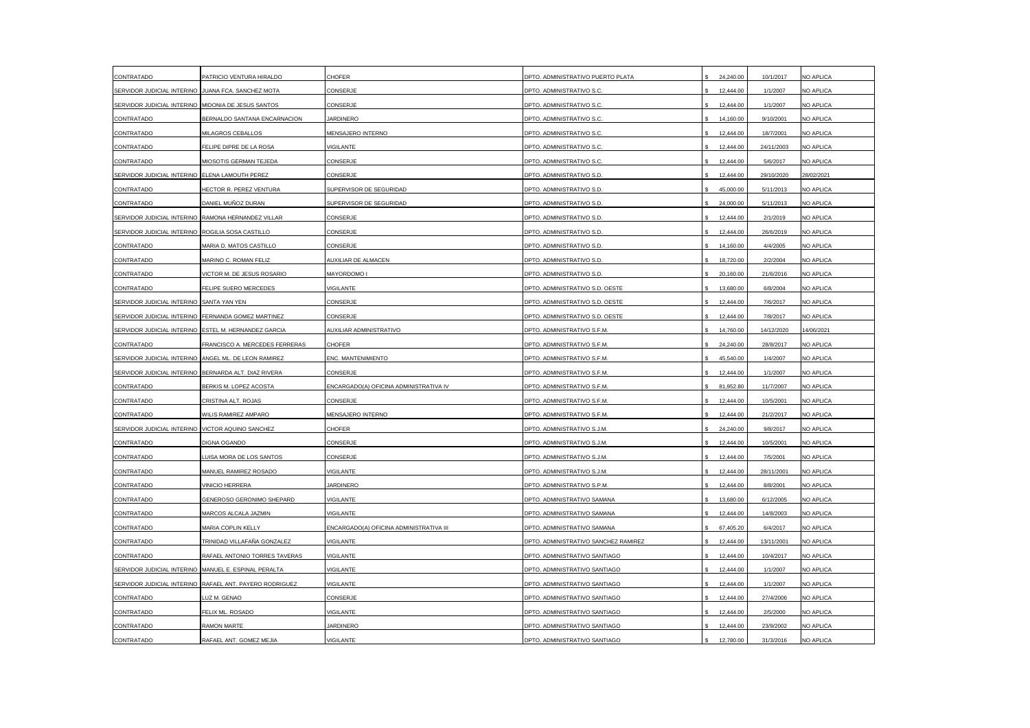| | | | | | | |
|---|---|---|---|---|---|---|
| CONTRATADO | PATRICIO VENTURA HIRALDO | CHOFER | DPTO. ADMINISTRATIVO PUERTO PLATA | $ 24,240.00 | 10/1/2017 | NO APLICA |
| SERVIDOR JUDICIAL INTERINO | JUANA FCA. SANCHEZ MOTA | CONSERJE | DPTO. ADMINISTRATIVO S.C. | $ 12,444.00 | 1/1/2007 | NO APLICA |
| SERVIDOR JUDICIAL INTERINO | MIDONIA DE JESUS SANTOS | CONSERJE | DPTO. ADMINISTRATIVO S.C. | $ 12,444.00 | 1/1/2007 | NO APLICA |
| CONTRATADO | BERNALDO SANTANA ENCARNACION | JARDINERO | DPTO. ADMINISTRATIVO S.C. | $ 14,160.00 | 9/10/2001 | NO APLICA |
| CONTRATADO | MILAGROS CEBALLOS | MENSAJERO INTERNO | DPTO. ADMINISTRATIVO S.C. | $ 12,444.00 | 18/7/2001 | NO APLICA |
| CONTRATADO | FELIPE DIPRE DE LA ROSA | VIGILANTE | DPTO. ADMINISTRATIVO S.C. | $ 12,444.00 | 24/11/2003 | NO APLICA |
| CONTRATADO | MIOSOTIS GERMAN TEJEDA | CONSERJE | DPTO. ADMINISTRATIVO S.C. | $ 12,444.00 | 5/6/2017 | NO APLICA |
| SERVIDOR JUDICIAL INTERINO | ELENA LAMOUTH PEREZ | CONSERJE | DPTO. ADMINISTRATIVO S.D. | $ 12,444.00 | 29/10/2020 | 28/02/2021 |
| CONTRATADO | HECTOR R. PEREZ VENTURA | SUPERVISOR DE SEGURIDAD | DPTO. ADMINISTRATIVO S.D. | $ 45,000.00 | 5/11/2013 | NO APLICA |
| CONTRATADO | DANIEL MUÑOZ DURAN | SUPERVISOR DE SEGURIDAD | DPTO. ADMINISTRATIVO S.D. | $ 24,000.00 | 5/11/2013 | NO APLICA |
| SERVIDOR JUDICIAL INTERINO | RAMONA HERNANDEZ VILLAR | CONSERJE | DPTO. ADMINISTRATIVO S.D. | $ 12,444.00 | 2/1/2019 | NO APLICA |
| SERVIDOR JUDICIAL INTERINO | ROGILIA SOSA CASTILLO | CONSERJE | DPTO. ADMINISTRATIVO S.D. | $ 12,444.00 | 26/6/2019 | NO APLICA |
| CONTRATADO | MARIA D. MATOS CASTILLO | CONSERJE | DPTO. ADMINISTRATIVO S.D. | $ 14,160.00 | 4/4/2005 | NO APLICA |
| CONTRATADO | MARINO C. ROMAN FELIZ | AUXILIAR DE ALMACEN | DPTO. ADMINISTRATIVO S.D. | $ 18,720.00 | 2/2/2004 | NO APLICA |
| CONTRATADO | VICTOR M. DE JESUS ROSARIO | MAYORDOMO I | DPTO. ADMINISTRATIVO S.D. | $ 20,160.00 | 21/6/2016 | NO APLICA |
| CONTRATADO | FELIPE SUERO MERCEDES | VIGILANTE | DPTO. ADMINISTRATIVO S.D. OESTE | $ 13,680.00 | 6/8/2004 | NO APLICA |
| SERVIDOR JUDICIAL INTERINO | SANTA YAN YEN | CONSERJE | DPTO. ADMINISTRATIVO S.D. OESTE | $ 12,444.00 | 7/6/2017 | NO APLICA |
| SERVIDOR JUDICIAL INTERINO | FERNANDA GOMEZ MARTINEZ | CONSERJE | DPTO. ADMINISTRATIVO S.D. OESTE | $ 12,444.00 | 7/8/2017 | NO APLICA |
| SERVIDOR JUDICIAL INTERINO | ESTEL M. HERNANDEZ GARCIA | AUXILIAR ADMINISTRATIVO | DPTO. ADMINISTRATIVO S.F.M. | $ 14,760.00 | 14/12/2020 | 14/06/2021 |
| CONTRATADO | FRANCISCO A. MERCEDES FERRERAS | CHOFER | DPTO. ADMINISTRATIVO S.F.M. | $ 24,240.00 | 28/8/2017 | NO APLICA |
| SERVIDOR JUDICIAL INTERINO | ANGEL ML. DE LEON RAMIREZ | ENC. MANTENIMIENTO | DPTO. ADMINISTRATIVO S.F.M. | $ 45,540.00 | 1/4/2007 | NO APLICA |
| SERVIDOR JUDICIAL INTERINO | BERNARDA ALT. DIAZ RIVERA | CONSERJE | DPTO. ADMINISTRATIVO S.F.M. | $ 12,444.00 | 1/1/2007 | NO APLICA |
| CONTRATADO | BERKIS M. LOPEZ ACOSTA | ENCARGADO(A) OFICINA ADMINISTRATIVA IV | DPTO. ADMINISTRATIVO S.F.M. | $ 81,952.80 | 11/7/2007 | NO APLICA |
| CONTRATADO | CRISTINA ALT. ROJAS | CONSERJE | DPTO. ADMINISTRATIVO S.F.M. | $ 12,444.00 | 10/5/2001 | NO APLICA |
| CONTRATADO | WILIS RAMIREZ AMPARO | MENSAJERO INTERNO | DPTO. ADMINISTRATIVO S.F.M. | $ 12,444.00 | 21/2/2017 | NO APLICA |
| SERVIDOR JUDICIAL INTERINO | VICTOR AQUINO SANCHEZ | CHOFER | DPTO. ADMINISTRATIVO S.J.M. | $ 24,240.00 | 9/8/2017 | NO APLICA |
| CONTRATADO | DIGNA OGANDO | CONSERJE | DPTO. ADMINISTRATIVO S.J.M. | $ 12,444.00 | 10/5/2001 | NO APLICA |
| CONTRATADO | LUISA MORA DE LOS SANTOS | CONSERJE | DPTO. ADMINISTRATIVO S.J.M. | $ 12,444.00 | 7/5/2001 | NO APLICA |
| CONTRATADO | MANUEL RAMIREZ ROSADO | VIGILANTE | DPTO. ADMINISTRATIVO S.J.M. | $ 12,444.00 | 28/11/2001 | NO APLICA |
| CONTRATADO | VINICIO HERRERA | JARDINERO | DPTO. ADMINISTRATIVO S.P.M. | $ 12,444.00 | 8/8/2001 | NO APLICA |
| CONTRATADO | GENEROSO GERONIMO SHEPARD | VIGILANTE | DPTO. ADMINISTRATIVO SAMANA | $ 13,680.00 | 6/12/2005 | NO APLICA |
| CONTRATADO | MARCOS ALCALA JAZMIN | VIGILANTE | DPTO. ADMINISTRATIVO SAMANA | $ 12,444.00 | 14/8/2003 | NO APLICA |
| CONTRATADO | MARIA COPLIN KELLY | ENCARGADO(A) OFICINA ADMINISTRATIVA III | DPTO. ADMINISTRATIVO SAMANA | $ 67,405.20 | 6/4/2017 | NO APLICA |
| CONTRATADO | TRINIDAD VILLAFAÑA GONZALEZ | VIGILANTE | DPTO. ADMINISTRATIVO SANCHEZ RAMIREZ | $ 12,444.00 | 13/11/2001 | NO APLICA |
| CONTRATADO | RAFAEL ANTONIO TORRES TAVERAS | VIGILANTE | DPTO. ADMINISTRATIVO SANTIAGO | $ 12,444.00 | 10/4/2017 | NO APLICA |
| SERVIDOR JUDICIAL INTERINO | MANUEL E. ESPINAL PERALTA | VIGILANTE | DPTO. ADMINISTRATIVO SANTIAGO | $ 12,444.00 | 1/1/2007 | NO APLICA |
| SERVIDOR JUDICIAL INTERINO | RAFAEL ANT. PAYERO RODRIGUEZ | VIGILANTE | DPTO. ADMINISTRATIVO SANTIAGO | $ 12,444.00 | 1/1/2007 | NO APLICA |
| CONTRATADO | LUZ M. GENAO | CONSERJE | DPTO. ADMINISTRATIVO SANTIAGO | $ 12,444.00 | 27/4/2006 | NO APLICA |
| CONTRATADO | FELIX ML. ROSADO | VIGILANTE | DPTO. ADMINISTRATIVO SANTIAGO | $ 12,444.00 | 2/5/2000 | NO APLICA |
| CONTRATADO | RAMON MARTE | JARDINERO | DPTO. ADMINISTRATIVO SANTIAGO | $ 12,444.00 | 23/9/2002 | NO APLICA |
| CONTRATADO | RAFAEL ANT. GOMEZ MEJIA | VIGILANTE | DPTO. ADMINISTRATIVO SANTIAGO | $ 12,780.00 | 31/3/2016 | NO APLICA |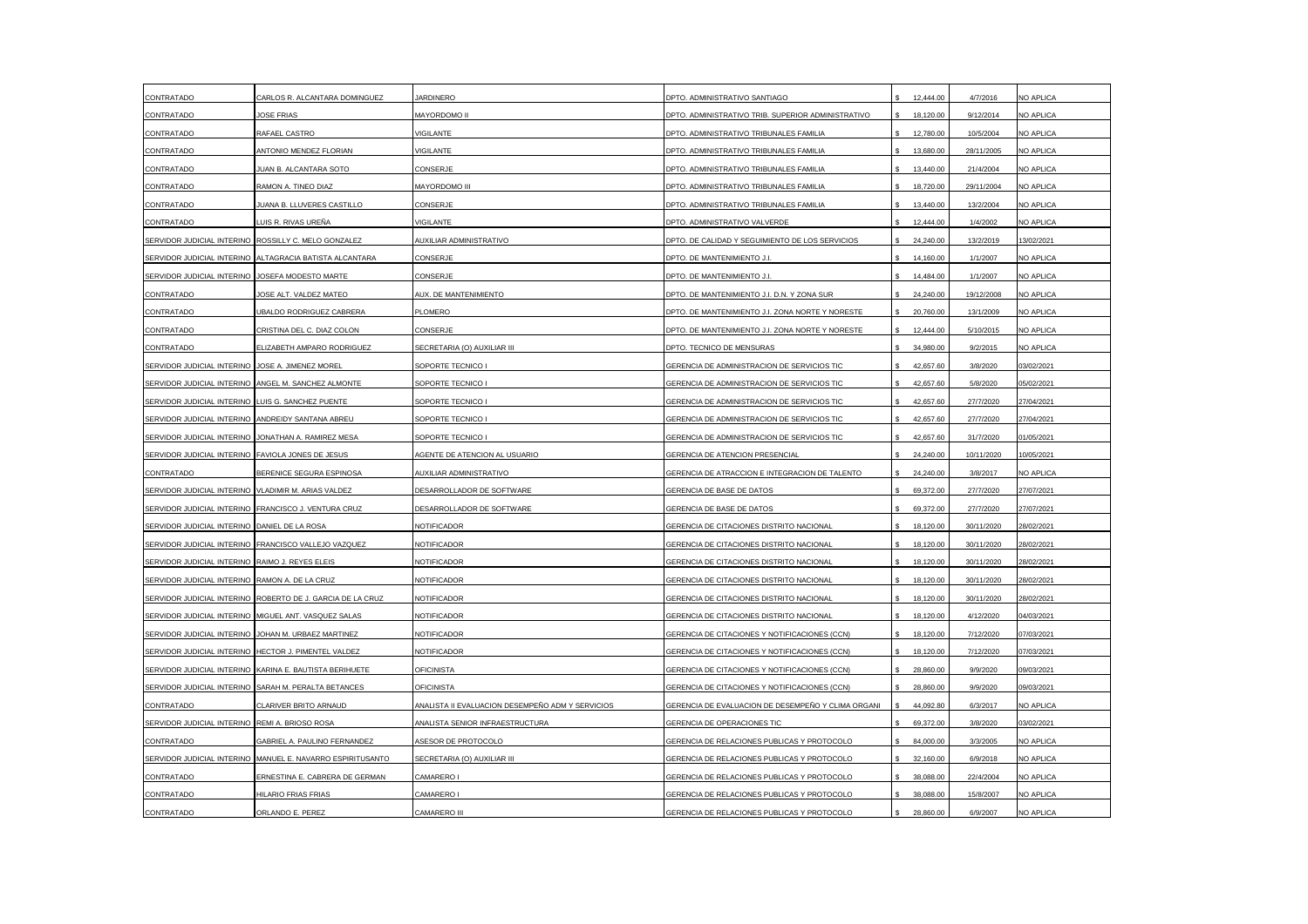| | | | | | | |
|---|---|---|---|---|---|---|
| CONTRATADO | CARLOS R. ALCANTARA DOMINGUEZ | JARDINERO | DPTO. ADMINISTRATIVO SANTIAGO | $ 12,444.00 | 4/7/2016 | NO APLICA |
| CONTRATADO | JOSE FRIAS | MAYORDOMO II | DPTO. ADMINISTRATIVO TRIB. SUPERIOR ADMINISTRATIVO | $ 18,120.00 | 9/12/2014 | NO APLICA |
| CONTRATADO | RAFAEL CASTRO | VIGILANTE | DPTO. ADMINISTRATIVO TRIBUNALES FAMILIA | $ 12,780.00 | 10/5/2004 | NO APLICA |
| CONTRATADO | ANTONIO MENDEZ FLORIAN | VIGILANTE | DPTO. ADMINISTRATIVO TRIBUNALES FAMILIA | $ 13,680.00 | 28/11/2005 | NO APLICA |
| CONTRATADO | JUAN B. ALCANTARA SOTO | CONSERJE | DPTO. ADMINISTRATIVO TRIBUNALES FAMILIA | $ 13,440.00 | 21/4/2004 | NO APLICA |
| CONTRATADO | RAMON A. TINEO DIAZ | MAYORDOMO III | DPTO. ADMINISTRATIVO TRIBUNALES FAMILIA | $ 18,720.00 | 29/11/2004 | NO APLICA |
| CONTRATADO | JUANA B. LLUVERES CASTILLO | CONSERJE | DPTO. ADMINISTRATIVO TRIBUNALES FAMILIA | $ 13,440.00 | 13/2/2004 | NO APLICA |
| CONTRATADO | LUIS R. RIVAS UREÑA | VIGILANTE | DPTO. ADMINISTRATIVO VALVERDE | $ 12,444.00 | 1/4/2002 | NO APLICA |
| SERVIDOR JUDICIAL INTERINO | ROSSILLY C. MELO GONZALEZ | AUXILIAR ADMINISTRATIVO | DPTO. DE CALIDAD Y SEGUIMIENTO DE LOS SERVICIOS | $ 24,240.00 | 13/2/2019 | 13/02/2021 |
| SERVIDOR JUDICIAL INTERINO | ALTAGRACIA BATISTA ALCANTARA | CONSERJE | DPTO. DE MANTENIMIENTO J.I. | $ 14,160.00 | 1/1/2007 | NO APLICA |
| SERVIDOR JUDICIAL INTERINO | JOSEFA MODESTO MARTE | CONSERJE | DPTO. DE MANTENIMIENTO J.I. | $ 14,484.00 | 1/1/2007 | NO APLICA |
| CONTRATADO | JOSE ALT. VALDEZ MATEO | AUX. DE MANTENIMIENTO | DPTO. DE MANTENIMIENTO J.I. D.N. Y ZONA SUR | $ 24,240.00 | 19/12/2008 | NO APLICA |
| CONTRATADO | UBALDO RODRIGUEZ CABRERA | PLOMERO | DPTO. DE MANTENIMIENTO J.I. ZONA NORTE Y NORESTE | $ 20,760.00 | 13/1/2009 | NO APLICA |
| CONTRATADO | CRISTINA DEL C. DIAZ COLON | CONSERJE | DPTO. DE MANTENIMIENTO J.I. ZONA NORTE Y NORESTE | $ 12,444.00 | 5/10/2015 | NO APLICA |
| CONTRATADO | ELIZABETH AMPARO RODRIGUEZ | SECRETARIA (O) AUXILIAR III | DPTO. TECNICO DE MENSURAS | $ 34,980.00 | 9/2/2015 | NO APLICA |
| SERVIDOR JUDICIAL INTERINO | JOSE A. JIMENEZ MOREL | SOPORTE TECNICO I | GERENCIA DE ADMINISTRACION DE SERVICIOS TIC | $ 42,657.60 | 3/8/2020 | 03/02/2021 |
| SERVIDOR JUDICIAL INTERINO | ANGEL M. SANCHEZ ALMONTE | SOPORTE TECNICO I | GERENCIA DE ADMINISTRACION DE SERVICIOS TIC | $ 42,657.60 | 5/8/2020 | 05/02/2021 |
| SERVIDOR JUDICIAL INTERINO | LUIS G. SANCHEZ PUENTE | SOPORTE TECNICO I | GERENCIA DE ADMINISTRACION DE SERVICIOS TIC | $ 42,657.60 | 27/7/2020 | 27/04/2021 |
| SERVIDOR JUDICIAL INTERINO | ANDREIDY SANTANA ABREU | SOPORTE TECNICO I | GERENCIA DE ADMINISTRACION DE SERVICIOS TIC | $ 42,657.60 | 27/7/2020 | 27/04/2021 |
| SERVIDOR JUDICIAL INTERINO | JONATHAN A. RAMIREZ MESA | SOPORTE TECNICO I | GERENCIA DE ADMINISTRACION DE SERVICIOS TIC | $ 42,657.60 | 31/7/2020 | 01/05/2021 |
| SERVIDOR JUDICIAL INTERINO | FAVIOLA JONES DE JESUS | AGENTE DE ATENCION AL USUARIO | GERENCIA DE ATENCION PRESENCIAL | $ 24,240.00 | 10/11/2020 | 10/05/2021 |
| CONTRATADO | BERENICE SEGURA ESPINOSA | AUXILIAR ADMINISTRATIVO | GERENCIA DE ATRACCION E INTEGRACION DE TALENTO | $ 24,240.00 | 3/8/2017 | NO APLICA |
| SERVIDOR JUDICIAL INTERINO | VLADIMIR M. ARIAS VALDEZ | DESARROLLADOR DE SOFTWARE | GERENCIA DE BASE DE DATOS | $ 69,372.00 | 27/7/2020 | 27/07/2021 |
| SERVIDOR JUDICIAL INTERINO | FRANCISCO J. VENTURA CRUZ | DESARROLLADOR DE SOFTWARE | GERENCIA DE BASE DE DATOS | $ 69,372.00 | 27/7/2020 | 27/07/2021 |
| SERVIDOR JUDICIAL INTERINO | DANIEL DE LA ROSA | NOTIFICADOR | GERENCIA DE CITACIONES DISTRITO NACIONAL | $ 18,120.00 | 30/11/2020 | 28/02/2021 |
| SERVIDOR JUDICIAL INTERINO | FRANCISCO VALLEJO VAZQUEZ | NOTIFICADOR | GERENCIA DE CITACIONES DISTRITO NACIONAL | $ 18,120.00 | 30/11/2020 | 28/02/2021 |
| SERVIDOR JUDICIAL INTERINO | RAIMO J. REYES ELEIS | NOTIFICADOR | GERENCIA DE CITACIONES DISTRITO NACIONAL | $ 18,120.00 | 30/11/2020 | 28/02/2021 |
| SERVIDOR JUDICIAL INTERINO | RAMON A. DE LA CRUZ | NOTIFICADOR | GERENCIA DE CITACIONES DISTRITO NACIONAL | $ 18,120.00 | 30/11/2020 | 28/02/2021 |
| SERVIDOR JUDICIAL INTERINO | ROBERTO DE J. GARCIA DE LA CRUZ | NOTIFICADOR | GERENCIA DE CITACIONES DISTRITO NACIONAL | $ 18,120.00 | 30/11/2020 | 28/02/2021 |
| SERVIDOR JUDICIAL INTERINO | MIGUEL ANT. VASQUEZ SALAS | NOTIFICADOR | GERENCIA DE CITACIONES DISTRITO NACIONAL | $ 18,120.00 | 4/12/2020 | 04/03/2021 |
| SERVIDOR JUDICIAL INTERINO | JOHAN M. URBAEZ MARTINEZ | NOTIFICADOR | GERENCIA DE CITACIONES Y NOTIFICACIONES (CCN) | $ 18,120.00 | 7/12/2020 | 07/03/2021 |
| SERVIDOR JUDICIAL INTERINO | HECTOR J. PIMENTEL VALDEZ | NOTIFICADOR | GERENCIA DE CITACIONES Y NOTIFICACIONES (CCN) | $ 18,120.00 | 7/12/2020 | 07/03/2021 |
| SERVIDOR JUDICIAL INTERINO | KARINA E. BAUTISTA BERIHUETE | OFICINISTA | GERENCIA DE CITACIONES Y NOTIFICACIONES (CCN) | $ 28,860.00 | 9/9/2020 | 09/03/2021 |
| SERVIDOR JUDICIAL INTERINO | SARAH M. PERALTA BETANCES | OFICINISTA | GERENCIA DE CITACIONES Y NOTIFICACIONES (CCN) | $ 28,860.00 | 9/9/2020 | 09/03/2021 |
| CONTRATADO | CLARIVER BRITO ARNAUD | ANALISTA II EVALUACION DESEMPEÑO ADM Y SERVICIOS | GERENCIA DE EVALUACION DE DESEMPEÑO Y CLIMA ORGANI | $ 44,092.80 | 6/3/2017 | NO APLICA |
| SERVIDOR JUDICIAL INTERINO | REMI A. BRIOSO ROSA | ANALISTA SENIOR INFRAESTRUCTURA | GERENCIA DE OPERACIONES TIC | $ 69,372.00 | 3/8/2020 | 03/02/2021 |
| CONTRATADO | GABRIEL A. PAULINO FERNANDEZ | ASESOR DE PROTOCOLO | GERENCIA DE RELACIONES PUBLICAS Y PROTOCOLO | $ 84,000.00 | 3/3/2005 | NO APLICA |
| SERVIDOR JUDICIAL INTERINO | MANUEL E. NAVARRO ESPIRITUSANTO | SECRETARIA (O) AUXILIAR III | GERENCIA DE RELACIONES PUBLICAS Y PROTOCOLO | $ 32,160.00 | 6/9/2018 | NO APLICA |
| CONTRATADO | ERNESTINA E. CABRERA DE GERMAN | CAMARERO I | GERENCIA DE RELACIONES PUBLICAS Y PROTOCOLO | $ 38,088.00 | 22/4/2004 | NO APLICA |
| CONTRATADO | HILARIO FRIAS FRIAS | CAMARERO I | GERENCIA DE RELACIONES PUBLICAS Y PROTOCOLO | $ 38,088.00 | 15/8/2007 | NO APLICA |
| CONTRATADO | ORLANDO E. PEREZ | CAMARERO III | GERENCIA DE RELACIONES PUBLICAS Y PROTOCOLO | $ 28,860.00 | 6/9/2007 | NO APLICA |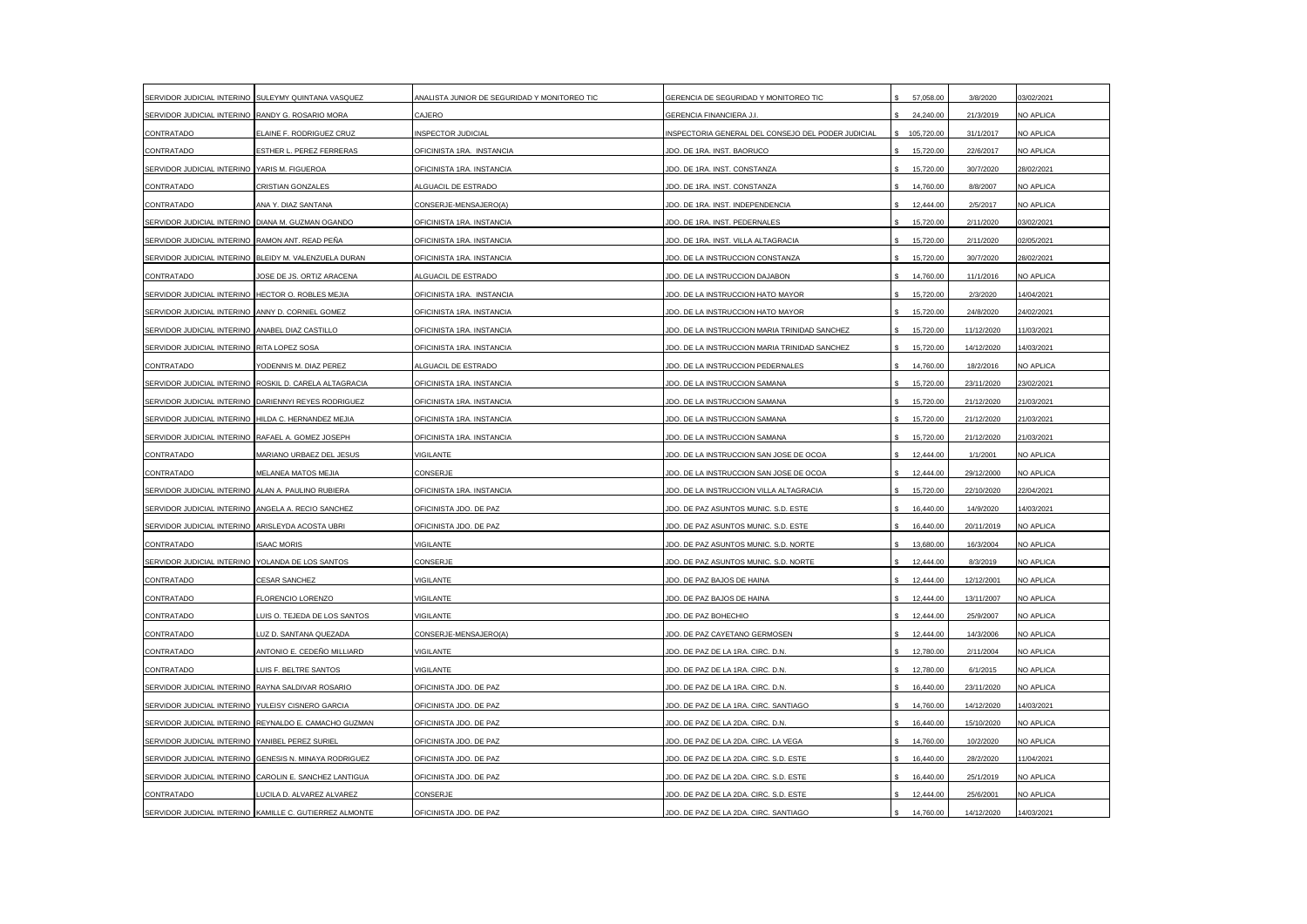| | | | | | | |
|---|---|---|---|---|---|---|
| SERVIDOR JUDICIAL INTERINO | SULEYMY QUINTANA VASQUEZ | ANALISTA JUNIOR DE SEGURIDAD Y MONITOREO TIC | GERENCIA DE SEGURIDAD Y MONITOREO TIC | $ 57,058.00 | 3/8/2020 | 03/02/2021 |
| SERVIDOR JUDICIAL INTERINO | RANDY G. ROSARIO MORA | CAJERO | GERENCIA FINANCIERA J.I. | $ 24,240.00 | 21/3/2019 | NO APLICA |
| CONTRATADO | ELAINE F. RODRIGUEZ CRUZ | INSPECTOR JUDICIAL | INSPECTORIA GENERAL DEL CONSEJO DEL PODER JUDICIAL | $ 105,720.00 | 31/1/2017 | NO APLICA |
| CONTRATADO | ESTHER L. PEREZ FERRERAS | OFICINISTA 1RA. INSTANCIA | JDO. DE 1RA. INST. BAORUCO | $ 15,720.00 | 22/6/2017 | NO APLICA |
| SERVIDOR JUDICIAL INTERINO | YARIS M. FIGUEROA | OFICINISTA 1RA. INSTANCIA | JDO. DE 1RA. INST. CONSTANZA | $ 15,720.00 | 30/7/2020 | 28/02/2021 |
| CONTRATADO | CRISTIAN GONZALES | ALGUACIL DE ESTRADO | JDO. DE 1RA. INST. CONSTANZA | $ 14,760.00 | 8/8/2007 | NO APLICA |
| CONTRATADO | ANA Y. DIAZ SANTANA | CONSERJE-MENSAJERO(A) | JDO. DE 1RA. INST. INDEPENDENCIA | $ 12,444.00 | 2/5/2017 | NO APLICA |
| SERVIDOR JUDICIAL INTERINO | DIANA M. GUZMAN OGANDO | OFICINISTA 1RA. INSTANCIA | JDO. DE 1RA. INST. PEDERNALES | $ 15,720.00 | 2/11/2020 | 03/02/2021 |
| SERVIDOR JUDICIAL INTERINO | RAMON ANT. READ PEÑA | OFICINISTA 1RA. INSTANCIA | JDO. DE 1RA. INST. VILLA ALTAGRACIA | $ 15,720.00 | 2/11/2020 | 02/05/2021 |
| SERVIDOR JUDICIAL INTERINO | BLEIDY M. VALENZUELA DURAN | OFICINISTA 1RA. INSTANCIA | JDO. DE LA INSTRUCCION CONSTANZA | $ 15,720.00 | 30/7/2020 | 28/02/2021 |
| CONTRATADO | JOSE DE JS. ORTIZ ARACENA | ALGUACIL DE ESTRADO | JDO. DE LA INSTRUCCION DAJABON | $ 14,760.00 | 11/1/2016 | NO APLICA |
| SERVIDOR JUDICIAL INTERINO | HECTOR O. ROBLES MEJIA | OFICINISTA 1RA. INSTANCIA | JDO. DE LA INSTRUCCION HATO MAYOR | $ 15,720.00 | 2/3/2020 | 14/04/2021 |
| SERVIDOR JUDICIAL INTERINO | ANNY D. CORNIEL GOMEZ | OFICINISTA 1RA. INSTANCIA | JDO. DE LA INSTRUCCION HATO MAYOR | $ 15,720.00 | 24/8/2020 | 24/02/2021 |
| SERVIDOR JUDICIAL INTERINO | ANABEL DIAZ CASTILLO | OFICINISTA 1RA. INSTANCIA | JDO. DE LA INSTRUCCION MARIA TRINIDAD SANCHEZ | $ 15,720.00 | 11/12/2020 | 11/03/2021 |
| SERVIDOR JUDICIAL INTERINO | RITA LOPEZ SOSA | OFICINISTA 1RA. INSTANCIA | JDO. DE LA INSTRUCCION MARIA TRINIDAD SANCHEZ | $ 15,720.00 | 14/12/2020 | 14/03/2021 |
| CONTRATADO | YODENNIS M. DIAZ PEREZ | ALGUACIL DE ESTRADO | JDO. DE LA INSTRUCCION PEDERNALES | $ 14,760.00 | 18/2/2016 | NO APLICA |
| SERVIDOR JUDICIAL INTERINO | ROSKIL D. CARELA ALTAGRACIA | OFICINISTA 1RA. INSTANCIA | JDO. DE LA INSTRUCCION SAMANA | $ 15,720.00 | 23/11/2020 | 23/02/2021 |
| SERVIDOR JUDICIAL INTERINO | DARIENNYI REYES RODRIGUEZ | OFICINISTA 1RA. INSTANCIA | JDO. DE LA INSTRUCCION SAMANA | $ 15,720.00 | 21/12/2020 | 21/03/2021 |
| SERVIDOR JUDICIAL INTERINO | HILDA C. HERNANDEZ MEJIA | OFICINISTA 1RA. INSTANCIA | JDO. DE LA INSTRUCCION SAMANA | $ 15,720.00 | 21/12/2020 | 21/03/2021 |
| SERVIDOR JUDICIAL INTERINO | RAFAEL A. GOMEZ JOSEPH | OFICINISTA 1RA. INSTANCIA | JDO. DE LA INSTRUCCION SAMANA | $ 15,720.00 | 21/12/2020 | 21/03/2021 |
| CONTRATADO | MARIANO URBAEZ DEL JESUS | VIGILANTE | JDO. DE LA INSTRUCCION SAN JOSE DE OCOA | $ 12,444.00 | 1/1/2001 | NO APLICA |
| CONTRATADO | MELANEA MATOS MEJIA | CONSERJE | JDO. DE LA INSTRUCCION SAN JOSE DE OCOA | $ 12,444.00 | 29/12/2000 | NO APLICA |
| SERVIDOR JUDICIAL INTERINO | ALAN A. PAULINO RUBIERA | OFICINISTA 1RA. INSTANCIA | JDO. DE LA INSTRUCCION VILLA ALTAGRACIA | $ 15,720.00 | 22/10/2020 | 22/04/2021 |
| SERVIDOR JUDICIAL INTERINO | ANGELA A. RECIO SANCHEZ | OFICINISTA JDO. DE PAZ | JDO. DE PAZ ASUNTOS MUNIC. S.D. ESTE | $ 16,440.00 | 14/9/2020 | 14/03/2021 |
| SERVIDOR JUDICIAL INTERINO | ARISLEYDA ACOSTA UBRI | OFICINISTA JDO. DE PAZ | JDO. DE PAZ ASUNTOS MUNIC. S.D. ESTE | $ 16,440.00 | 20/11/2019 | NO APLICA |
| CONTRATADO | ISAAC MORIS | VIGILANTE | JDO. DE PAZ ASUNTOS MUNIC. S.D. NORTE | $ 13,680.00 | 16/3/2004 | NO APLICA |
| SERVIDOR JUDICIAL INTERINO | YOLANDA DE LOS SANTOS | CONSERJE | JDO. DE PAZ ASUNTOS MUNIC. S.D. NORTE | $ 12,444.00 | 8/3/2019 | NO APLICA |
| CONTRATADO | CESAR SANCHEZ | VIGILANTE | JDO. DE PAZ BAJOS DE HAINA | $ 12,444.00 | 12/12/2001 | NO APLICA |
| CONTRATADO | FLORENCIO LORENZO | VIGILANTE | JDO. DE PAZ BAJOS DE HAINA | $ 12,444.00 | 13/11/2007 | NO APLICA |
| CONTRATADO | LUIS O. TEJEDA DE LOS SANTOS | VIGILANTE | JDO. DE PAZ BOHECHIO | $ 12,444.00 | 25/9/2007 | NO APLICA |
| CONTRATADO | LUZ D. SANTANA QUEZADA | CONSERJE-MENSAJERO(A) | JDO. DE PAZ CAYETANO GERMOSEN | $ 12,444.00 | 14/3/2006 | NO APLICA |
| CONTRATADO | ANTONIO E. CEDEÑO MILLIARD | VIGILANTE | JDO. DE PAZ DE LA 1RA. CIRC. D.N. | $ 12,780.00 | 2/11/2004 | NO APLICA |
| CONTRATADO | LUIS F. BELTRE SANTOS | VIGILANTE | JDO. DE PAZ DE LA 1RA. CIRC. D.N. | $ 12,780.00 | 6/1/2015 | NO APLICA |
| SERVIDOR JUDICIAL INTERINO | RAYNA SALDIVAR ROSARIO | OFICINISTA JDO. DE PAZ | JDO. DE PAZ DE LA 1RA. CIRC. D.N. | $ 16,440.00 | 23/11/2020 | NO APLICA |
| SERVIDOR JUDICIAL INTERINO | YULEISY CISNERO GARCIA | OFICINISTA JDO. DE PAZ | JDO. DE PAZ DE LA 1RA. CIRC. SANTIAGO | $ 14,760.00 | 14/12/2020 | 14/03/2021 |
| SERVIDOR JUDICIAL INTERINO | REYNALDO E. CAMACHO GUZMAN | OFICINISTA JDO. DE PAZ | JDO. DE PAZ DE LA 2DA. CIRC. D.N. | $ 16,440.00 | 15/10/2020 | NO APLICA |
| SERVIDOR JUDICIAL INTERINO | YANIBEL PEREZ SURIEL | OFICINISTA JDO. DE PAZ | JDO. DE PAZ DE LA 2DA. CIRC. LA VEGA | $ 14,760.00 | 10/2/2020 | NO APLICA |
| SERVIDOR JUDICIAL INTERINO | GENESIS N. MINAYA RODRIGUEZ | OFICINISTA JDO. DE PAZ | JDO. DE PAZ DE LA 2DA. CIRC. S.D. ESTE | $ 16,440.00 | 28/2/2020 | 11/04/2021 |
| SERVIDOR JUDICIAL INTERINO | CAROLIN E. SANCHEZ LANTIGUA | OFICINISTA JDO. DE PAZ | JDO. DE PAZ DE LA 2DA. CIRC. S.D. ESTE | $ 16,440.00 | 25/1/2019 | NO APLICA |
| CONTRATADO | LUCILA D. ALVAREZ ALVAREZ | CONSERJE | JDO. DE PAZ DE LA 2DA. CIRC. S.D. ESTE | $ 12,444.00 | 25/6/2001 | NO APLICA |
| SERVIDOR JUDICIAL INTERINO | KAMILLE C. GUTIERREZ ALMONTE | OFICINISTA JDO. DE PAZ | JDO. DE PAZ DE LA 2DA. CIRC. SANTIAGO | $ 14,760.00 | 14/12/2020 | 14/03/2021 |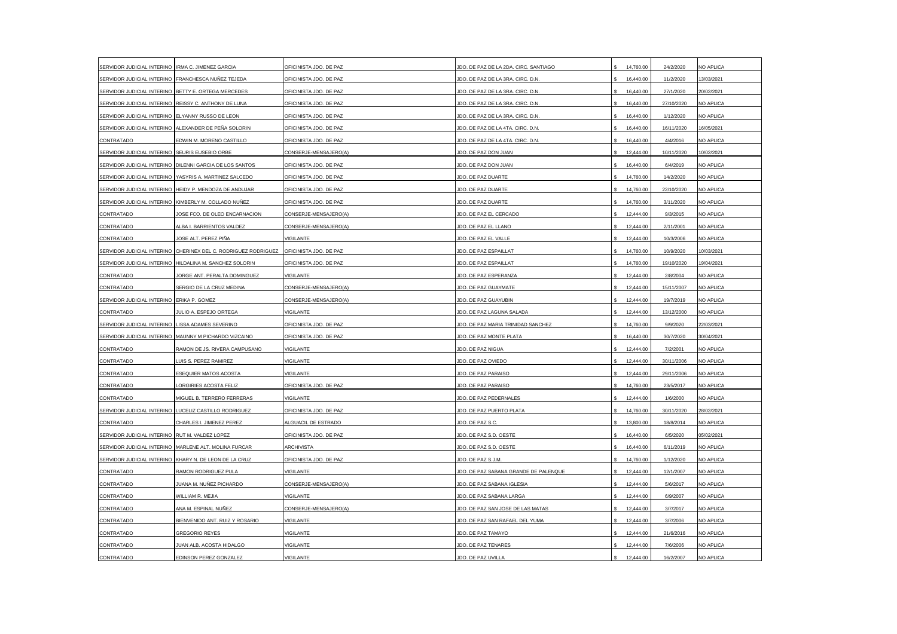| | | | | | | |
|---|---|---|---|---|---|---|
| SERVIDOR JUDICIAL INTERINO | IRMA C. JIMENEZ GARCIA | OFICINISTA JDO. DE PAZ | JDO. DE PAZ DE LA 2DA. CIRC. SANTIAGO | $ 14,760.00 | 24/2/2020 | NO APLICA |
| SERVIDOR JUDICIAL INTERINO | FRANCHESCA NUÑEZ TEJEDA | OFICINISTA JDO. DE PAZ | JDO. DE PAZ DE LA 3RA. CIRC. D.N. | $ 16,440.00 | 11/2/2020 | 13/03/2021 |
| SERVIDOR JUDICIAL INTERINO | BETTY E. ORTEGA MERCEDES | OFICINISTA JDO. DE PAZ | JDO. DE PAZ DE LA 3RA. CIRC. D.N. | $ 16,440.00 | 27/1/2020 | 20/02/2021 |
| SERVIDOR JUDICIAL INTERINO | REISSY C. ANTHONY DE LUNA | OFICINISTA JDO. DE PAZ | JDO. DE PAZ DE LA 3RA. CIRC. D.N. | $ 16,440.00 | 27/10/2020 | NO APLICA |
| SERVIDOR JUDICIAL INTERINO | ELYANNY RUSSO DE LEON | OFICINISTA JDO. DE PAZ | JDO. DE PAZ DE LA 3RA. CIRC. D.N. | $ 16,440.00 | 1/12/2020 | NO APLICA |
| SERVIDOR JUDICIAL INTERINO | ALEXANDER DE PEÑA SOLORIN | OFICINISTA JDO. DE PAZ | JDO. DE PAZ DE LA 4TA. CIRC. D.N. | $ 16,440.00 | 16/11/2020 | 16/05/2021 |
| CONTRATADO | EDWIN M. MORENO CASTILLO | OFICINISTA JDO. DE PAZ | JDO. DE PAZ DE LA 4TA. CIRC. D.N. | $ 16,440.00 | 4/4/2016 | NO APLICA |
| SERVIDOR JUDICIAL INTERINO | SEURIS EUSEBIO ORBE | CONSERJE-MENSAJERO(A) | JDO. DE PAZ DON JUAN | $ 12,444.00 | 10/11/2020 | 10/02/2021 |
| SERVIDOR JUDICIAL INTERINO | DILENNI GARCIA DE LOS SANTOS | OFICINISTA JDO. DE PAZ | JDO. DE PAZ DON JUAN | $ 16,440.00 | 6/4/2019 | NO APLICA |
| SERVIDOR JUDICIAL INTERINO | YASYRIS A. MARTINEZ SALCEDO | OFICINISTA JDO. DE PAZ | JDO. DE PAZ DUARTE | $ 14,760.00 | 14/2/2020 | NO APLICA |
| SERVIDOR JUDICIAL INTERINO | HEIDY P. MENDOZA DE ANDUJAR | OFICINISTA JDO. DE PAZ | JDO. DE PAZ DUARTE | $ 14,760.00 | 22/10/2020 | NO APLICA |
| SERVIDOR JUDICIAL INTERINO | KIMBERLY M. COLLADO NUÑEZ | OFICINISTA JDO. DE PAZ | JDO. DE PAZ DUARTE | $ 14,760.00 | 3/11/2020 | NO APLICA |
| CONTRATADO | JOSE FCO. DE OLEO ENCARNACION | CONSERJE-MENSAJERO(A) | JDO. DE PAZ EL CERCADO | $ 12,444.00 | 9/3/2015 | NO APLICA |
| CONTRATADO | ALBA I. BARRIENTOS VALDEZ | CONSERJE-MENSAJERO(A) | JDO. DE PAZ EL LLANO | $ 12,444.00 | 2/11/2001 | NO APLICA |
| CONTRATADO | JOSE ALT. PEREZ PIÑA | VIGILANTE | JDO. DE PAZ EL VALLE | $ 12,444.00 | 10/3/2006 | NO APLICA |
| SERVIDOR JUDICIAL INTERINO | CHERINEX DEL C. RODRIGUEZ RODRIGUEZ | OFICINISTA JDO. DE PAZ | JDO. DE PAZ ESPAILLAT | $ 14,760.00 | 10/9/2020 | 10/03/2021 |
| SERVIDOR JUDICIAL INTERINO | HILDALINA M. SANCHEZ SOLORIN | OFICINISTA JDO. DE PAZ | JDO. DE PAZ ESPAILLAT | $ 14,760.00 | 19/10/2020 | 19/04/2021 |
| CONTRATADO | JORGE ANT. PERALTA DOMINGUEZ | VIGILANTE | JDO. DE PAZ ESPERANZA | $ 12,444.00 | 2/8/2004 | NO APLICA |
| CONTRATADO | SERGIO DE LA CRUZ MEDINA | CONSERJE-MENSAJERO(A) | JDO. DE PAZ GUAYMATE | $ 12,444.00 | 15/11/2007 | NO APLICA |
| SERVIDOR JUDICIAL INTERINO | ERIKA P. GOMEZ | CONSERJE-MENSAJERO(A) | JDO. DE PAZ GUAYUBIN | $ 12,444.00 | 19/7/2019 | NO APLICA |
| CONTRATADO | JULIO A. ESPEJO ORTEGA | VIGILANTE | JDO. DE PAZ LAGUNA SALADA | $ 12,444.00 | 13/12/2000 | NO APLICA |
| SERVIDOR JUDICIAL INTERINO | LISSA ADAMES SEVERINO | OFICINISTA JDO. DE PAZ | JDO. DE PAZ MARIA TRINIDAD SANCHEZ | $ 14,760.00 | 9/9/2020 | 22/03/2021 |
| SERVIDOR JUDICIAL INTERINO | MAUNNY M PICHARDO VIZCAINO | OFICINISTA JDO. DE PAZ | JDO. DE PAZ MONTE PLATA | $ 16,440.00 | 30/7/2020 | 30/04/2021 |
| CONTRATADO | RAMON DE JS. RIVERA CAMPUSANO | VIGILANTE | JDO. DE PAZ NIGUA | $ 12,444.00 | 7/2/2001 | NO APLICA |
| CONTRATADO | LUIS S. PEREZ RAMIREZ | VIGILANTE | JDO. DE PAZ OVIEDO | $ 12,444.00 | 30/11/2006 | NO APLICA |
| CONTRATADO | ESEQUIER MATOS ACOSTA | VIGILANTE | JDO. DE PAZ PARAISO | $ 12,444.00 | 29/11/2006 | NO APLICA |
| CONTRATADO | LORGIRIES ACOSTA FELIZ | OFICINISTA JDO. DE PAZ | JDO. DE PAZ PARAISO | $ 14,760.00 | 23/5/2017 | NO APLICA |
| CONTRATADO | MIGUEL B. TERRERO FERRERAS | VIGILANTE | JDO. DE PAZ PEDERNALES | $ 12,444.00 | 1/6/2000 | NO APLICA |
| SERVIDOR JUDICIAL INTERINO | LUCELIZ CASTILLO RODRIGUEZ | OFICINISTA JDO. DE PAZ | JDO. DE PAZ PUERTO PLATA | $ 14,760.00 | 30/11/2020 | 28/02/2021 |
| CONTRATADO | CHARLES I. JIMENEZ PEREZ | ALGUACIL DE ESTRADO | JDO. DE PAZ S.C. | $ 13,800.00 | 18/8/2014 | NO APLICA |
| SERVIDOR JUDICIAL INTERINO | RUT M. VALDEZ LOPEZ | OFICINISTA JDO. DE PAZ | JDO. DE PAZ S.D. OESTE | $ 16,440.00 | 6/5/2020 | 05/02/2021 |
| SERVIDOR JUDICIAL INTERINO | MARLENE ALT. MOLINA FURCAR | ARCHIVISTA | JDO. DE PAZ S.D. OESTE | $ 16,440.00 | 6/11/2019 | NO APLICA |
| SERVIDOR JUDICIAL INTERINO | KHARY N. DE LEON DE LA CRUZ | OFICINISTA JDO. DE PAZ | JDO. DE PAZ S.J.M. | $ 14,760.00 | 1/12/2020 | NO APLICA |
| CONTRATADO | RAMON RODRIGUEZ PULA | VIGILANTE | JDO. DE PAZ SABANA GRANDE DE PALENQUE | $ 12,444.00 | 12/1/2007 | NO APLICA |
| CONTRATADO | JUANA M. NUÑEZ PICHARDO | CONSERJE-MENSAJERO(A) | JDO. DE PAZ SABANA IGLESIA | $ 12,444.00 | 5/6/2017 | NO APLICA |
| CONTRATADO | WILLIAM R. MEJIA | VIGILANTE | JDO. DE PAZ SABANA LARGA | $ 12,444.00 | 6/9/2007 | NO APLICA |
| CONTRATADO | ANA M. ESPINAL NUÑEZ | CONSERJE-MENSAJERO(A) | JDO. DE PAZ SAN JOSE DE LAS MATAS | $ 12,444.00 | 3/7/2017 | NO APLICA |
| CONTRATADO | BIENVENIDO ANT. RUIZ Y ROSARIO | VIGILANTE | JDO. DE PAZ SAN RAFAEL DEL YUMA | $ 12,444.00 | 3/7/2006 | NO APLICA |
| CONTRATADO | GREGORIO REYES | VIGILANTE | JDO. DE PAZ TAMAYO | $ 12,444.00 | 21/6/2016 | NO APLICA |
| CONTRATADO | JUAN ALB. ACOSTA HIDALGO | VIGILANTE | JDO. DE PAZ TENARES | $ 12,444.00 | 7/6/2006 | NO APLICA |
| CONTRATADO | EDINSON PEREZ GONZALEZ | VIGILANTE | JDO. DE PAZ UVILLA | $ 12,444.00 | 16/2/2007 | NO APLICA |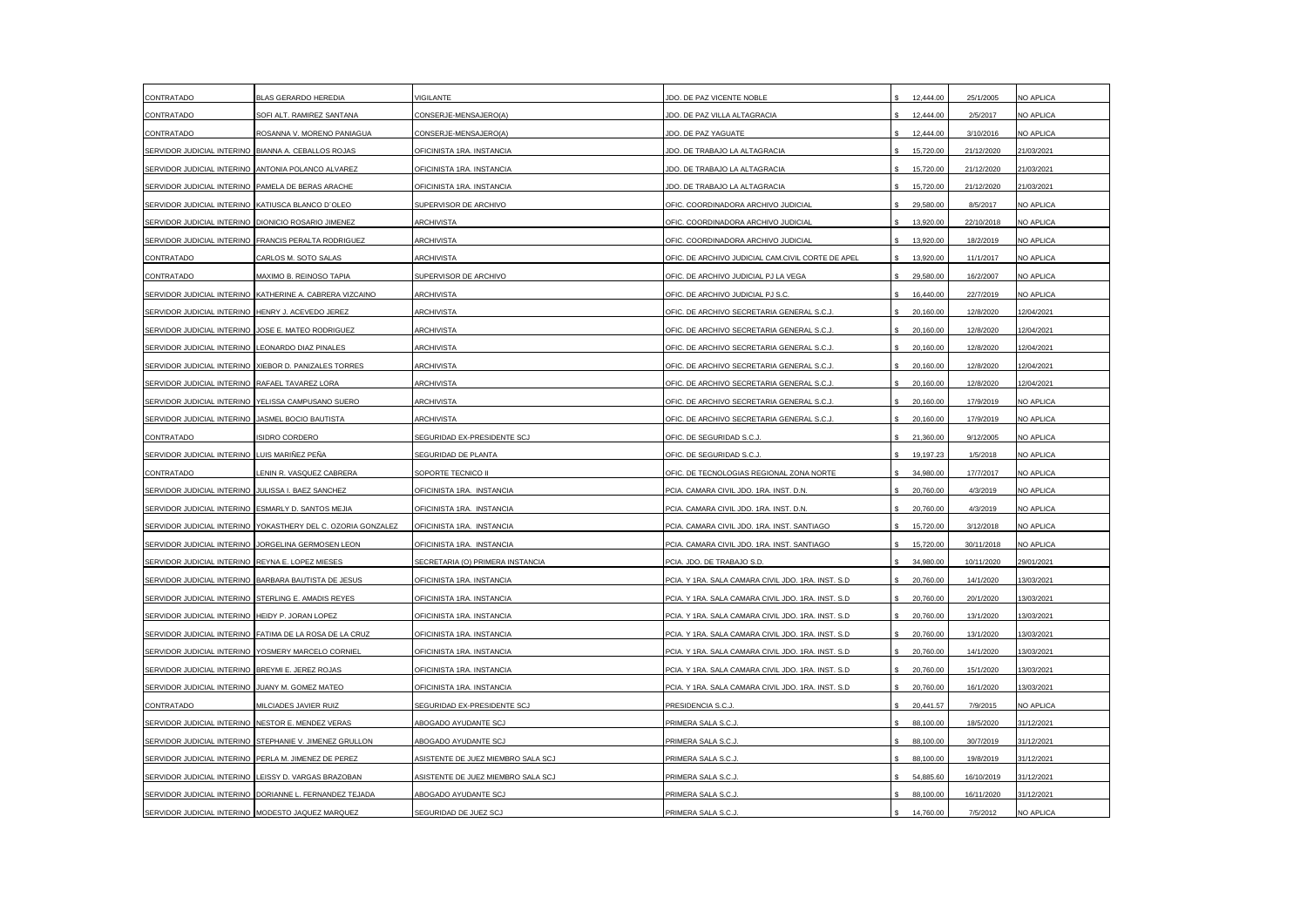| | | | | | | |
|---|---|---|---|---|---|---|
| CONTRATADO | BLAS GERARDO HEREDIA | VIGILANTE | JDO. DE PAZ VICENTE NOBLE | $ 12,444.00 | 25/1/2005 | NO APLICA |
| CONTRATADO | SOFI ALT. RAMIREZ SANTANA | CONSERJE-MENSAJERO(A) | JDO. DE PAZ VILLA ALTAGRACIA | $ 12,444.00 | 2/5/2017 | NO APLICA |
| CONTRATADO | ROSANNA V. MORENO PANIAGUA | CONSERJE-MENSAJERO(A) | JDO. DE PAZ YAGUATE | $ 12,444.00 | 3/10/2016 | NO APLICA |
| SERVIDOR JUDICIAL INTERINO | BIANNA A. CEBALLOS ROJAS | OFICINISTA 1RA. INSTANCIA | JDO. DE TRABAJO LA ALTAGRACIA | $ 15,720.00 | 21/12/2020 | 21/03/2021 |
| SERVIDOR JUDICIAL INTERINO | ANTONIA POLANCO ALVAREZ | OFICINISTA 1RA. INSTANCIA | JDO. DE TRABAJO LA ALTAGRACIA | $ 15,720.00 | 21/12/2020 | 21/03/2021 |
| SERVIDOR JUDICIAL INTERINO | PAMELA DE BERAS ARACHE | OFICINISTA 1RA. INSTANCIA | JDO. DE TRABAJO LA ALTAGRACIA | $ 15,720.00 | 21/12/2020 | 21/03/2021 |
| SERVIDOR JUDICIAL INTERINO | KATIUSCA BLANCO D´OLEO | SUPERVISOR DE ARCHIVO | OFIC. COORDINADORA ARCHIVO JUDICIAL | $ 29,580.00 | 8/5/2017 | NO APLICA |
| SERVIDOR JUDICIAL INTERINO | DIONICIO ROSARIO JIMENEZ | ARCHIVISTA | OFIC. COORDINADORA ARCHIVO JUDICIAL | $ 13,920.00 | 22/10/2018 | NO APLICA |
| SERVIDOR JUDICIAL INTERINO | FRANCIS PERALTA RODRIGUEZ | ARCHIVISTA | OFIC. COORDINADORA ARCHIVO JUDICIAL | $ 13,920.00 | 18/2/2019 | NO APLICA |
| CONTRATADO | CARLOS M. SOTO SALAS | ARCHIVISTA | OFIC. DE ARCHIVO JUDICIAL CAM.CIVIL CORTE DE APEL | $ 13,920.00 | 11/1/2017 | NO APLICA |
| CONTRATADO | MAXIMO B. REINOSO TAPIA | SUPERVISOR DE ARCHIVO | OFIC. DE ARCHIVO JUDICIAL PJ LA VEGA | $ 29,580.00 | 16/2/2007 | NO APLICA |
| SERVIDOR JUDICIAL INTERINO | KATHERINE A. CABRERA VIZCAINO | ARCHIVISTA | OFIC. DE ARCHIVO JUDICIAL PJ S.C. | $ 16,440.00 | 22/7/2019 | NO APLICA |
| SERVIDOR JUDICIAL INTERINO | HENRY J. ACEVEDO JEREZ | ARCHIVISTA | OFIC. DE ARCHIVO SECRETARIA GENERAL S.C.J. | $ 20,160.00 | 12/8/2020 | 12/04/2021 |
| SERVIDOR JUDICIAL INTERINO | JOSE E. MATEO RODRIGUEZ | ARCHIVISTA | OFIC. DE ARCHIVO SECRETARIA GENERAL S.C.J. | $ 20,160.00 | 12/8/2020 | 12/04/2021 |
| SERVIDOR JUDICIAL INTERINO | LEONARDO DIAZ PINALES | ARCHIVISTA | OFIC. DE ARCHIVO SECRETARIA GENERAL S.C.J. | $ 20,160.00 | 12/8/2020 | 12/04/2021 |
| SERVIDOR JUDICIAL INTERINO | XIEBOR D. PANIZALES TORRES | ARCHIVISTA | OFIC. DE ARCHIVO SECRETARIA GENERAL S.C.J. | $ 20,160.00 | 12/8/2020 | 12/04/2021 |
| SERVIDOR JUDICIAL INTERINO | RAFAEL TAVAREZ LORA | ARCHIVISTA | OFIC. DE ARCHIVO SECRETARIA GENERAL S.C.J. | $ 20,160.00 | 12/8/2020 | 12/04/2021 |
| SERVIDOR JUDICIAL INTERINO | YELISSA CAMPUSANO SUERO | ARCHIVISTA | OFIC. DE ARCHIVO SECRETARIA GENERAL S.C.J. | $ 20,160.00 | 17/9/2019 | NO APLICA |
| SERVIDOR JUDICIAL INTERINO | JASMEL BOCIO BAUTISTA | ARCHIVISTA | OFIC. DE ARCHIVO SECRETARIA GENERAL S.C.J. | $ 20,160.00 | 17/9/2019 | NO APLICA |
| CONTRATADO | ISIDRO CORDERO | SEGURIDAD EX-PRESIDENTE SCJ | OFIC. DE SEGURIDAD S.C.J. | $ 21,360.00 | 9/12/2005 | NO APLICA |
| SERVIDOR JUDICIAL INTERINO | LUIS MARIÑEZ PEÑA | SEGURIDAD DE PLANTA | OFIC. DE SEGURIDAD S.C.J. | $ 19,197.23 | 1/5/2018 | NO APLICA |
| CONTRATADO | LENIN R. VASQUEZ CABRERA | SOPORTE TECNICO II | OFIC. DE TECNOLOGIAS REGIONAL ZONA NORTE | $ 34,980.00 | 17/7/2017 | NO APLICA |
| SERVIDOR JUDICIAL INTERINO | JULISSA I. BAEZ SANCHEZ | OFICINISTA 1RA. INSTANCIA | PCIA. CAMARA CIVIL JDO. 1RA. INST. D.N. | $ 20,760.00 | 4/3/2019 | NO APLICA |
| SERVIDOR JUDICIAL INTERINO | ESMARLY D. SANTOS MEJIA | OFICINISTA 1RA. INSTANCIA | PCIA. CAMARA CIVIL JDO. 1RA. INST. D.N. | $ 20,760.00 | 4/3/2019 | NO APLICA |
| SERVIDOR JUDICIAL INTERINO | YOKASTHERY DEL C. OZORIA GONZALEZ | OFICINISTA 1RA. INSTANCIA | PCIA. CAMARA CIVIL JDO. 1RA. INST. SANTIAGO | $ 15,720.00 | 3/12/2018 | NO APLICA |
| SERVIDOR JUDICIAL INTERINO | JORGELINA GERMOSEN LEON | OFICINISTA 1RA. INSTANCIA | PCIA. CAMARA CIVIL JDO. 1RA. INST. SANTIAGO | $ 15,720.00 | 30/11/2018 | NO APLICA |
| SERVIDOR JUDICIAL INTERINO | REYNA E. LOPEZ MIESES | SECRETARIA (O) PRIMERA INSTANCIA | PCIA. JDO. DE TRABAJO S.D. | $ 34,980.00 | 10/11/2020 | 29/01/2021 |
| SERVIDOR JUDICIAL INTERINO | BARBARA BAUTISTA DE JESUS | OFICINISTA 1RA. INSTANCIA | PCIA. Y 1RA. SALA CAMARA CIVIL JDO. 1RA. INST. S.D | $ 20,760.00 | 14/1/2020 | 13/03/2021 |
| SERVIDOR JUDICIAL INTERINO | STERLING E. AMADIS REYES | OFICINISTA 1RA. INSTANCIA | PCIA. Y 1RA. SALA CAMARA CIVIL JDO. 1RA. INST. S.D | $ 20,760.00 | 20/1/2020 | 13/03/2021 |
| SERVIDOR JUDICIAL INTERINO | HEIDY P. JORAN LOPEZ | OFICINISTA 1RA. INSTANCIA | PCIA. Y 1RA. SALA CAMARA CIVIL JDO. 1RA. INST. S.D | $ 20,760.00 | 13/1/2020 | 13/03/2021 |
| SERVIDOR JUDICIAL INTERINO | FATIMA DE LA ROSA DE LA CRUZ | OFICINISTA 1RA. INSTANCIA | PCIA. Y 1RA. SALA CAMARA CIVIL JDO. 1RA. INST. S.D | $ 20,760.00 | 13/1/2020 | 13/03/2021 |
| SERVIDOR JUDICIAL INTERINO | YOSMERY MARCELO CORNIEL | OFICINISTA 1RA. INSTANCIA | PCIA. Y 1RA. SALA CAMARA CIVIL JDO. 1RA. INST. S.D | $ 20,760.00 | 14/1/2020 | 13/03/2021 |
| SERVIDOR JUDICIAL INTERINO | BREYMI E. JEREZ ROJAS | OFICINISTA 1RA. INSTANCIA | PCIA. Y 1RA. SALA CAMARA CIVIL JDO. 1RA. INST. S.D | $ 20,760.00 | 15/1/2020 | 13/03/2021 |
| SERVIDOR JUDICIAL INTERINO | JUANY M. GOMEZ MATEO | OFICINISTA 1RA. INSTANCIA | PCIA. Y 1RA. SALA CAMARA CIVIL JDO. 1RA. INST. S.D | $ 20,760.00 | 16/1/2020 | 13/03/2021 |
| CONTRATADO | MILCIADES JAVIER RUIZ | SEGURIDAD EX-PRESIDENTE SCJ | PRESIDENCIA S.C.J. | $ 20,441.57 | 7/9/2015 | NO APLICA |
| SERVIDOR JUDICIAL INTERINO | NESTOR E. MENDEZ VERAS | ABOGADO AYUDANTE SCJ | PRIMERA SALA S.C.J. | $ 88,100.00 | 18/5/2020 | 31/12/2021 |
| SERVIDOR JUDICIAL INTERINO | STEPHANIE V. JIMENEZ GRULLON | ABOGADO AYUDANTE SCJ | PRIMERA SALA S.C.J. | $ 88,100.00 | 30/7/2019 | 31/12/2021 |
| SERVIDOR JUDICIAL INTERINO | PERLA M. JIMENEZ DE PEREZ | ASISTENTE DE JUEZ MIEMBRO SALA SCJ | PRIMERA SALA S.C.J. | $ 88,100.00 | 19/8/2019 | 31/12/2021 |
| SERVIDOR JUDICIAL INTERINO | LEISSY D. VARGAS BRAZOBAN | ASISTENTE DE JUEZ MIEMBRO SALA SCJ | PRIMERA SALA S.C.J. | $ 54,885.60 | 16/10/2019 | 31/12/2021 |
| SERVIDOR JUDICIAL INTERINO | DORIANNE L. FERNANDEZ TEJADA | ABOGADO AYUDANTE SCJ | PRIMERA SALA S.C.J. | $ 88,100.00 | 16/11/2020 | 31/12/2021 |
| SERVIDOR JUDICIAL INTERINO | MODESTO JAQUEZ MARQUEZ | SEGURIDAD DE JUEZ SCJ | PRIMERA SALA S.C.J. | $ 14,760.00 | 7/5/2012 | NO APLICA |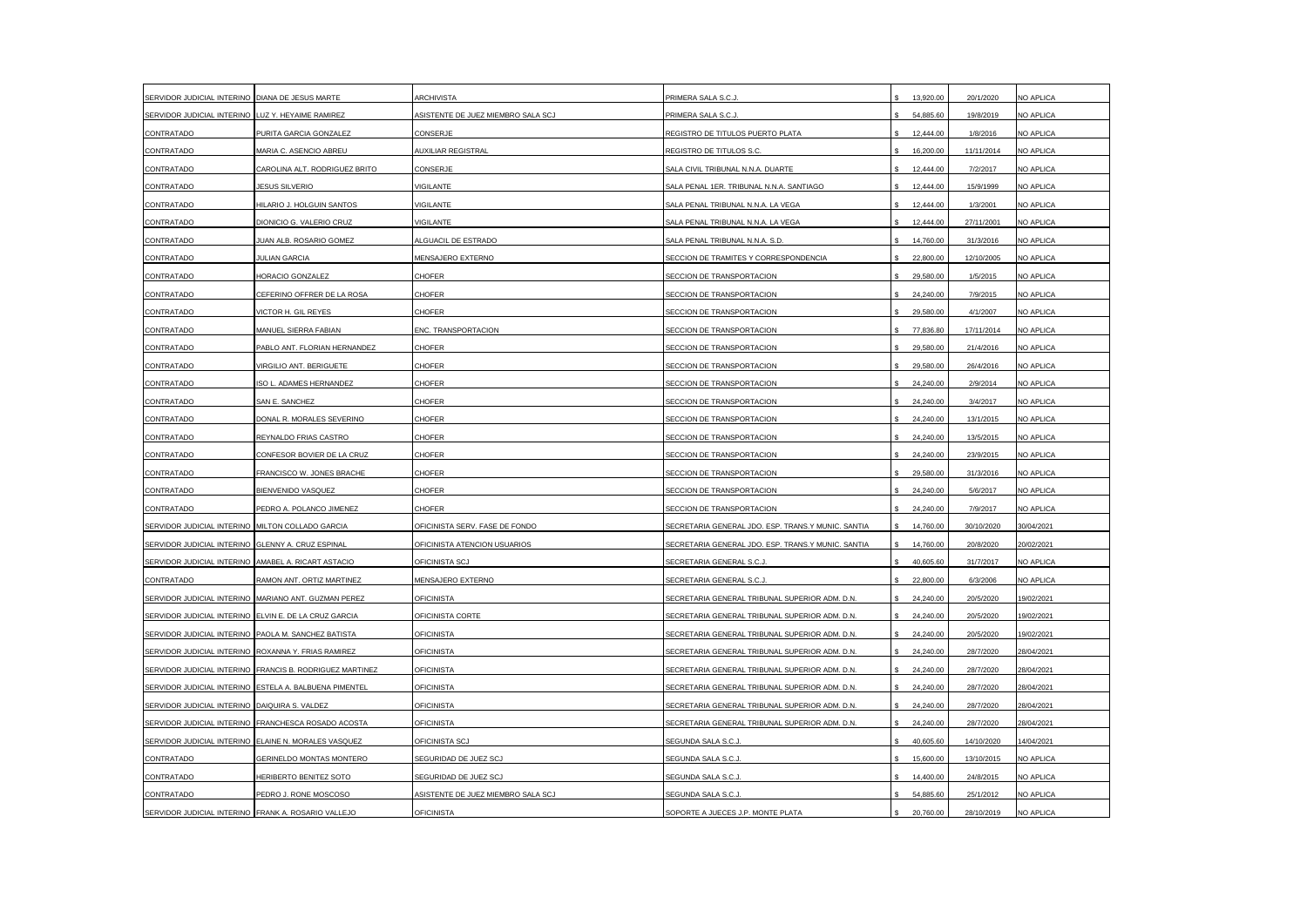| | | | | | | |
|---|---|---|---|---|---|---|
| SERVIDOR JUDICIAL INTERINO | DIANA DE JESUS MARTE | ARCHIVISTA | PRIMERA SALA S.C.J. | $ 13,920.00 | 20/1/2020 | NO APLICA |
| SERVIDOR JUDICIAL INTERINO | LUZ Y. HEYAIME RAMIREZ | ASISTENTE DE JUEZ MIEMBRO SALA SCJ | PRIMERA SALA S.C.J. | $ 54,885.60 | 19/8/2019 | NO APLICA |
| CONTRATADO | PURITA GARCIA GONZALEZ | CONSERJE | REGISTRO DE TITULOS PUERTO PLATA | $ 12,444.00 | 1/8/2016 | NO APLICA |
| CONTRATADO | MARIA C. ASENCIO ABREU | AUXILIAR REGISTRAL | REGISTRO DE TITULOS S.C. | $ 16,200.00 | 11/11/2014 | NO APLICA |
| CONTRATADO | CAROLINA ALT. RODRIGUEZ BRITO | CONSERJE | SALA CIVIL TRIBUNAL N.N.A. DUARTE | $ 12,444.00 | 7/2/2017 | NO APLICA |
| CONTRATADO | JESUS SILVERIO | VIGILANTE | SALA PENAL 1ER. TRIBUNAL N.N.A. SANTIAGO | $ 12,444.00 | 15/9/1999 | NO APLICA |
| CONTRATADO | HILARIO J. HOLGUIN SANTOS | VIGILANTE | SALA PENAL TRIBUNAL N.N.A. LA VEGA | $ 12,444.00 | 1/3/2001 | NO APLICA |
| CONTRATADO | DIONICIO G. VALERIO CRUZ | VIGILANTE | SALA PENAL TRIBUNAL N.N.A. LA VEGA | $ 12,444.00 | 27/11/2001 | NO APLICA |
| CONTRATADO | JUAN ALB. ROSARIO GOMEZ | ALGUACIL DE ESTRADO | SALA PENAL TRIBUNAL N.N.A. S.D. | $ 14,760.00 | 31/3/2016 | NO APLICA |
| CONTRATADO | JULIAN GARCIA | MENSAJERO EXTERNO | SECCION DE TRAMITES Y CORRESPONDENCIA | $ 22,800.00 | 12/10/2005 | NO APLICA |
| CONTRATADO | HORACIO GONZALEZ | CHOFER | SECCION DE TRANSPORTACION | $ 29,580.00 | 1/5/2015 | NO APLICA |
| CONTRATADO | CEFERINO OFFRER DE LA ROSA | CHOFER | SECCION DE TRANSPORTACION | $ 24,240.00 | 7/9/2015 | NO APLICA |
| CONTRATADO | VICTOR H. GIL REYES | CHOFER | SECCION DE TRANSPORTACION | $ 29,580.00 | 4/1/2007 | NO APLICA |
| CONTRATADO | MANUEL SIERRA FABIAN | ENC. TRANSPORTACION | SECCION DE TRANSPORTACION | $ 77,836.80 | 17/11/2014 | NO APLICA |
| CONTRATADO | PABLO ANT. FLORIAN HERNANDEZ | CHOFER | SECCION DE TRANSPORTACION | $ 29,580.00 | 21/4/2016 | NO APLICA |
| CONTRATADO | VIRGILIO ANT. BERIGUETE | CHOFER | SECCION DE TRANSPORTACION | $ 29,580.00 | 26/4/2016 | NO APLICA |
| CONTRATADO | ISO L. ADAMES HERNANDEZ | CHOFER | SECCION DE TRANSPORTACION | $ 24,240.00 | 2/9/2014 | NO APLICA |
| CONTRATADO | SAN E. SANCHEZ | CHOFER | SECCION DE TRANSPORTACION | $ 24,240.00 | 3/4/2017 | NO APLICA |
| CONTRATADO | DONAL R. MORALES SEVERINO | CHOFER | SECCION DE TRANSPORTACION | $ 24,240.00 | 13/1/2015 | NO APLICA |
| CONTRATADO | REYNALDO FRIAS CASTRO | CHOFER | SECCION DE TRANSPORTACION | $ 24,240.00 | 13/5/2015 | NO APLICA |
| CONTRATADO | CONFESOR BOVIER DE LA CRUZ | CHOFER | SECCION DE TRANSPORTACION | $ 24,240.00 | 23/9/2015 | NO APLICA |
| CONTRATADO | FRANCISCO W. JONES BRACHE | CHOFER | SECCION DE TRANSPORTACION | $ 29,580.00 | 31/3/2016 | NO APLICA |
| CONTRATADO | BIENVENIDO VASQUEZ | CHOFER | SECCION DE TRANSPORTACION | $ 24,240.00 | 5/6/2017 | NO APLICA |
| CONTRATADO | PEDRO A. POLANCO JIMENEZ | CHOFER | SECCION DE TRANSPORTACION | $ 24,240.00 | 7/9/2017 | NO APLICA |
| SERVIDOR JUDICIAL INTERINO | MILTON COLLADO GARCIA | OFICINISTA SERV. FASE DE FONDO | SECRETARIA GENERAL JDO. ESP. TRANS.Y MUNIC. SANTIA | $ 14,760.00 | 30/10/2020 | 30/04/2021 |
| SERVIDOR JUDICIAL INTERINO | GLENNY A. CRUZ ESPINAL | OFICINISTA ATENCION USUARIOS | SECRETARIA GENERAL JDO. ESP. TRANS.Y MUNIC. SANTIA | $ 14,760.00 | 20/8/2020 | 20/02/2021 |
| SERVIDOR JUDICIAL INTERINO | AMABEL A. RICART ASTACIO | OFICINISTA SCJ | SECRETARIA GENERAL S.C.J. | $ 40,605.60 | 31/7/2017 | NO APLICA |
| CONTRATADO | RAMON ANT. ORTIZ MARTINEZ | MENSAJERO EXTERNO | SECRETARIA GENERAL S.C.J. | $ 22,800.00 | 6/3/2006 | NO APLICA |
| SERVIDOR JUDICIAL INTERINO | MARIANO ANT. GUZMAN PEREZ | OFICINISTA | SECRETARIA GENERAL TRIBUNAL SUPERIOR ADM. D.N. | $ 24,240.00 | 20/5/2020 | 19/02/2021 |
| SERVIDOR JUDICIAL INTERINO | ELVIN E. DE LA CRUZ GARCIA | OFICINISTA CORTE | SECRETARIA GENERAL TRIBUNAL SUPERIOR ADM. D.N. | $ 24,240.00 | 20/5/2020 | 19/02/2021 |
| SERVIDOR JUDICIAL INTERINO | PAOLA M. SANCHEZ BATISTA | OFICINISTA | SECRETARIA GENERAL TRIBUNAL SUPERIOR ADM. D.N. | $ 24,240.00 | 20/5/2020 | 19/02/2021 |
| SERVIDOR JUDICIAL INTERINO | ROXANNA Y. FRIAS RAMIREZ | OFICINISTA | SECRETARIA GENERAL TRIBUNAL SUPERIOR ADM. D.N. | $ 24,240.00 | 28/7/2020 | 28/04/2021 |
| SERVIDOR JUDICIAL INTERINO | FRANCIS B. RODRIGUEZ MARTINEZ | OFICINISTA | SECRETARIA GENERAL TRIBUNAL SUPERIOR ADM. D.N. | $ 24,240.00 | 28/7/2020 | 28/04/2021 |
| SERVIDOR JUDICIAL INTERINO | ESTELA A. BALBUENA PIMENTEL | OFICINISTA | SECRETARIA GENERAL TRIBUNAL SUPERIOR ADM. D.N. | $ 24,240.00 | 28/7/2020 | 28/04/2021 |
| SERVIDOR JUDICIAL INTERINO | DAIQUIRA S. VALDEZ | OFICINISTA | SECRETARIA GENERAL TRIBUNAL SUPERIOR ADM. D.N. | $ 24,240.00 | 28/7/2020 | 28/04/2021 |
| SERVIDOR JUDICIAL INTERINO | FRANCHESCA ROSADO ACOSTA | OFICINISTA | SECRETARIA GENERAL TRIBUNAL SUPERIOR ADM. D.N. | $ 24,240.00 | 28/7/2020 | 28/04/2021 |
| SERVIDOR JUDICIAL INTERINO | ELAINE N. MORALES VASQUEZ | OFICINISTA SCJ | SEGUNDA SALA S.C.J. | $ 40,605.60 | 14/10/2020 | 14/04/2021 |
| CONTRATADO | GERINELDO MONTAS MONTERO | SEGURIDAD DE JUEZ SCJ | SEGUNDA SALA S.C.J. | $ 15,600.00 | 13/10/2015 | NO APLICA |
| CONTRATADO | HERIBERTO BENITEZ SOTO | SEGURIDAD DE JUEZ SCJ | SEGUNDA SALA S.C.J. | $ 14,400.00 | 24/8/2015 | NO APLICA |
| CONTRATADO | PEDRO J. RONE MOSCOSO | ASISTENTE DE JUEZ MIEMBRO SALA SCJ | SEGUNDA SALA S.C.J. | $ 54,885.60 | 25/1/2012 | NO APLICA |
| SERVIDOR JUDICIAL INTERINO | FRANK A. ROSARIO VALLEJO | OFICINISTA | SOPORTE A JUECES J.P. MONTE PLATA | $ 20,760.00 | 28/10/2019 | NO APLICA |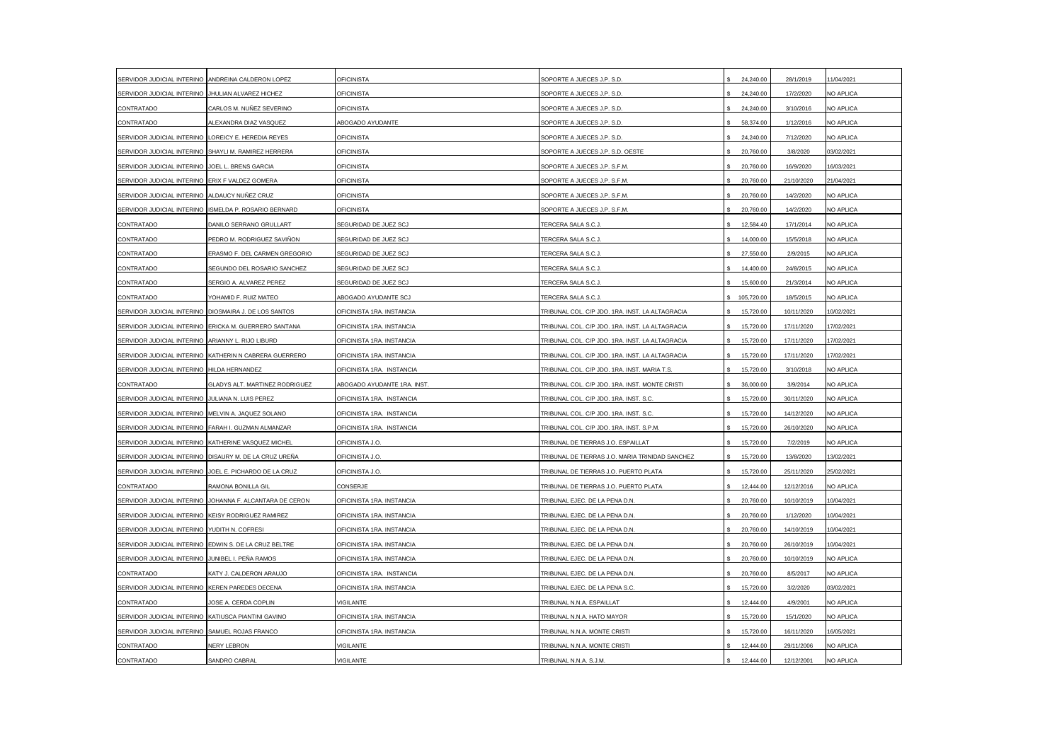| | | | | | | |
|---|---|---|---|---|---|---|
| SERVIDOR JUDICIAL INTERINO | ANDREINA CALDERON LOPEZ | OFICINISTA | SOPORTE A JUECES J.P. S.D. | $ 24,240.00 | 28/1/2019 | 11/04/2021 |
| SERVIDOR JUDICIAL INTERINO | JHULIAN ALVAREZ HICHEZ | OFICINISTA | SOPORTE A JUECES J.P. S.D. | $ 24,240.00 | 17/2/2020 | NO APLICA |
| CONTRATADO | CARLOS M. NUÑEZ SEVERINO | OFICINISTA | SOPORTE A JUECES J.P. S.D. | $ 24,240.00 | 3/10/2016 | NO APLICA |
| CONTRATADO | ALEXANDRA DIAZ VASQUEZ | ABOGADO AYUDANTE | SOPORTE A JUECES J.P. S.D. | $ 58,374.00 | 1/12/2016 | NO APLICA |
| SERVIDOR JUDICIAL INTERINO | LOREICY E. HEREDIA REYES | OFICINISTA | SOPORTE A JUECES J.P. S.D. | $ 24,240.00 | 7/12/2020 | NO APLICA |
| SERVIDOR JUDICIAL INTERINO | SHAYLI M. RAMIREZ HERRERA | OFICINISTA | SOPORTE A JUECES J.P. S.D. OESTE | $ 20,760.00 | 3/8/2020 | 03/02/2021 |
| SERVIDOR JUDICIAL INTERINO | JOEL L. BRENS GARCIA | OFICINISTA | SOPORTE A JUECES J.P. S.F.M. | $ 20,760.00 | 16/9/2020 | 16/03/2021 |
| SERVIDOR JUDICIAL INTERINO | ERIX F VALDEZ GOMERA | OFICINISTA | SOPORTE A JUECES J.P. S.F.M. | $ 20,760.00 | 21/10/2020 | 21/04/2021 |
| SERVIDOR JUDICIAL INTERINO | ALDAUCY NUÑEZ CRUZ | OFICINISTA | SOPORTE A JUECES J.P. S.F.M. | $ 20,760.00 | 14/2/2020 | NO APLICA |
| SERVIDOR JUDICIAL INTERINO | ISMELDA P. ROSARIO BERNARD | OFICINISTA | SOPORTE A JUECES J.P. S.F.M. | $ 20,760.00 | 14/2/2020 | NO APLICA |
| CONTRATADO | DANILO SERRANO GRULLART | SEGURIDAD DE JUEZ SCJ | TERCERA SALA S.C.J. | $ 12,584.40 | 17/1/2014 | NO APLICA |
| CONTRATADO | PEDRO M. RODRIGUEZ SAVIÑON | SEGURIDAD DE JUEZ SCJ | TERCERA SALA S.C.J. | $ 14,000.00 | 15/5/2018 | NO APLICA |
| CONTRATADO | ERASMO F. DEL CARMEN GREGORIO | SEGURIDAD DE JUEZ SCJ | TERCERA SALA S.C.J. | $ 27,550.00 | 2/9/2015 | NO APLICA |
| CONTRATADO | SEGUNDO DEL ROSARIO SANCHEZ | SEGURIDAD DE JUEZ SCJ | TERCERA SALA S.C.J. | $ 14,400.00 | 24/8/2015 | NO APLICA |
| CONTRATADO | SERGIO A. ALVAREZ PEREZ | SEGURIDAD DE JUEZ SCJ | TERCERA SALA S.C.J. | $ 15,600.00 | 21/3/2014 | NO APLICA |
| CONTRATADO | YOHAMID F. RUIZ MATEO | ABOGADO AYUDANTE SCJ | TERCERA SALA S.C.J. | $ 105,720.00 | 18/5/2015 | NO APLICA |
| SERVIDOR JUDICIAL INTERINO | DIOSMAIRA J. DE LOS SANTOS | OFICINISTA 1RA. INSTANCIA | TRIBUNAL COL. C/P JDO. 1RA. INST. LA ALTAGRACIA | $ 15,720.00 | 10/11/2020 | 10/02/2021 |
| SERVIDOR JUDICIAL INTERINO | ERICKA M. GUERRERO SANTANA | OFICINISTA 1RA. INSTANCIA | TRIBUNAL COL. C/P JDO. 1RA. INST. LA ALTAGRACIA | $ 15,720.00 | 17/11/2020 | 17/02/2021 |
| SERVIDOR JUDICIAL INTERINO | ARIANNY L. RIJO LIBURD | OFICINISTA 1RA. INSTANCIA | TRIBUNAL COL. C/P JDO. 1RA. INST. LA ALTAGRACIA | $ 15,720.00 | 17/11/2020 | 17/02/2021 |
| SERVIDOR JUDICIAL INTERINO | KATHERIN N CABRERA GUERRERO | OFICINISTA 1RA. INSTANCIA | TRIBUNAL COL. C/P JDO. 1RA. INST. LA ALTAGRACIA | $ 15,720.00 | 17/11/2020 | 17/02/2021 |
| SERVIDOR JUDICIAL INTERINO | HILDA HERNANDEZ | OFICINISTA 1RA. INSTANCIA | TRIBUNAL COL. C/P JDO. 1RA. INST. MARIA T.S. | $ 15,720.00 | 3/10/2018 | NO APLICA |
| CONTRATADO | GLADYS ALT. MARTINEZ RODRIGUEZ | ABOGADO AYUDANTE 1RA. INST. | TRIBUNAL COL. C/P JDO. 1RA. INST. MONTE CRISTI | $ 36,000.00 | 3/9/2014 | NO APLICA |
| SERVIDOR JUDICIAL INTERINO | JULIANA N. LUIS PEREZ | OFICINISTA 1RA. INSTANCIA | TRIBUNAL COL. C/P JDO. 1RA. INST. S.C. | $ 15,720.00 | 30/11/2020 | NO APLICA |
| SERVIDOR JUDICIAL INTERINO | MELVIN A. JAQUEZ SOLANO | OFICINISTA 1RA. INSTANCIA | TRIBUNAL COL. C/P JDO. 1RA. INST. S.C. | $ 15,720.00 | 14/12/2020 | NO APLICA |
| SERVIDOR JUDICIAL INTERINO | FARAH I. GUZMAN ALMANZAR | OFICINISTA 1RA. INSTANCIA | TRIBUNAL COL. C/P JDO. 1RA. INST. S.P.M. | $ 15,720.00 | 26/10/2020 | NO APLICA |
| SERVIDOR JUDICIAL INTERINO | KATHERINE VASQUEZ MICHEL | OFICINISTA J.O. | TRIBUNAL DE TIERRAS J.O. ESPAILLAT | $ 15,720.00 | 7/2/2019 | NO APLICA |
| SERVIDOR JUDICIAL INTERINO | DISAURY M. DE LA CRUZ UREÑA | OFICINISTA J.O. | TRIBUNAL DE TIERRAS J.O. MARIA TRINIDAD SANCHEZ | $ 15,720.00 | 13/8/2020 | 13/02/2021 |
| SERVIDOR JUDICIAL INTERINO | JOEL E. PICHARDO DE LA CRUZ | OFICINISTA J.O. | TRIBUNAL DE TIERRAS J.O. PUERTO PLATA | $ 15,720.00 | 25/11/2020 | 25/02/2021 |
| CONTRATADO | RAMONA BONILLA GIL | CONSERJE | TRIBUNAL DE TIERRAS J.O. PUERTO PLATA | $ 12,444.00 | 12/12/2016 | NO APLICA |
| SERVIDOR JUDICIAL INTERINO | JOHANNA F. ALCANTARA DE CERON | OFICINISTA 1RA. INSTANCIA | TRIBUNAL EJEC. DE LA PENA D.N. | $ 20,760.00 | 10/10/2019 | 10/04/2021 |
| SERVIDOR JUDICIAL INTERINO | KEISY RODRIGUEZ RAMIREZ | OFICINISTA 1RA. INSTANCIA | TRIBUNAL EJEC. DE LA PENA D.N. | $ 20,760.00 | 1/12/2020 | 10/04/2021 |
| SERVIDOR JUDICIAL INTERINO | YUDITH N. COFRESI | OFICINISTA 1RA. INSTANCIA | TRIBUNAL EJEC. DE LA PENA D.N. | $ 20,760.00 | 14/10/2019 | 10/04/2021 |
| SERVIDOR JUDICIAL INTERINO | EDWIN S. DE LA CRUZ BELTRE | OFICINISTA 1RA. INSTANCIA | TRIBUNAL EJEC. DE LA PENA D.N. | $ 20,760.00 | 26/10/2019 | 10/04/2021 |
| SERVIDOR JUDICIAL INTERINO | JUNIBEL I. PEÑA RAMOS | OFICINISTA 1RA. INSTANCIA | TRIBUNAL EJEC. DE LA PENA D.N. | $ 20,760.00 | 10/10/2019 | NO APLICA |
| CONTRATADO | KATY J. CALDERON ARAUJO | OFICINISTA 1RA. INSTANCIA | TRIBUNAL EJEC. DE LA PENA D.N. | $ 20,760.00 | 8/5/2017 | NO APLICA |
| SERVIDOR JUDICIAL INTERINO | KEREN PAREDES DECENA | OFICINISTA 1RA. INSTANCIA | TRIBUNAL EJEC. DE LA PENA S.C. | $ 15,720.00 | 3/2/2020 | 03/02/2021 |
| CONTRATADO | JOSE A. CERDA COPLIN | VIGILANTE | TRIBUNAL N.N.A. ESPAILLAT | $ 12,444.00 | 4/9/2001 | NO APLICA |
| SERVIDOR JUDICIAL INTERINO | KATIUSCA PIANTINI GAVINO | OFICINISTA 1RA. INSTANCIA | TRIBUNAL N.N.A. HATO MAYOR | $ 15,720.00 | 15/1/2020 | NO APLICA |
| SERVIDOR JUDICIAL INTERINO | SAMUEL ROJAS FRANCO | OFICINISTA 1RA. INSTANCIA | TRIBUNAL N.N.A. MONTE CRISTI | $ 15,720.00 | 16/11/2020 | 16/05/2021 |
| CONTRATADO | NERY LEBRON | VIGILANTE | TRIBUNAL N.N.A. MONTE CRISTI | $ 12,444.00 | 29/11/2006 | NO APLICA |
| CONTRATADO | SANDRO CABRAL | VIGILANTE | TRIBUNAL N.N.A. S.J.M. | $ 12,444.00 | 12/12/2001 | NO APLICA |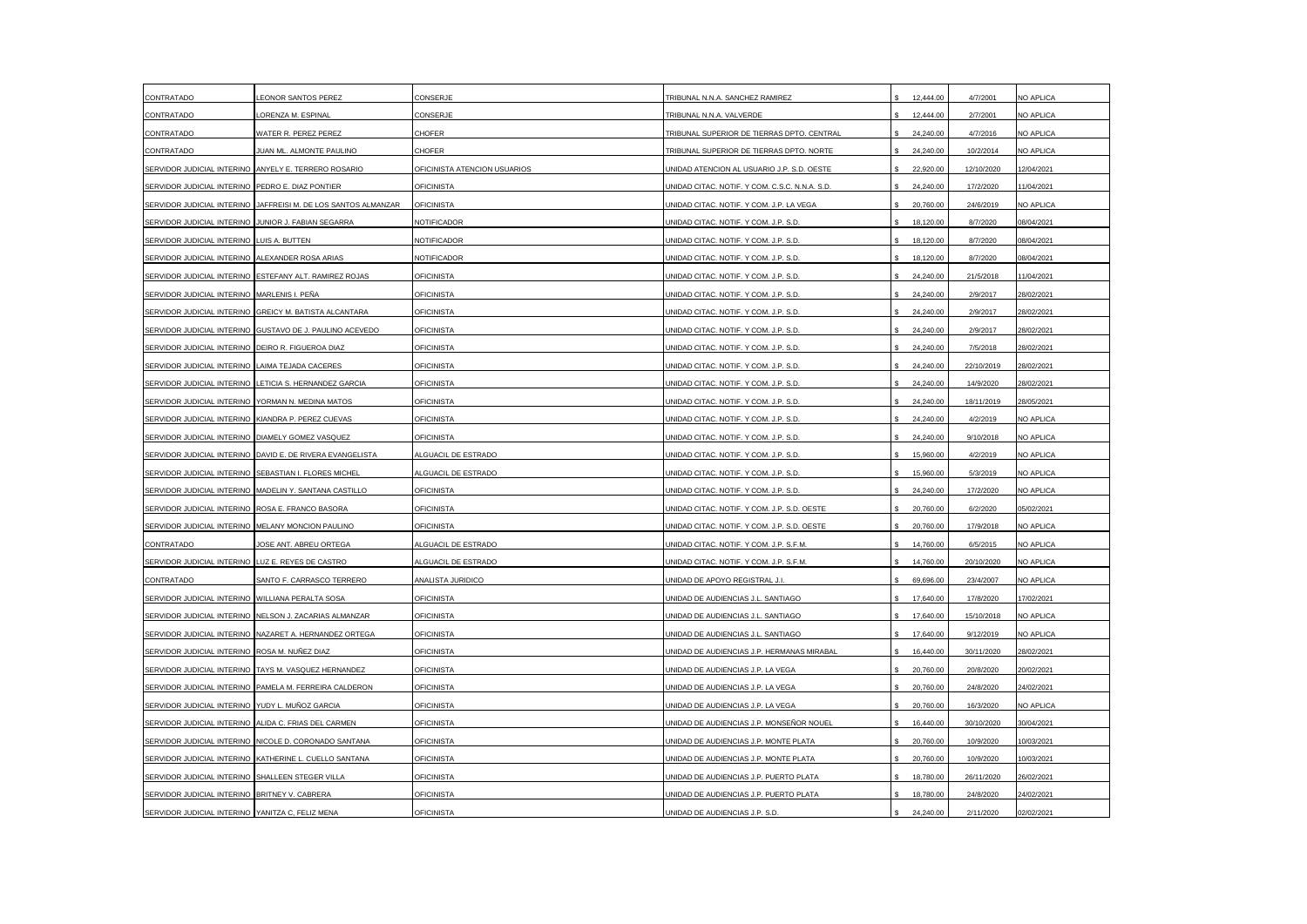| | | | | | | |
|---|---|---|---|---|---|---|
| CONTRATADO | LEONOR SANTOS PEREZ | CONSERJE | TRIBUNAL N.N.A. SANCHEZ RAMIREZ | $ 12,444.00 | 4/7/2001 | NO APLICA |
| CONTRATADO | LORENZA M. ESPINAL | CONSERJE | TRIBUNAL N.N.A. VALVERDE | $ 12,444.00 | 2/7/2001 | NO APLICA |
| CONTRATADO | WATER R. PEREZ PEREZ | CHOFER | TRIBUNAL SUPERIOR DE TIERRAS DPTO. CENTRAL | $ 24,240.00 | 4/7/2016 | NO APLICA |
| CONTRATADO | JUAN ML. ALMONTE PAULINO | CHOFER | TRIBUNAL SUPERIOR DE TIERRAS DPTO. NORTE | $ 24,240.00 | 10/2/2014 | NO APLICA |
| SERVIDOR JUDICIAL INTERINO | ANYELY E. TERRERO ROSARIO | OFICINISTA ATENCION USUARIOS | UNIDAD ATENCION AL USUARIO J.P. S.D. OESTE | $ 22,920.00 | 12/10/2020 | 12/04/2021 |
| SERVIDOR JUDICIAL INTERINO | PEDRO E. DIAZ PONTIER | OFICINISTA | UNIDAD CITAC. NOTIF. Y COM. C.S.C. N.N.A. S.D. | $ 24,240.00 | 17/2/2020 | 11/04/2021 |
| SERVIDOR JUDICIAL INTERINO | JAFFREISI M. DE LOS SANTOS ALMANZAR | OFICINISTA | UNIDAD CITAC. NOTIF. Y COM. J.P. LA VEGA | $ 20,760.00 | 24/6/2019 | NO APLICA |
| SERVIDOR JUDICIAL INTERINO | JUNIOR J. FABIAN SEGARRA | NOTIFICADOR | UNIDAD CITAC. NOTIF. Y COM. J.P. S.D. | $ 18,120.00 | 8/7/2020 | 08/04/2021 |
| SERVIDOR JUDICIAL INTERINO | LUIS A. BUTTEN | NOTIFICADOR | UNIDAD CITAC. NOTIF. Y COM. J.P. S.D. | $ 18,120.00 | 8/7/2020 | 08/04/2021 |
| SERVIDOR JUDICIAL INTERINO | ALEXANDER ROSA ARIAS | NOTIFICADOR | UNIDAD CITAC. NOTIF. Y COM. J.P. S.D. | $ 18,120.00 | 8/7/2020 | 08/04/2021 |
| SERVIDOR JUDICIAL INTERINO | ESTEFANY ALT. RAMIREZ ROJAS | OFICINISTA | UNIDAD CITAC. NOTIF. Y COM. J.P. S.D. | $ 24,240.00 | 21/5/2018 | 11/04/2021 |
| SERVIDOR JUDICIAL INTERINO | MARLENIS I. PEÑA | OFICINISTA | UNIDAD CITAC. NOTIF. Y COM. J.P. S.D. | $ 24,240.00 | 2/9/2017 | 28/02/2021 |
| SERVIDOR JUDICIAL INTERINO | GREICY M. BATISTA ALCANTARA | OFICINISTA | UNIDAD CITAC. NOTIF. Y COM. J.P. S.D. | $ 24,240.00 | 2/9/2017 | 28/02/2021 |
| SERVIDOR JUDICIAL INTERINO | GUSTAVO DE J. PAULINO ACEVEDO | OFICINISTA | UNIDAD CITAC. NOTIF. Y COM. J.P. S.D. | $ 24,240.00 | 2/9/2017 | 28/02/2021 |
| SERVIDOR JUDICIAL INTERINO | DEIRO R. FIGUEROA DIAZ | OFICINISTA | UNIDAD CITAC. NOTIF. Y COM. J.P. S.D. | $ 24,240.00 | 7/5/2018 | 28/02/2021 |
| SERVIDOR JUDICIAL INTERINO | LAIMA TEJADA CACERES | OFICINISTA | UNIDAD CITAC. NOTIF. Y COM. J.P. S.D. | $ 24,240.00 | 22/10/2019 | 28/02/2021 |
| SERVIDOR JUDICIAL INTERINO | LETICIA S. HERNANDEZ GARCIA | OFICINISTA | UNIDAD CITAC. NOTIF. Y COM. J.P. S.D. | $ 24,240.00 | 14/9/2020 | 28/02/2021 |
| SERVIDOR JUDICIAL INTERINO | YORMAN N. MEDINA MATOS | OFICINISTA | UNIDAD CITAC. NOTIF. Y COM. J.P. S.D. | $ 24,240.00 | 18/11/2019 | 28/05/2021 |
| SERVIDOR JUDICIAL INTERINO | KIANDRA P. PEREZ CUEVAS | OFICINISTA | UNIDAD CITAC. NOTIF. Y COM. J.P. S.D. | $ 24,240.00 | 4/2/2019 | NO APLICA |
| SERVIDOR JUDICIAL INTERINO | DIAMELY GOMEZ VASQUEZ | OFICINISTA | UNIDAD CITAC. NOTIF. Y COM. J.P. S.D. | $ 24,240.00 | 9/10/2018 | NO APLICA |
| SERVIDOR JUDICIAL INTERINO | DAVID E. DE RIVERA EVANGELISTA | ALGUACIL DE ESTRADO | UNIDAD CITAC. NOTIF. Y COM. J.P. S.D. | $ 15,960.00 | 4/2/2019 | NO APLICA |
| SERVIDOR JUDICIAL INTERINO | SEBASTIAN I. FLORES MICHEL | ALGUACIL DE ESTRADO | UNIDAD CITAC. NOTIF. Y COM. J.P. S.D. | $ 15,960.00 | 5/3/2019 | NO APLICA |
| SERVIDOR JUDICIAL INTERINO | MADELIN Y. SANTANA CASTILLO | OFICINISTA | UNIDAD CITAC. NOTIF. Y COM. J.P. S.D. | $ 24,240.00 | 17/2/2020 | NO APLICA |
| SERVIDOR JUDICIAL INTERINO | ROSA E. FRANCO BASORA | OFICINISTA | UNIDAD CITAC. NOTIF. Y COM. J.P. S.D. OESTE | $ 20,760.00 | 6/2/2020 | 05/02/2021 |
| SERVIDOR JUDICIAL INTERINO | MELANY MONCION PAULINO | OFICINISTA | UNIDAD CITAC. NOTIF. Y COM. J.P. S.D. OESTE | $ 20,760.00 | 17/9/2018 | NO APLICA |
| CONTRATADO | JOSE ANT. ABREU ORTEGA | ALGUACIL DE ESTRADO | UNIDAD CITAC. NOTIF. Y COM. J.P. S.F.M. | $ 14,760.00 | 6/5/2015 | NO APLICA |
| SERVIDOR JUDICIAL INTERINO | LUZ E. REYES DE CASTRO | ALGUACIL DE ESTRADO | UNIDAD CITAC. NOTIF. Y COM. J.P. S.F.M. | $ 14,760.00 | 20/10/2020 | NO APLICA |
| CONTRATADO | SANTO F. CARRASCO TERRERO | ANALISTA JURIDICO | UNIDAD DE APOYO REGISTRAL J.I. | $ 69,696.00 | 23/4/2007 | NO APLICA |
| SERVIDOR JUDICIAL INTERINO | WILLIANA PERALTA SOSA | OFICINISTA | UNIDAD DE AUDIENCIAS J.L. SANTIAGO | $ 17,640.00 | 17/8/2020 | 17/02/2021 |
| SERVIDOR JUDICIAL INTERINO | NELSON J. ZACARIAS ALMANZAR | OFICINISTA | UNIDAD DE AUDIENCIAS J.L. SANTIAGO | $ 17,640.00 | 15/10/2018 | NO APLICA |
| SERVIDOR JUDICIAL INTERINO | NAZARET A. HERNANDEZ ORTEGA | OFICINISTA | UNIDAD DE AUDIENCIAS J.L. SANTIAGO | $ 17,640.00 | 9/12/2019 | NO APLICA |
| SERVIDOR JUDICIAL INTERINO | ROSA M. NUÑEZ DIAZ | OFICINISTA | UNIDAD DE AUDIENCIAS J.P. HERMANAS MIRABAL | $ 16,440.00 | 30/11/2020 | 28/02/2021 |
| SERVIDOR JUDICIAL INTERINO | TAYS M. VASQUEZ HERNANDEZ | OFICINISTA | UNIDAD DE AUDIENCIAS J.P. LA VEGA | $ 20,760.00 | 20/8/2020 | 20/02/2021 |
| SERVIDOR JUDICIAL INTERINO | PAMELA M. FERREIRA CALDERON | OFICINISTA | UNIDAD DE AUDIENCIAS J.P. LA VEGA | $ 20,760.00 | 24/8/2020 | 24/02/2021 |
| SERVIDOR JUDICIAL INTERINO | YUDY L. MUÑOZ GARCIA | OFICINISTA | UNIDAD DE AUDIENCIAS J.P. LA VEGA | $ 20,760.00 | 16/3/2020 | NO APLICA |
| SERVIDOR JUDICIAL INTERINO | ALIDA C. FRIAS DEL CARMEN | OFICINISTA | UNIDAD DE AUDIENCIAS J.P. MONSEÑOR NOUEL | $ 16,440.00 | 30/10/2020 | 30/04/2021 |
| SERVIDOR JUDICIAL INTERINO | NICOLE D. CORONADO SANTANA | OFICINISTA | UNIDAD DE AUDIENCIAS J.P. MONTE PLATA | $ 20,760.00 | 10/9/2020 | 10/03/2021 |
| SERVIDOR JUDICIAL INTERINO | KATHERINE L. CUELLO SANTANA | OFICINISTA | UNIDAD DE AUDIENCIAS J.P. MONTE PLATA | $ 20,760.00 | 10/9/2020 | 10/03/2021 |
| SERVIDOR JUDICIAL INTERINO | SHALLEEN STEGER VILLA | OFICINISTA | UNIDAD DE AUDIENCIAS J.P. PUERTO PLATA | $ 18,780.00 | 26/11/2020 | 26/02/2021 |
| SERVIDOR JUDICIAL INTERINO | BRITNEY V. CABRERA | OFICINISTA | UNIDAD DE AUDIENCIAS J.P. PUERTO PLATA | $ 18,780.00 | 24/8/2020 | 24/02/2021 |
| SERVIDOR JUDICIAL INTERINO | YANITZA C. FELIZ MENA | OFICINISTA | UNIDAD DE AUDIENCIAS J.P. S.D. | $ 24,240.00 | 2/11/2020 | 02/02/2021 |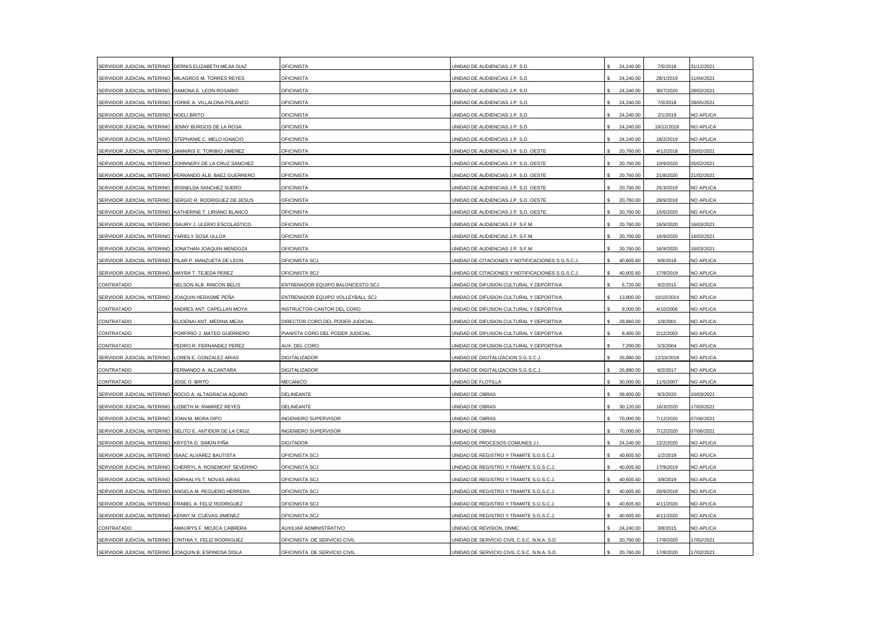| | | | | | | |
|---|---|---|---|---|---|---|
| SERVIDOR JUDICIAL INTERINO | DERNIS ELIZABETH MEJIA DIAZ | OFICINISTA | UNIDAD DE AUDIENCIAS J.P. S.D. | $ 24,240.00 | 7/5/2018 | 31/12/2021 |
| SERVIDOR JUDICIAL INTERINO | MILAGROS M. TORRES REYES | OFICINISTA | UNIDAD DE AUDIENCIAS J.P. S.D. | $ 24,240.00 | 28/1/2019 | 11/04/2021 |
| SERVIDOR JUDICIAL INTERINO | RAMONA E. LEON ROSARIO | OFICINISTA | UNIDAD DE AUDIENCIAS J.P. S.D. | $ 24,240.00 | 30/7/2020 | 28/02/2021 |
| SERVIDOR JUDICIAL INTERINO | YORKE A. VILLALONA POLANCO | OFICINISTA | UNIDAD DE AUDIENCIAS J.P. S.D. | $ 24,240.00 | 7/5/2018 | 28/05/2021 |
| SERVIDOR JUDICIAL INTERINO | NOELI BRITO | OFICINISTA | UNIDAD DE AUDIENCIAS J.P. S.D. | $ 24,240.00 | 2/1/2019 | NO APLICA |
| SERVIDOR JUDICIAL INTERINO | JENNY BURGOS DE LA ROSA | OFICINISTA | UNIDAD DE AUDIENCIAS J.P. S.D. | $ 24,240.00 | 18/12/2018 | NO APLICA |
| SERVIDOR JUDICIAL INTERINO | STEPHANIE C. MELO IGNACIO | OFICINISTA | UNIDAD DE AUDIENCIAS J.P. S.D. | $ 24,240.00 | 18/2/2019 | NO APLICA |
| SERVIDOR JUDICIAL INTERINO | JANNIRIS E. TORIBIO JIMENEZ | OFICINISTA | UNIDAD DE AUDIENCIAS J.P. S.D. OESTE | $ 20,760.00 | 4/12/2018 | 05/02/2021 |
| SERVIDOR JUDICIAL INTERINO | JOHNNERY DE LA CRUZ SANCHEZ | OFICINISTA | UNIDAD DE AUDIENCIAS J.P. S.D. OESTE | $ 20,760.00 | 10/9/2020 | 05/02/2021 |
| SERVIDOR JUDICIAL INTERINO | FERNANDO ALB. BAEZ GUERRERO | OFICINISTA | UNIDAD DE AUDIENCIAS J.P. S.D. OESTE | $ 20,760.00 | 21/8/2020 | 21/02/2021 |
| SERVIDOR JUDICIAL INTERINO | IRISNELDA SANCHEZ SUERO | OFICINISTA | UNIDAD DE AUDIENCIAS J.P. S.D. OESTE | $ 20,760.00 | 25/3/2019 | NO APLICA |
| SERVIDOR JUDICIAL INTERINO | SERGIO R. RODRIGUEZ DE JESUS | OFICINISTA | UNIDAD DE AUDIENCIAS J.P. S.D. OESTE | $ 20,760.00 | 28/9/2018 | NO APLICA |
| SERVIDOR JUDICIAL INTERINO | KATHERINE T. LIRIANO BLANCO | OFICINISTA | UNIDAD DE AUDIENCIAS J.P. S.D. OESTE | $ 20,760.00 | 15/6/2020 | NO APLICA |
| SERVIDOR JUDICIAL INTERINO | ISAURY J. ULERIO ESCOLASTICO | OFICINISTA | UNIDAD DE AUDIENCIAS J.P. S.F.M. | $ 20,760.00 | 16/9/2020 | 16/03/2021 |
| SERVIDOR JUDICIAL INTERINO | YARIELY SOSA ULLOA | OFICINISTA | UNIDAD DE AUDIENCIAS J.P. S.F.M. | $ 20,760.00 | 16/9/2020 | 16/03/2021 |
| SERVIDOR JUDICIAL INTERINO | JONATHAN JOAQUIN MENDOZA | OFICINISTA | UNIDAD DE AUDIENCIAS J.P. S.F.M. | $ 20,760.00 | 16/9/2020 | 16/03/2021 |
| SERVIDOR JUDICIAL INTERINO | PILAR P. MANZUETA DE LEON | OFICINISTA SCJ | UNIDAD DE CITACIONES Y NOTIFICACIONES S.G.S.C.J. | $ 40,605.60 | 6/9/2018 | NO APLICA |
| SERVIDOR JUDICIAL INTERINO | MAYRA T. TEJEDA PEREZ | OFICINISTA SCJ | UNIDAD DE CITACIONES Y NOTIFICACIONES S.G.S.C.J. | $ 40,605.60 | 17/9/2019 | NO APLICA |
| CONTRATADO | NELSON ALB. RINCON BELIS | ENTRENADOR EQUIPO BALONCESTO SCJ | UNIDAD DE DIFUSION CULTURAL Y DEPORTIVA | $ 6,720.00 | 9/2/2015 | NO APLICA |
| SERVIDOR JUDICIAL INTERINO | JOAQUIN HERASME PEÑA | ENTRENADOR EQUIPO VOLLEYBALL SCJ | UNIDAD DE DIFUSION CULTURAL Y DEPORTIVA | $ 13,800.00 | 10/10/2014 | NO APLICA |
| CONTRATADO | ANDRES ANT. CAPELLAN MOYA | INSTRUCTOR-CANTOR DEL CORO | UNIDAD DE DIFUSION CULTURAL Y DEPORTIVA | $ 9,000.00 | 4/10/2006 | NO APLICA |
| CONTRATADO | ELIOENAI ANT. MEDINA MEJIA | DIRECTOR CORO DEL PODER JUDICIAL | UNIDAD DE DIFUSION CULTURAL Y DEPORTIVA | $ 28,860.00 | 1/9/2001 | NO APLICA |
| CONTRATADO | PORFIRIO J. MATEO GUERRERO | PIANISTA CORO DEL PODER JUDICIAL | UNIDAD DE DIFUSION CULTURAL Y DEPORTIVA | $ 8,400.00 | 2/12/2003 | NO APLICA |
| CONTRATADO | PEDRO R. FERNANDEZ PEREZ | AUX. DEL CORO | UNIDAD DE DIFUSION CULTURAL Y DEPORTIVA | $ 7,200.00 | 5/3/2004 | NO APLICA |
| SERVIDOR JUDICIAL INTERINO | LOREN E. GONZALEZ ARIAS | DIGITALIZADOR | UNIDAD DE DIGITALIZACION S.G.S.C.J. | $ 26,880.00 | 12/10/2018 | NO APLICA |
| CONTRATADO | FERNANDO A. ALCANTARA | DIGITALIZADOR | UNIDAD DE DIGITALIZACION S.G.S.C.J. | $ 26,880.00 | 6/2/2017 | NO APLICA |
| CONTRATADO | JOSE O. BRITO | MECANICO | UNIDAD DE FLOTILLA | $ 30,000.00 | 11/5/2007 | NO APLICA |
| SERVIDOR JUDICIAL INTERINO | ROCIO A. ALTAGRACIA AQUINO | DELINEANTE | UNIDAD DE OBRAS | $ 38,600.00 | 9/3/2020 | 10/03/2021 |
| SERVIDOR JUDICIAL INTERINO | LIZBETH M. RAMIREZ REYES | DELINEANTE | UNIDAD DE OBRAS | $ 30,120.00 | 16/3/2020 | 17/03/2021 |
| SERVIDOR JUDICIAL INTERINO | JOAN M. MORA DIFO | INGENIERO SUPERVISOR | UNIDAD DE OBRAS | $ 70,000.00 | 7/12/2020 | 07/06/2021 |
| SERVIDOR JUDICIAL INTERINO | SELITO E. ANTIDOR DE LA CRUZ | INGENIERO SUPERVISOR | UNIDAD DE OBRAS | $ 70,000.00 | 7/12/2020 | 07/06/2021 |
| SERVIDOR JUDICIAL INTERINO | KRYSTA D. SIMON PIÑA | DIGITADOR | UNIDAD DE PROCESOS COMUNES J.I. | $ 24,240.00 | 12/2/2020 | NO APLICA |
| SERVIDOR JUDICIAL INTERINO | ISAAC ALVAREZ BAUTISTA | OFICINISTA SCJ | UNIDAD DE REGISTRO Y TRAMITE S.G.S.C.J. | $ 40,605.60 | 1/2/2019 | NO APLICA |
| SERVIDOR JUDICIAL INTERINO | CHERRYL A. ROSEMONT SEVERINO | OFICINISTA SCJ | UNIDAD DE REGISTRO Y TRAMITE S.G.S.C.J. | $ 40,605.60 | 17/9/2019 | NO APLICA |
| SERVIDOR JUDICIAL INTERINO | ADRHIALYS T. NOVAS ARIAS | OFICINISTA SCJ | UNIDAD DE REGISTRO Y TRAMITE S.G.S.C.J. | $ 40,605.60 | 3/9/2019 | NO APLICA |
| SERVIDOR JUDICIAL INTERINO | ANGELA M. PEGUERO HERRERA | OFICINISTA SCJ | UNIDAD DE REGISTRO Y TRAMITE S.G.S.C.J. | $ 40,605.60 | 20/9/2018 | NO APLICA |
| SERVIDOR JUDICIAL INTERINO | FRABEL A. FELIZ RODRIGUEZ | OFICINISTA SCJ | UNIDAD DE REGISTRO Y TRAMITE S.G.S.C.J. | $ 40,605.60 | 4/11/2020 | NO APLICA |
| SERVIDOR JUDICIAL INTERINO | KENNY M. CUEVAS JIMENEZ | OFICINISTA SCJ | UNIDAD DE REGISTRO Y TRAMITE S.G.S.C.J. | $ 40,605.60 | 4/11/2020 | NO APLICA |
| CONTRATADO | AMAURYS F. MOJICA CABRERA | AUXILIAR ADMINISTRATIVO | UNIDAD DE REVISION, DNMC | $ 24,240.00 | 3/8/2015 | NO APLICA |
| SERVIDOR JUDICIAL INTERINO | CINTHIA Y. FELIZ RODRIGUEZ | OFICINISTA DE SERVICIO CIVIL | UNIDAD DE SERVICIO CIVIL C.S.C. N.N.A. S.D. | $ 20,760.00 | 17/8/2020 | 17/02/2021 |
| SERVIDOR JUDICIAL INTERINO | JOAQUIN B. ESPINOSA DISLA | OFICINISTA DE SERVICIO CIVIL | UNIDAD DE SERVICIO CIVIL C.S.C. N.N.A. S.D. | $ 20,760.00 | 17/8/2020 | 17/02/2021 |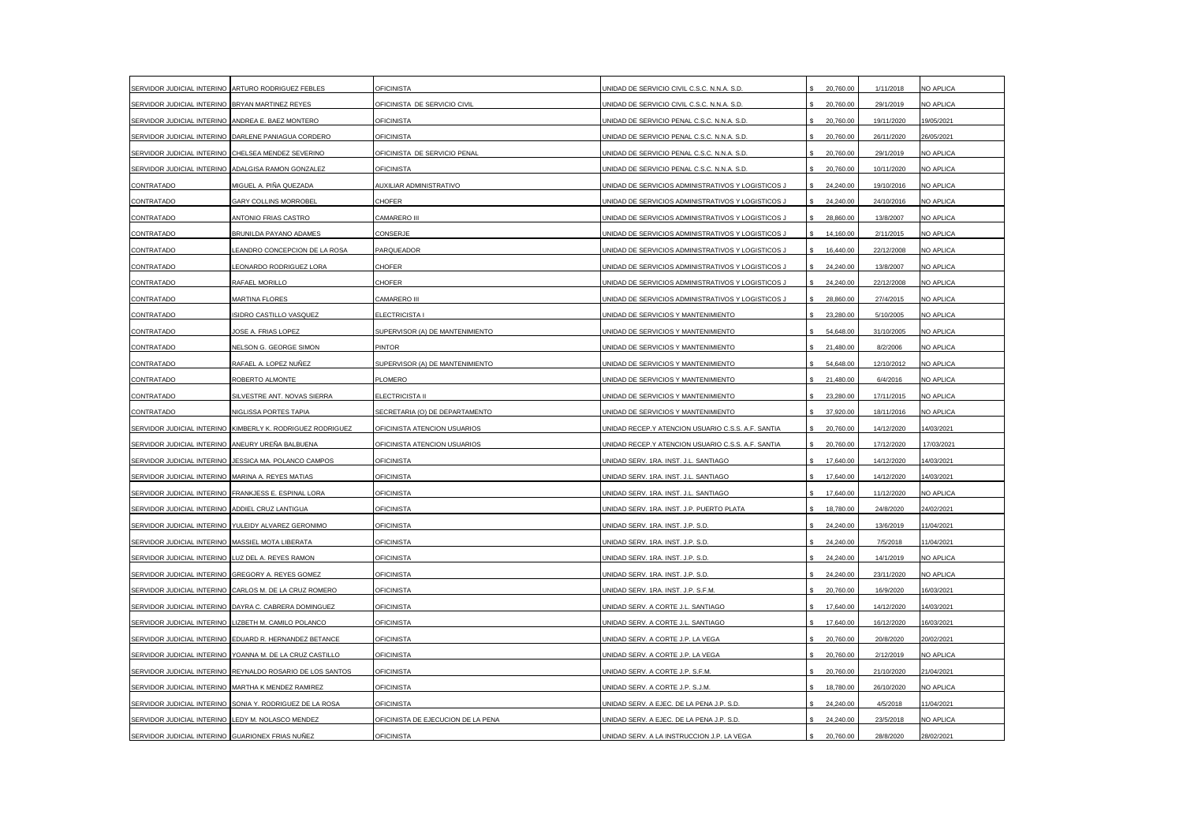| | | | | | | |
|---|---|---|---|---|---|---|
| SERVIDOR JUDICIAL INTERINO | ARTURO RODRIGUEZ FEBLES | OFICINISTA | UNIDAD DE SERVICIO CIVIL C.S.C. N.N.A. S.D. | $ 20,760.00 | 1/11/2018 | NO APLICA |
| SERVIDOR JUDICIAL INTERINO | BRYAN MARTINEZ REYES | OFICINISTA DE SERVICIO CIVIL | UNIDAD DE SERVICIO CIVIL C.S.C. N.N.A. S.D. | $ 20,760.00 | 29/1/2019 | NO APLICA |
| SERVIDOR JUDICIAL INTERINO | ANDREA E. BAEZ MONTERO | OFICINISTA | UNIDAD DE SERVICIO PENAL C.S.C. N.N.A. S.D. | $ 20,760.00 | 19/11/2020 | 19/05/2021 |
| SERVIDOR JUDICIAL INTERINO | DARLENE PANIAGUA CORDERO | OFICINISTA | UNIDAD DE SERVICIO PENAL C.S.C. N.N.A. S.D. | $ 20,760.00 | 26/11/2020 | 26/05/2021 |
| SERVIDOR JUDICIAL INTERINO | CHELSEA MENDEZ SEVERINO | OFICINISTA DE SERVICIO PENAL | UNIDAD DE SERVICIO PENAL C.S.C. N.N.A. S.D. | $ 20,760.00 | 29/1/2019 | NO APLICA |
| SERVIDOR JUDICIAL INTERINO | ADALGISA RAMON GONZALEZ | OFICINISTA | UNIDAD DE SERVICIO PENAL C.S.C. N.N.A. S.D. | $ 20,760.00 | 10/11/2020 | NO APLICA |
| CONTRATADO | MIGUEL A. PIÑA QUEZADA | AUXILIAR ADMINISTRATIVO | UNIDAD DE SERVICIOS ADMINISTRATIVOS Y LOGISTICOS J | $ 24,240.00 | 19/10/2016 | NO APLICA |
| CONTRATADO | GARY COLLINS MORROBEL | CHOFER | UNIDAD DE SERVICIOS ADMINISTRATIVOS Y LOGISTICOS J | $ 24,240.00 | 24/10/2016 | NO APLICA |
| CONTRATADO | ANTONIO FRIAS CASTRO | CAMARERO III | UNIDAD DE SERVICIOS ADMINISTRATIVOS Y LOGISTICOS J | $ 28,860.00 | 13/8/2007 | NO APLICA |
| CONTRATADO | BRUNILDA PAYANO ADAMES | CONSERJE | UNIDAD DE SERVICIOS ADMINISTRATIVOS Y LOGISTICOS J | $ 14,160.00 | 2/11/2015 | NO APLICA |
| CONTRATADO | LEANDRO CONCEPCION DE LA ROSA | PARQUEADOR | UNIDAD DE SERVICIOS ADMINISTRATIVOS Y LOGISTICOS J | $ 16,440.00 | 22/12/2008 | NO APLICA |
| CONTRATADO | LEONARDO RODRIGUEZ LORA | CHOFER | UNIDAD DE SERVICIOS ADMINISTRATIVOS Y LOGISTICOS J | $ 24,240.00 | 13/8/2007 | NO APLICA |
| CONTRATADO | RAFAEL MORILLO | CHOFER | UNIDAD DE SERVICIOS ADMINISTRATIVOS Y LOGISTICOS J | $ 24,240.00 | 22/12/2008 | NO APLICA |
| CONTRATADO | MARTINA FLORES | CAMARERO III | UNIDAD DE SERVICIOS ADMINISTRATIVOS Y LOGISTICOS J | $ 28,860.00 | 27/4/2015 | NO APLICA |
| CONTRATADO | ISIDRO CASTILLO VASQUEZ | ELECTRICISTA I | UNIDAD DE SERVICIOS Y MANTENIMIENTO | $ 23,280.00 | 5/10/2005 | NO APLICA |
| CONTRATADO | JOSE A. FRIAS LOPEZ | SUPERVISOR (A) DE MANTENIMIENTO | UNIDAD DE SERVICIOS Y MANTENIMIENTO | $ 54,648.00 | 31/10/2005 | NO APLICA |
| CONTRATADO | NELSON G. GEORGE SIMON | PINTOR | UNIDAD DE SERVICIOS Y MANTENIMIENTO | $ 21,480.00 | 8/2/2006 | NO APLICA |
| CONTRATADO | RAFAEL A. LOPEZ NUÑEZ | SUPERVISOR (A) DE MANTENIMIENTO | UNIDAD DE SERVICIOS Y MANTENIMIENTO | $ 54,648.00 | 12/10/2012 | NO APLICA |
| CONTRATADO | ROBERTO ALMONTE | PLOMERO | UNIDAD DE SERVICIOS Y MANTENIMIENTO | $ 21,480.00 | 6/4/2016 | NO APLICA |
| CONTRATADO | SILVESTRE ANT. NOVAS SIERRA | ELECTRICISTA II | UNIDAD DE SERVICIOS Y MANTENIMIENTO | $ 23,280.00 | 17/11/2015 | NO APLICA |
| CONTRATADO | NIGLISSA PORTES TAPIA | SECRETARIA (O) DE DEPARTAMENTO | UNIDAD DE SERVICIOS Y MANTENIMIENTO | $ 37,920.00 | 18/11/2016 | NO APLICA |
| SERVIDOR JUDICIAL INTERINO | KIMBERLY K. RODRIGUEZ RODRIGUEZ | OFICINISTA ATENCION USUARIOS | UNIDAD RECEP.Y ATENCION USUARIO C.S.S. A.F. SANTIA | $ 20,760.00 | 14/12/2020 | 14/03/2021 |
| SERVIDOR JUDICIAL INTERINO | ANEURY UREÑA BALBUENA | OFICINISTA ATENCION USUARIOS | UNIDAD RECEP.Y ATENCION USUARIO C.S.S. A.F. SANTIA | $ 20,760.00 | 17/12/2020 | 17/03/2021 |
| SERVIDOR JUDICIAL INTERINO | JESSICA MA. POLANCO CAMPOS | OFICINISTA | UNIDAD SERV. 1RA. INST. J.L. SANTIAGO | $ 17,640.00 | 14/12/2020 | 14/03/2021 |
| SERVIDOR JUDICIAL INTERINO | MARINA A. REYES MATIAS | OFICINISTA | UNIDAD SERV. 1RA. INST. J.L. SANTIAGO | $ 17,640.00 | 14/12/2020 | 14/03/2021 |
| SERVIDOR JUDICIAL INTERINO | FRANKJESS E. ESPINAL LORA | OFICINISTA | UNIDAD SERV. 1RA. INST. J.L. SANTIAGO | $ 17,640.00 | 11/12/2020 | NO APLICA |
| SERVIDOR JUDICIAL INTERINO | ADDIEL CRUZ LANTIGUA | OFICINISTA | UNIDAD SERV. 1RA. INST. J.P. PUERTO PLATA | $ 18,780.00 | 24/8/2020 | 24/02/2021 |
| SERVIDOR JUDICIAL INTERINO | YULEIDY ALVAREZ GERONIMO | OFICINISTA | UNIDAD SERV. 1RA. INST. J.P. S.D. | $ 24,240.00 | 13/6/2019 | 11/04/2021 |
| SERVIDOR JUDICIAL INTERINO | MASSIEL MOTA LIBERATA | OFICINISTA | UNIDAD SERV. 1RA. INST. J.P. S.D. | $ 24,240.00 | 7/5/2018 | 11/04/2021 |
| SERVIDOR JUDICIAL INTERINO | LUZ DEL A. REYES RAMON | OFICINISTA | UNIDAD SERV. 1RA. INST. J.P. S.D. | $ 24,240.00 | 14/1/2019 | NO APLICA |
| SERVIDOR JUDICIAL INTERINO | GREGORY A. REYES GOMEZ | OFICINISTA | UNIDAD SERV. 1RA. INST. J.P. S.D. | $ 24,240.00 | 23/11/2020 | NO APLICA |
| SERVIDOR JUDICIAL INTERINO | CARLOS M. DE LA CRUZ ROMERO | OFICINISTA | UNIDAD SERV. 1RA. INST. J.P. S.F.M. | $ 20,760.00 | 16/9/2020 | 16/03/2021 |
| SERVIDOR JUDICIAL INTERINO | DAYRA C. CABRERA DOMINGUEZ | OFICINISTA | UNIDAD SERV. A CORTE J.L. SANTIAGO | $ 17,640.00 | 14/12/2020 | 14/03/2021 |
| SERVIDOR JUDICIAL INTERINO | LIZBETH M. CAMILO POLANCO | OFICINISTA | UNIDAD SERV. A CORTE J.L. SANTIAGO | $ 17,640.00 | 16/12/2020 | 16/03/2021 |
| SERVIDOR JUDICIAL INTERINO | EDUARD R. HERNANDEZ BETANCE | OFICINISTA | UNIDAD SERV. A CORTE J.P. LA VEGA | $ 20,760.00 | 20/8/2020 | 20/02/2021 |
| SERVIDOR JUDICIAL INTERINO | YOANNA M. DE LA CRUZ CASTILLO | OFICINISTA | UNIDAD SERV. A CORTE J.P. LA VEGA | $ 20,760.00 | 2/12/2019 | NO APLICA |
| SERVIDOR JUDICIAL INTERINO | REYNALDO ROSARIO DE LOS SANTOS | OFICINISTA | UNIDAD SERV. A CORTE J.P. S.F.M. | $ 20,760.00 | 21/10/2020 | 21/04/2021 |
| SERVIDOR JUDICIAL INTERINO | MARTHA K MENDEZ RAMIREZ | OFICINISTA | UNIDAD SERV. A CORTE J.P. S.J.M. | $ 18,780.00 | 26/10/2020 | NO APLICA |
| SERVIDOR JUDICIAL INTERINO | SONIA Y. RODRIGUEZ DE LA ROSA | OFICINISTA | UNIDAD SERV. A EJEC. DE LA PENA J.P. S.D. | $ 24,240.00 | 4/5/2018 | 11/04/2021 |
| SERVIDOR JUDICIAL INTERINO | LEDY M. NOLASCO MENDEZ | OFICINISTA DE EJECUCION DE LA PENA | UNIDAD SERV. A EJEC. DE LA PENA J.P. S.D. | $ 24,240.00 | 23/5/2018 | NO APLICA |
| SERVIDOR JUDICIAL INTERINO | GUARIONEX FRIAS NUÑEZ | OFICINISTA | UNIDAD SERV. A LA INSTRUCCION J.P. LA VEGA | $ 20,760.00 | 28/8/2020 | 28/02/2021 |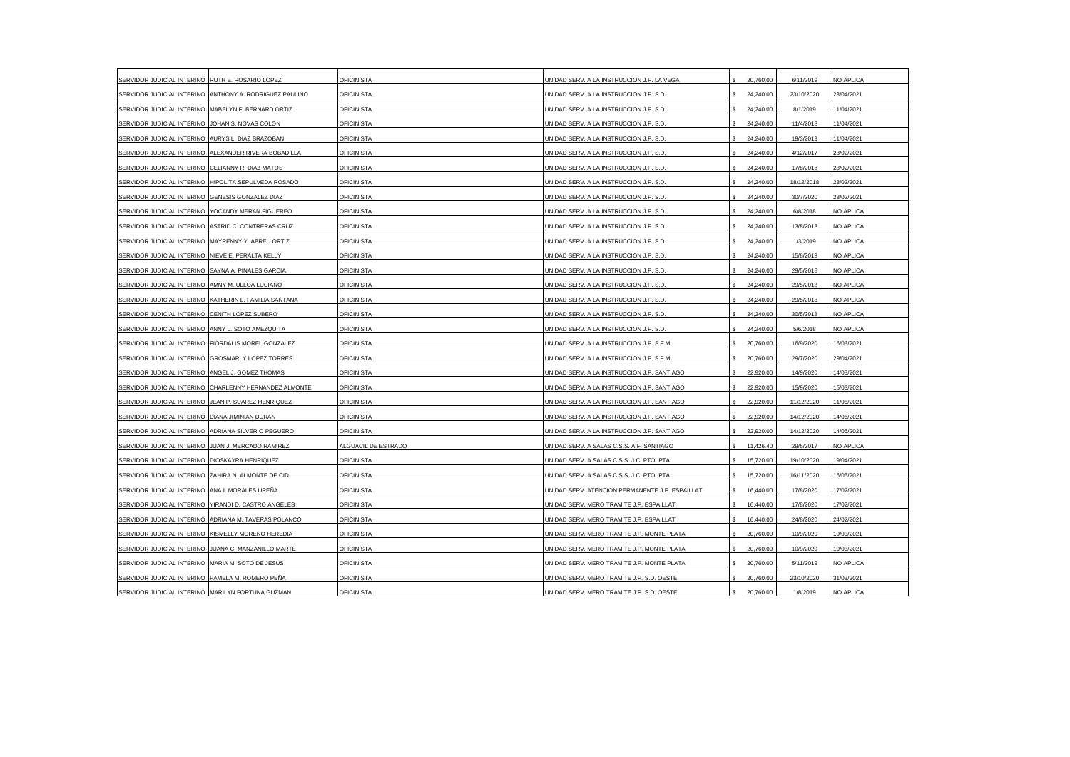| | | | | | | |
|---|---|---|---|---|---|---|
| SERVIDOR JUDICIAL INTERINO | RUTH E. ROSARIO LOPEZ | OFICINISTA | UNIDAD SERV. A LA INSTRUCCION J.P. LA VEGA | $ 20,760.00 | 6/11/2019 | NO APLICA |
| SERVIDOR JUDICIAL INTERINO | ANTHONY A. RODRIGUEZ PAULINO | OFICINISTA | UNIDAD SERV. A LA INSTRUCCION J.P. S.D. | $ 24,240.00 | 23/10/2020 | 23/04/2021 |
| SERVIDOR JUDICIAL INTERINO | MABELYN F. BERNARD ORTIZ | OFICINISTA | UNIDAD SERV. A LA INSTRUCCION J.P. S.D. | $ 24,240.00 | 8/1/2019 | 11/04/2021 |
| SERVIDOR JUDICIAL INTERINO | JOHAN S. NOVAS COLON | OFICINISTA | UNIDAD SERV. A LA INSTRUCCION J.P. S.D. | $ 24,240.00 | 11/4/2018 | 11/04/2021 |
| SERVIDOR JUDICIAL INTERINO | AURYS L. DIAZ BRAZOBAN | OFICINISTA | UNIDAD SERV. A LA INSTRUCCION J.P. S.D. | $ 24,240.00 | 19/3/2019 | 11/04/2021 |
| SERVIDOR JUDICIAL INTERINO | ALEXANDER RIVERA BOBADILLA | OFICINISTA | UNIDAD SERV. A LA INSTRUCCION J.P. S.D. | $ 24,240.00 | 4/12/2017 | 28/02/2021 |
| SERVIDOR JUDICIAL INTERINO | CELIANNY R. DIAZ MATOS | OFICINISTA | UNIDAD SERV. A LA INSTRUCCION J.P. S.D. | $ 24,240.00 | 17/8/2018 | 28/02/2021 |
| SERVIDOR JUDICIAL INTERINO | HIPOLITA SEPULVEDA ROSADO | OFICINISTA | UNIDAD SERV. A LA INSTRUCCION J.P. S.D. | $ 24,240.00 | 18/12/2018 | 28/02/2021 |
| SERVIDOR JUDICIAL INTERINO | GENESIS GONZALEZ DIAZ | OFICINISTA | UNIDAD SERV. A LA INSTRUCCION J.P. S.D. | $ 24,240.00 | 30/7/2020 | 28/02/2021 |
| SERVIDOR JUDICIAL INTERINO | YOCANDY MERAN FIGUEREO | OFICINISTA | UNIDAD SERV. A LA INSTRUCCION J.P. S.D. | $ 24,240.00 | 6/8/2018 | NO APLICA |
| SERVIDOR JUDICIAL INTERINO | ASTRID C. CONTRERAS CRUZ | OFICINISTA | UNIDAD SERV. A LA INSTRUCCION J.P. S.D. | $ 24,240.00 | 13/8/2018 | NO APLICA |
| SERVIDOR JUDICIAL INTERINO | MAYRENNY Y. ABREU ORTIZ | OFICINISTA | UNIDAD SERV. A LA INSTRUCCION J.P. S.D. | $ 24,240.00 | 1/3/2019 | NO APLICA |
| SERVIDOR JUDICIAL INTERINO | NIEVE E. PERALTA KELLY | OFICINISTA | UNIDAD SERV. A LA INSTRUCCION J.P. S.D. | $ 24,240.00 | 15/8/2019 | NO APLICA |
| SERVIDOR JUDICIAL INTERINO | SAYNA A. PINALES GARCIA | OFICINISTA | UNIDAD SERV. A LA INSTRUCCION J.P. S.D. | $ 24,240.00 | 29/5/2018 | NO APLICA |
| SERVIDOR JUDICIAL INTERINO | AMNY M. ULLOA LUCIANO | OFICINISTA | UNIDAD SERV. A LA INSTRUCCION J.P. S.D. | $ 24,240.00 | 29/5/2018 | NO APLICA |
| SERVIDOR JUDICIAL INTERINO | KATHERIN L. FAMILIA SANTANA | OFICINISTA | UNIDAD SERV. A LA INSTRUCCION J.P. S.D. | $ 24,240.00 | 29/5/2018 | NO APLICA |
| SERVIDOR JUDICIAL INTERINO | CENITH LOPEZ SUBERO | OFICINISTA | UNIDAD SERV. A LA INSTRUCCION J.P. S.D. | $ 24,240.00 | 30/5/2018 | NO APLICA |
| SERVIDOR JUDICIAL INTERINO | ANNY L. SOTO AMEZQUITA | OFICINISTA | UNIDAD SERV. A LA INSTRUCCION J.P. S.D. | $ 24,240.00 | 5/6/2018 | NO APLICA |
| SERVIDOR JUDICIAL INTERINO | FIORDALIS MOREL GONZALEZ | OFICINISTA | UNIDAD SERV. A LA INSTRUCCION J.P. S.F.M. | $ 20,760.00 | 16/9/2020 | 16/03/2021 |
| SERVIDOR JUDICIAL INTERINO | GROSMARLY LOPEZ TORRES | OFICINISTA | UNIDAD SERV. A LA INSTRUCCION J.P. S.F.M. | $ 20,760.00 | 29/7/2020 | 29/04/2021 |
| SERVIDOR JUDICIAL INTERINO | ANGEL J. GOMEZ THOMAS | OFICINISTA | UNIDAD SERV. A LA INSTRUCCION J.P. SANTIAGO | $ 22,920.00 | 14/9/2020 | 14/03/2021 |
| SERVIDOR JUDICIAL INTERINO | CHARLENNY HERNANDEZ ALMONTE | OFICINISTA | UNIDAD SERV. A LA INSTRUCCION J.P. SANTIAGO | $ 22,920.00 | 15/9/2020 | 15/03/2021 |
| SERVIDOR JUDICIAL INTERINO | JEAN P. SUAREZ HENRIQUEZ | OFICINISTA | UNIDAD SERV. A LA INSTRUCCION J.P. SANTIAGO | $ 22,920.00 | 11/12/2020 | 11/06/2021 |
| SERVIDOR JUDICIAL INTERINO | DIANA JIMINIAN DURAN | OFICINISTA | UNIDAD SERV. A LA INSTRUCCION J.P. SANTIAGO | $ 22,920.00 | 14/12/2020 | 14/06/2021 |
| SERVIDOR JUDICIAL INTERINO | ADRIANA SILVERIO PEGUERO | OFICINISTA | UNIDAD SERV. A LA INSTRUCCION J.P. SANTIAGO | $ 22,920.00 | 14/12/2020 | 14/06/2021 |
| SERVIDOR JUDICIAL INTERINO | JUAN J. MERCADO RAMIREZ | ALGUACIL DE ESTRADO | UNIDAD SERV. A SALAS C.S.S. A.F. SANTIAGO | $ 11,426.40 | 29/5/2017 | NO APLICA |
| SERVIDOR JUDICIAL INTERINO | DIOSKAYRA HENRIQUEZ | OFICINISTA | UNIDAD SERV. A SALAS C.S.S. J.C. PTO. PTA. | $ 15,720.00 | 19/10/2020 | 19/04/2021 |
| SERVIDOR JUDICIAL INTERINO | ZAHIRA N. ALMONTE DE CID | OFICINISTA | UNIDAD SERV. A SALAS C.S.S. J.C. PTO. PTA. | $ 15,720.00 | 16/11/2020 | 16/05/2021 |
| SERVIDOR JUDICIAL INTERINO | ANA I. MORALES UREÑA | OFICINISTA | UNIDAD SERV. ATENCION PERMANENTE J.P. ESPAILLAT | $ 16,440.00 | 17/8/2020 | 17/02/2021 |
| SERVIDOR JUDICIAL INTERINO | YIRANDI D. CASTRO ANGELES | OFICINISTA | UNIDAD SERV. MERO TRAMITE J.P. ESPAILLAT | $ 16,440.00 | 17/8/2020 | 17/02/2021 |
| SERVIDOR JUDICIAL INTERINO | ADRIANA M. TAVERAS POLANCO | OFICINISTA | UNIDAD SERV. MERO TRAMITE J.P. ESPAILLAT | $ 16,440.00 | 24/8/2020 | 24/02/2021 |
| SERVIDOR JUDICIAL INTERINO | KISMELLY MORENO HEREDIA | OFICINISTA | UNIDAD SERV. MERO TRAMITE J.P. MONTE PLATA | $ 20,760.00 | 10/9/2020 | 10/03/2021 |
| SERVIDOR JUDICIAL INTERINO | JUANA C. MANZANILLO MARTE | OFICINISTA | UNIDAD SERV. MERO TRAMITE J.P. MONTE PLATA | $ 20,760.00 | 10/9/2020 | 10/03/2021 |
| SERVIDOR JUDICIAL INTERINO | MARIA M. SOTO DE JESUS | OFICINISTA | UNIDAD SERV. MERO TRAMITE J.P. MONTE PLATA | $ 20,760.00 | 5/11/2019 | NO APLICA |
| SERVIDOR JUDICIAL INTERINO | PAMELA M. ROMERO PEÑA | OFICINISTA | UNIDAD SERV. MERO TRAMITE J.P. S.D. OESTE | $ 20,760.00 | 23/10/2020 | 31/03/2021 |
| SERVIDOR JUDICIAL INTERINO | MARILYN FORTUNA GUZMAN | OFICINISTA | UNIDAD SERV. MERO TRAMITE J.P. S.D. OESTE | $ 20,760.00 | 1/8/2019 | NO APLICA |